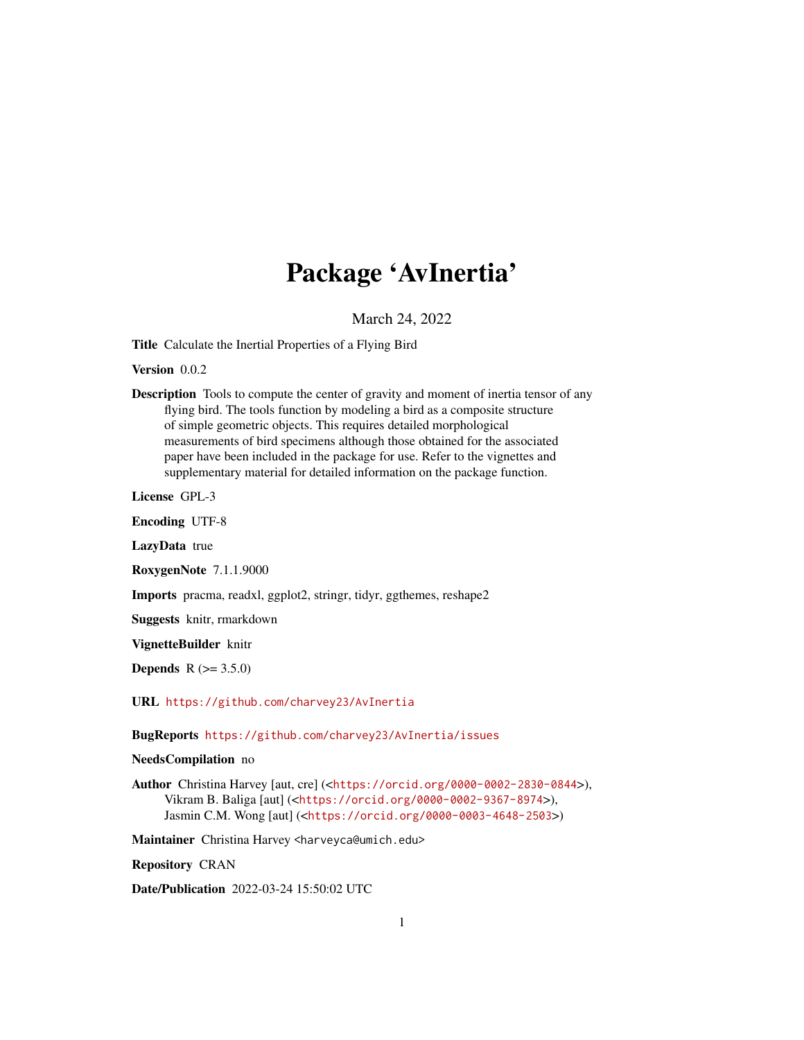# Package 'AvInertia'

March 24, 2022

**Title** Calculate the Inertial Properties of a Flying Bird

**Version** 0.0.2

**Description** Tools to compute the center of gravity and moment of inertia tensor of any flying bird. The tools function by modeling a bird as a composite structure of simple geometric objects. This requires detailed morphological measurements of bird specimens although those obtained for the associated paper have been included in the package for use. Refer to the vignettes and supplementary material for detailed information on the package function.

**License** GPL-3

**Encoding** UTF-8

**LazyData** true

**RoxygenNote** 7.1.1.9000

**Imports** pracma, readxl, ggplot2, stringr, tidyr, ggthemes, reshape2

**Suggests** knitr, rmarkdown

**VignetteBuilder** knitr

**Depends** R (>= 3.5.0)

**URL** https://github.com/charvey23/AvInertia

**BugReports** https://github.com/charvey23/AvInertia/issues

**NeedsCompilation** no

**Author** Christina Harvey [aut, cre] (<https://orcid.org/0000-0002-2830-0844>), Vikram B. Baliga [aut] (<https://orcid.org/0000-0002-9367-8974>), Jasmin C.M. Wong [aut] (<https://orcid.org/0000-0003-4648-2503>)

**Maintainer** Christina Harvey <harveyca@umich.edu>

**Repository** CRAN

**Date/Publication** 2022-03-24 15:50:02 UTC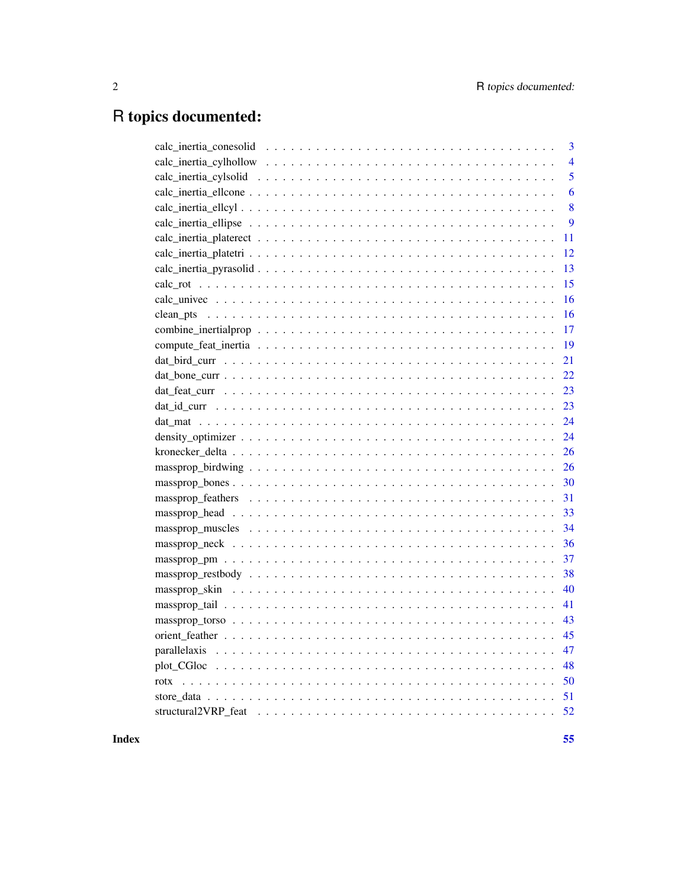# R topics documented:

| | |
|---|---|
| calc_inertia_conesolid | 3 |
| calc_inertia_cylhollow | 4 |
| calc_inertia_cylsolid | 5 |
| calc_inertia_ellcone | 6 |
| calc_inertia_ellcyl | 8 |
| calc_inertia_ellipse | 9 |
| calc_inertia_platerect | 11 |
| calc_inertia_platetri | 12 |
| calc_inertia_pyrasolid | 13 |
| calc_rot | 15 |
| calc_univec | 16 |
| clean_pts | 16 |
| combine_inertialprop | 17 |
| compute_feat_inertia | 19 |
| dat_bird_curr | 21 |
| dat_bone_curr | 22 |
| dat_feat_curr | 23 |
| dat_id_curr | 23 |
| dat_mat | 24 |
| density_optimizer | 24 |
| kronecker_delta | 26 |
| massprop_birdwing | 26 |
| massprop_bones | 30 |
| massprop_feathers | 31 |
| massprop_head | 33 |
| massprop_muscles | 34 |
| massprop_neck | 36 |
| massprop_pm | 37 |
| massprop_restbody | 38 |
| massprop_skin | 40 |
| massprop_tail | 41 |
| massprop_torso | 43 |
| orient_feather | 45 |
| parallelaxis | 47 |
| plot_CGloc | 48 |
| rotx | 50 |
| store_data | 51 |
| structural2VRP_feat | 52 |

**Index** **55**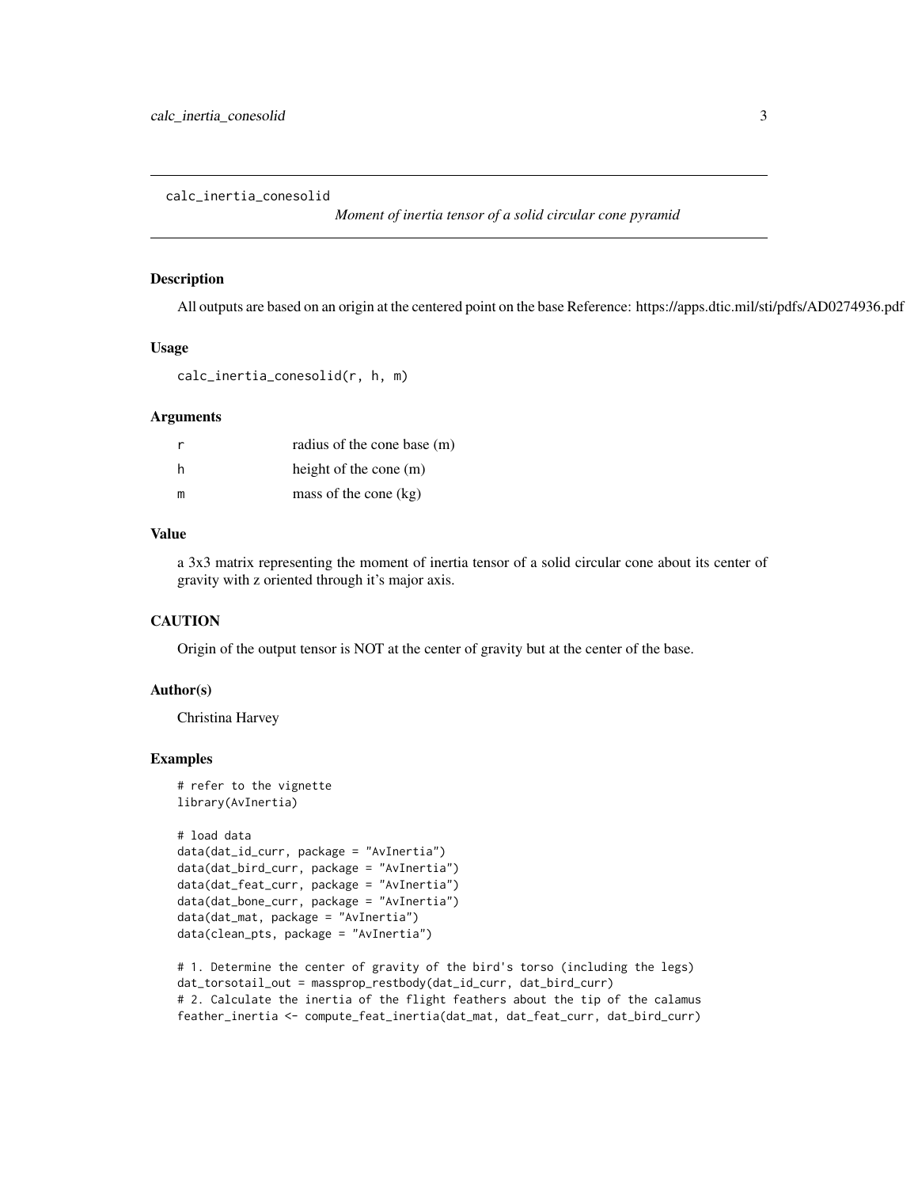`calc_inertia_conesolid` *Moment of inertia tensor of a solid circular cone pyramid*

## Description

All outputs are based on an origin at the centered point on the base Reference: https://apps.dtic.mil/sti/pdfs/AD0274936.pdf

## Usage

```
calc_inertia_conesolid(r, h, m)
```

## Arguments

| | |
|---|---|
| r | radius of the cone base (m) |
| h | height of the cone (m) |
| m | mass of the cone (kg) |

## Value

a 3x3 matrix representing the moment of inertia tensor of a solid circular cone about its center of gravity with z oriented through it's major axis.

## CAUTION

Origin of the output tensor is NOT at the center of gravity but at the center of the base.

## Author(s)

Christina Harvey

## Examples

```
# refer to the vignette
library(AvInertia)

# load data
data(dat_id_curr, package = "AvInertia")
data(dat_bird_curr, package = "AvInertia")
data(dat_feat_curr, package = "AvInertia")
data(dat_bone_curr, package = "AvInertia")
data(dat_mat, package = "AvInertia")
data(clean_pts, package = "AvInertia")

# 1. Determine the center of gravity of the bird's torso (including the legs)
dat_torsotail_out = massprop_restbody(dat_id_curr, dat_bird_curr)
# 2. Calculate the inertia of the flight feathers about the tip of the calamus
feather_inertia <- compute_feat_inertia(dat_mat, dat_feat_curr, dat_bird_curr)
```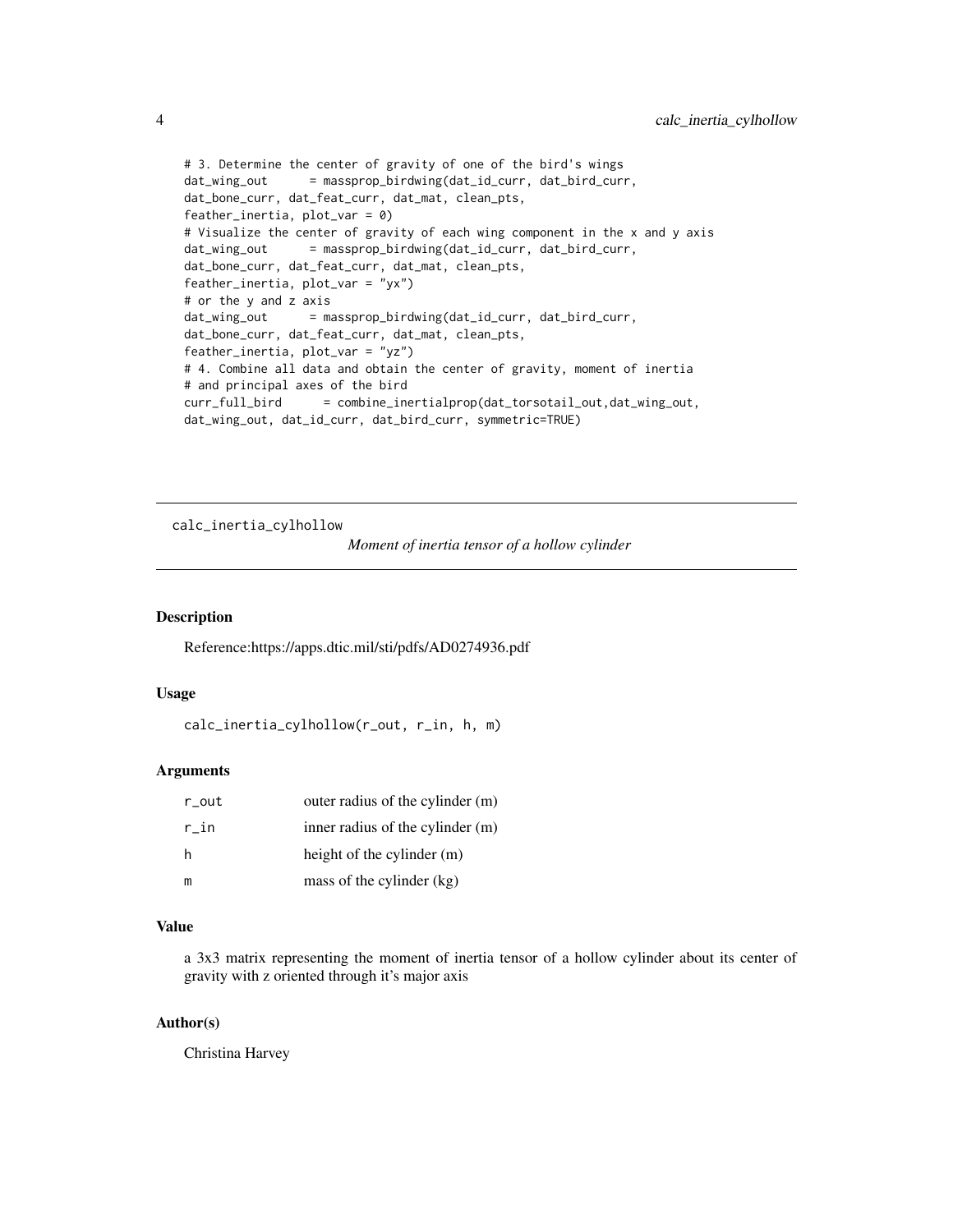```
# 3. Determine the center of gravity of one of the bird's wings
dat_wing_out      = massprop_birdwing(dat_id_curr, dat_bird_curr,
dat_bone_curr, dat_feat_curr, dat_mat, clean_pts,
feather_inertia, plot_var = 0)
# Visualize the center of gravity of each wing component in the x and y axis
dat_wing_out      = massprop_birdwing(dat_id_curr, dat_bird_curr,
dat_bone_curr, dat_feat_curr, dat_mat, clean_pts,
feather_inertia, plot_var = "yx")
# or the y and z axis
dat_wing_out      = massprop_birdwing(dat_id_curr, dat_bird_curr,
dat_bone_curr, dat_feat_curr, dat_mat, clean_pts,
feather_inertia, plot_var = "yz")
# 4. Combine all data and obtain the center of gravity, moment of inertia
# and principal axes of the bird
curr_full_bird      = combine_inertialprop(dat_torsotail_out,dat_wing_out,
dat_wing_out, dat_id_curr, dat_bird_curr, symmetric=TRUE)
```

---

## calc_inertia_cylhollow — *Moment of inertia tensor of a hollow cylinder*

### Description

Reference:https://apps.dtic.mil/sti/pdfs/AD0274936.pdf

### Usage

```
calc_inertia_cylhollow(r_out, r_in, h, m)
```

### Arguments

| | |
|---|---|
| r_out | outer radius of the cylinder (m) |
| r_in | inner radius of the cylinder (m) |
| h | height of the cylinder (m) |
| m | mass of the cylinder (kg) |

### Value

a 3x3 matrix representing the moment of inertia tensor of a hollow cylinder about its center of gravity with z oriented through it's major axis

### Author(s)

Christina Harvey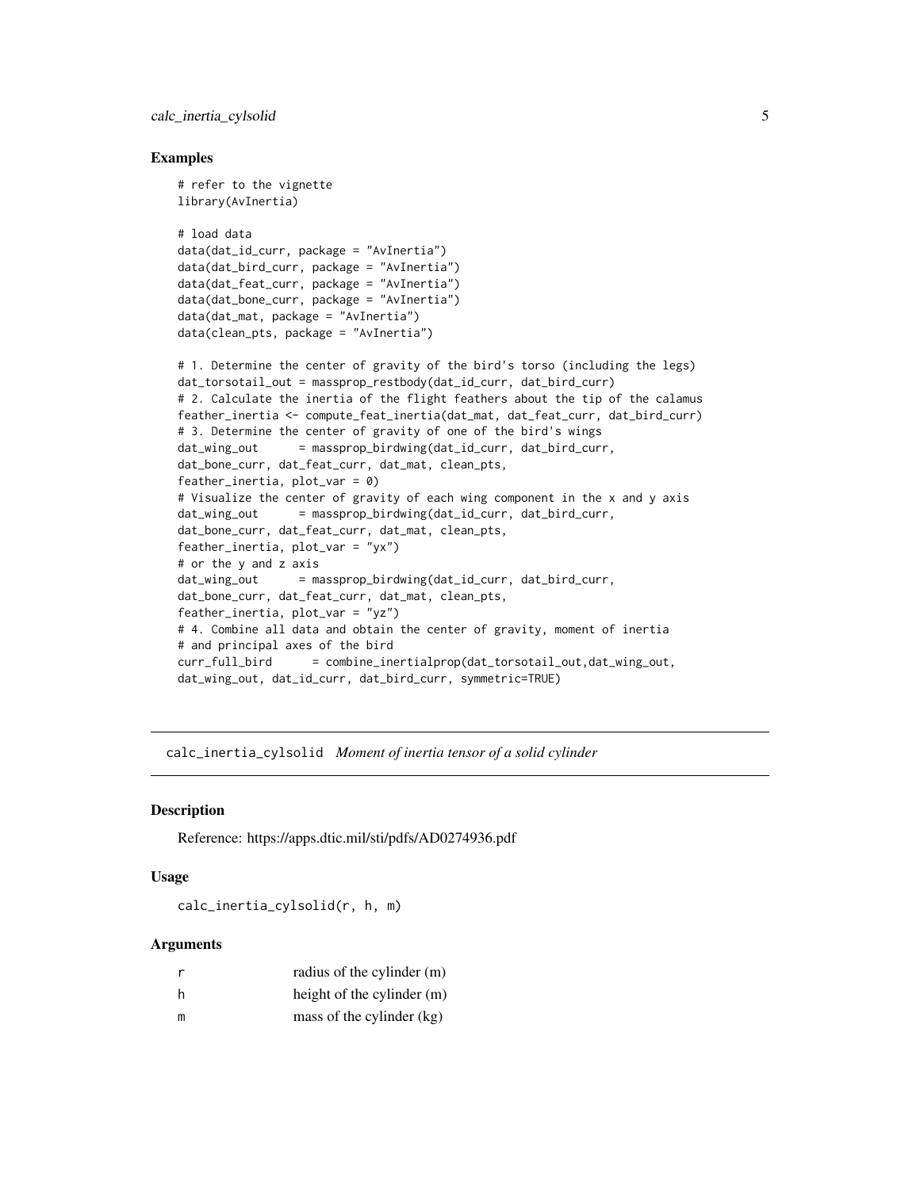## Examples

```
# refer to the vignette
library(AvInertia)

# load data
data(dat_id_curr, package = "AvInertia")
data(dat_bird_curr, package = "AvInertia")
data(dat_feat_curr, package = "AvInertia")
data(dat_bone_curr, package = "AvInertia")
data(dat_mat, package = "AvInertia")
data(clean_pts, package = "AvInertia")

# 1. Determine the center of gravity of the bird's torso (including the legs)
dat_torsotail_out = massprop_restbody(dat_id_curr, dat_bird_curr)
# 2. Calculate the inertia of the flight feathers about the tip of the calamus
feather_inertia <- compute_feat_inertia(dat_mat, dat_feat_curr, dat_bird_curr)
# 3. Determine the center of gravity of one of the bird's wings
dat_wing_out      = massprop_birdwing(dat_id_curr, dat_bird_curr,
dat_bone_curr, dat_feat_curr, dat_mat, clean_pts,
feather_inertia, plot_var = 0)
# Visualize the center of gravity of each wing component in the x and y axis
dat_wing_out      = massprop_birdwing(dat_id_curr, dat_bird_curr,
dat_bone_curr, dat_feat_curr, dat_mat, clean_pts,
feather_inertia, plot_var = "yx")
# or the y and z axis
dat_wing_out      = massprop_birdwing(dat_id_curr, dat_bird_curr,
dat_bone_curr, dat_feat_curr, dat_mat, clean_pts,
feather_inertia, plot_var = "yz")
# 4. Combine all data and obtain the center of gravity, moment of inertia
# and principal axes of the bird
curr_full_bird      = combine_inertialprop(dat_torsotail_out,dat_wing_out,
dat_wing_out, dat_id_curr, dat_bird_curr, symmetric=TRUE)
```

---

# calc_inertia_cylsolid *Moment of inertia tensor of a solid cylinder*

## Description

Reference: https://apps.dtic.mil/sti/pdfs/AD0274936.pdf

## Usage

```
calc_inertia_cylsolid(r, h, m)
```

## Arguments

| | |
|---|---|
| r | radius of the cylinder (m) |
| h | height of the cylinder (m) |
| m | mass of the cylinder (kg) |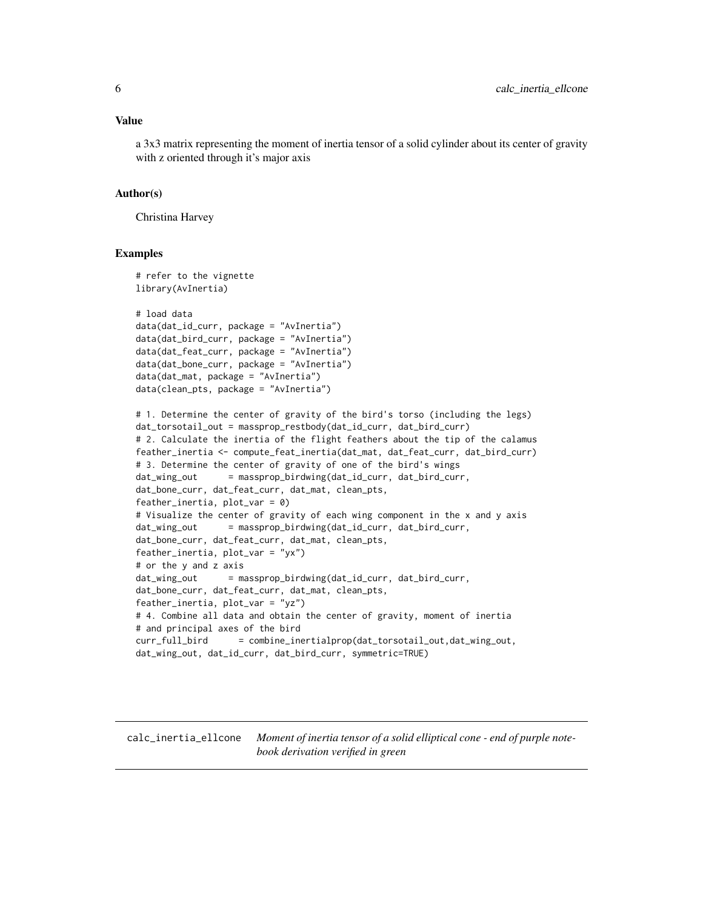### Value

a 3x3 matrix representing the moment of inertia tensor of a solid cylinder about its center of gravity with z oriented through it's major axis

### Author(s)

Christina Harvey

### Examples

```
# refer to the vignette
library(AvInertia)

# load data
data(dat_id_curr, package = "AvInertia")
data(dat_bird_curr, package = "AvInertia")
data(dat_feat_curr, package = "AvInertia")
data(dat_bone_curr, package = "AvInertia")
data(dat_mat, package = "AvInertia")
data(clean_pts, package = "AvInertia")

# 1. Determine the center of gravity of the bird's torso (including the legs)
dat_torsotail_out = massprop_restbody(dat_id_curr, dat_bird_curr)
# 2. Calculate the inertia of the flight feathers about the tip of the calamus
feather_inertia <- compute_feat_inertia(dat_mat, dat_feat_curr, dat_bird_curr)
# 3. Determine the center of gravity of one of the bird's wings
dat_wing_out      = massprop_birdwing(dat_id_curr, dat_bird_curr,
dat_bone_curr, dat_feat_curr, dat_mat, clean_pts,
feather_inertia, plot_var = 0)
# Visualize the center of gravity of each wing component in the x and y axis
dat_wing_out      = massprop_birdwing(dat_id_curr, dat_bird_curr,
dat_bone_curr, dat_feat_curr, dat_mat, clean_pts,
feather_inertia, plot_var = "yx")
# or the y and z axis
dat_wing_out      = massprop_birdwing(dat_id_curr, dat_bird_curr,
dat_bone_curr, dat_feat_curr, dat_mat, clean_pts,
feather_inertia, plot_var = "yz")
# 4. Combine all data and obtain the center of gravity, moment of inertia
# and principal axes of the bird
curr_full_bird      = combine_inertialprop(dat_torsotail_out,dat_wing_out,
dat_wing_out, dat_id_curr, dat_bird_curr, symmetric=TRUE)
```

---

## calc_inertia_ellcone    *Moment of inertia tensor of a solid elliptical cone - end of purple notebook derivation verified in green*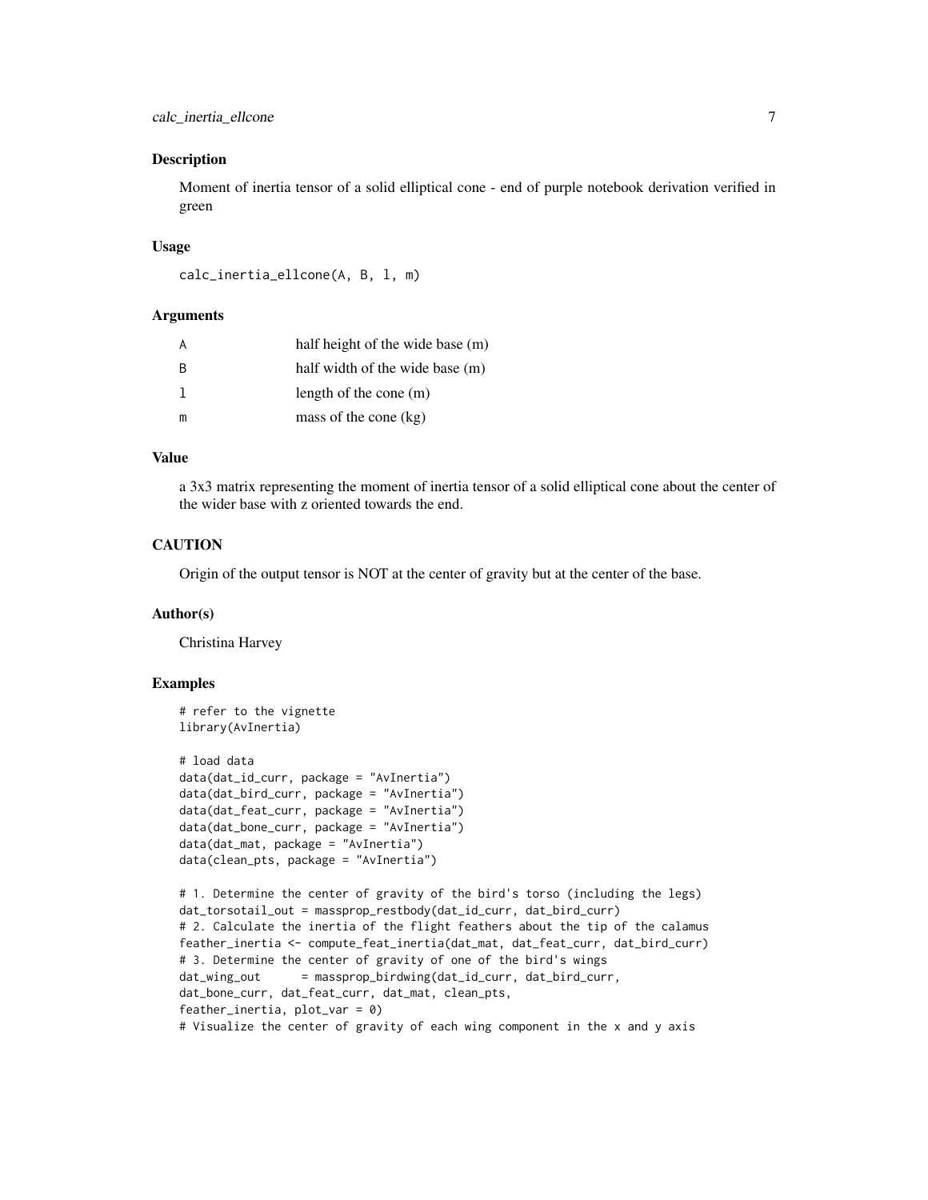## Description

Moment of inertia tensor of a solid elliptical cone - end of purple notebook derivation verified in green

## Usage

```
calc_inertia_ellcone(A, B, l, m)
```

## Arguments

| | |
|---|---|
| A | half height of the wide base (m) |
| B | half width of the wide base (m) |
| l | length of the cone (m) |
| m | mass of the cone (kg) |

## Value

a 3x3 matrix representing the moment of inertia tensor of a solid elliptical cone about the center of the wider base with z oriented towards the end.

## CAUTION

Origin of the output tensor is NOT at the center of gravity but at the center of the base.

## Author(s)

Christina Harvey

## Examples

```
# refer to the vignette
library(AvInertia)

# load data
data(dat_id_curr, package = "AvInertia")
data(dat_bird_curr, package = "AvInertia")
data(dat_feat_curr, package = "AvInertia")
data(dat_bone_curr, package = "AvInertia")
data(dat_mat, package = "AvInertia")
data(clean_pts, package = "AvInertia")

# 1. Determine the center of gravity of the bird's torso (including the legs)
dat_torsotail_out = massprop_restbody(dat_id_curr, dat_bird_curr)
# 2. Calculate the inertia of the flight feathers about the tip of the calamus
feather_inertia <- compute_feat_inertia(dat_mat, dat_feat_curr, dat_bird_curr)
# 3. Determine the center of gravity of one of the bird's wings
dat_wing_out      = massprop_birdwing(dat_id_curr, dat_bird_curr,
dat_bone_curr, dat_feat_curr, dat_mat, clean_pts,
feather_inertia, plot_var = 0)
# Visualize the center of gravity of each wing component in the x and y axis
```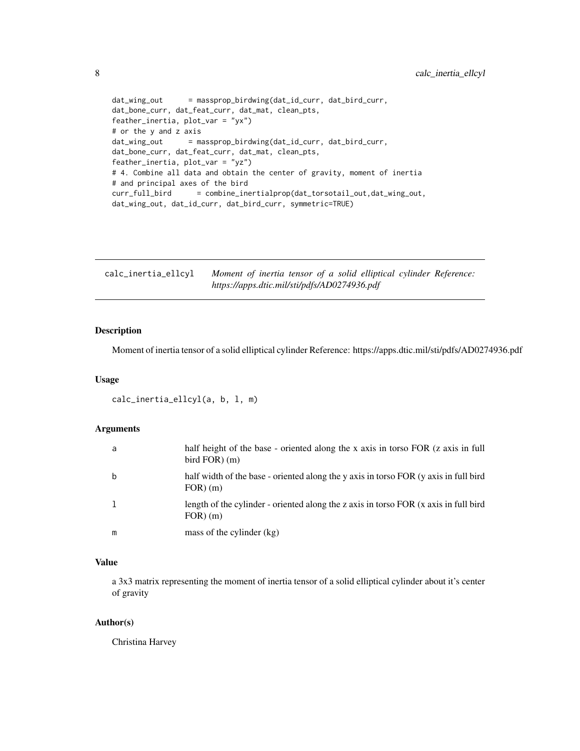```
dat_wing_out      = massprop_birdwing(dat_id_curr, dat_bird_curr,
dat_bone_curr, dat_feat_curr, dat_mat, clean_pts,
feather_inertia, plot_var = "yx")
# or the y and z axis
dat_wing_out      = massprop_birdwing(dat_id_curr, dat_bird_curr,
dat_bone_curr, dat_feat_curr, dat_mat, clean_pts,
feather_inertia, plot_var = "yz")
# 4. Combine all data and obtain the center of gravity, moment of inertia
# and principal axes of the bird
curr_full_bird      = combine_inertialprop(dat_torsotail_out,dat_wing_out,
dat_wing_out, dat_id_curr, dat_bird_curr, symmetric=TRUE)
```

---

## calc_inertia_ellcyl — *Moment of inertia tensor of a solid elliptical cylinder Reference: https://apps.dtic.mil/sti/pdfs/AD0274936.pdf*

---

### Description

Moment of inertia tensor of a solid elliptical cylinder Reference: https://apps.dtic.mil/sti/pdfs/AD0274936.pdf

### Usage

```
calc_inertia_ellcyl(a, b, l, m)
```

### Arguments

| | |
|---|---|
| a | half height of the base - oriented along the x axis in torso FOR (z axis in full bird FOR) (m) |
| b | half width of the base - oriented along the y axis in torso FOR (y axis in full bird FOR) (m) |
| l | length of the cylinder - oriented along the z axis in torso FOR (x axis in full bird FOR) (m) |
| m | mass of the cylinder (kg) |

### Value

a 3x3 matrix representing the moment of inertia tensor of a solid elliptical cylinder about it's center of gravity

### Author(s)

Christina Harvey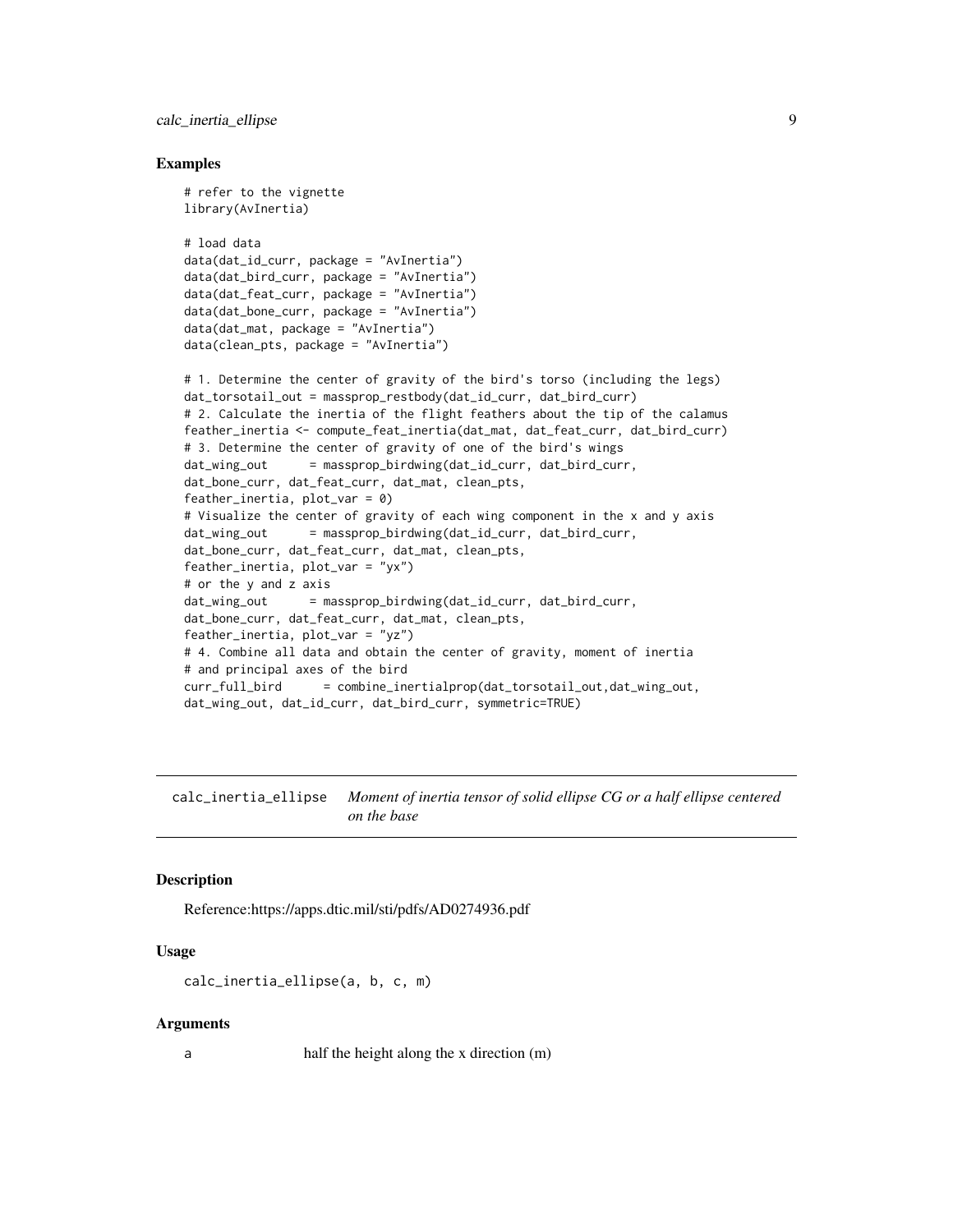### Examples

```
# refer to the vignette
library(AvInertia)

# load data
data(dat_id_curr, package = "AvInertia")
data(dat_bird_curr, package = "AvInertia")
data(dat_feat_curr, package = "AvInertia")
data(dat_bone_curr, package = "AvInertia")
data(dat_mat, package = "AvInertia")
data(clean_pts, package = "AvInertia")

# 1. Determine the center of gravity of the bird's torso (including the legs)
dat_torsotail_out = massprop_restbody(dat_id_curr, dat_bird_curr)
# 2. Calculate the inertia of the flight feathers about the tip of the calamus
feather_inertia <- compute_feat_inertia(dat_mat, dat_feat_curr, dat_bird_curr)
# 3. Determine the center of gravity of one of the bird's wings
dat_wing_out      = massprop_birdwing(dat_id_curr, dat_bird_curr,
dat_bone_curr, dat_feat_curr, dat_mat, clean_pts,
feather_inertia, plot_var = 0)
# Visualize the center of gravity of each wing component in the x and y axis
dat_wing_out      = massprop_birdwing(dat_id_curr, dat_bird_curr,
dat_bone_curr, dat_feat_curr, dat_mat, clean_pts,
feather_inertia, plot_var = "yx")
# or the y and z axis
dat_wing_out      = massprop_birdwing(dat_id_curr, dat_bird_curr,
dat_bone_curr, dat_feat_curr, dat_mat, clean_pts,
feather_inertia, plot_var = "yz")
# 4. Combine all data and obtain the center of gravity, moment of inertia
# and principal axes of the bird
curr_full_bird      = combine_inertialprop(dat_torsotail_out,dat_wing_out,
dat_wing_out, dat_id_curr, dat_bird_curr, symmetric=TRUE)
```

---

## calc_inertia_ellipse — *Moment of inertia tensor of solid ellipse CG or a half ellipse centered on the base*

### Description

Reference:https://apps.dtic.mil/sti/pdfs/AD0274936.pdf

### Usage

```
calc_inertia_ellipse(a, b, c, m)
```

### Arguments

| | |
|---|---|
| a | half the height along the x direction (m) |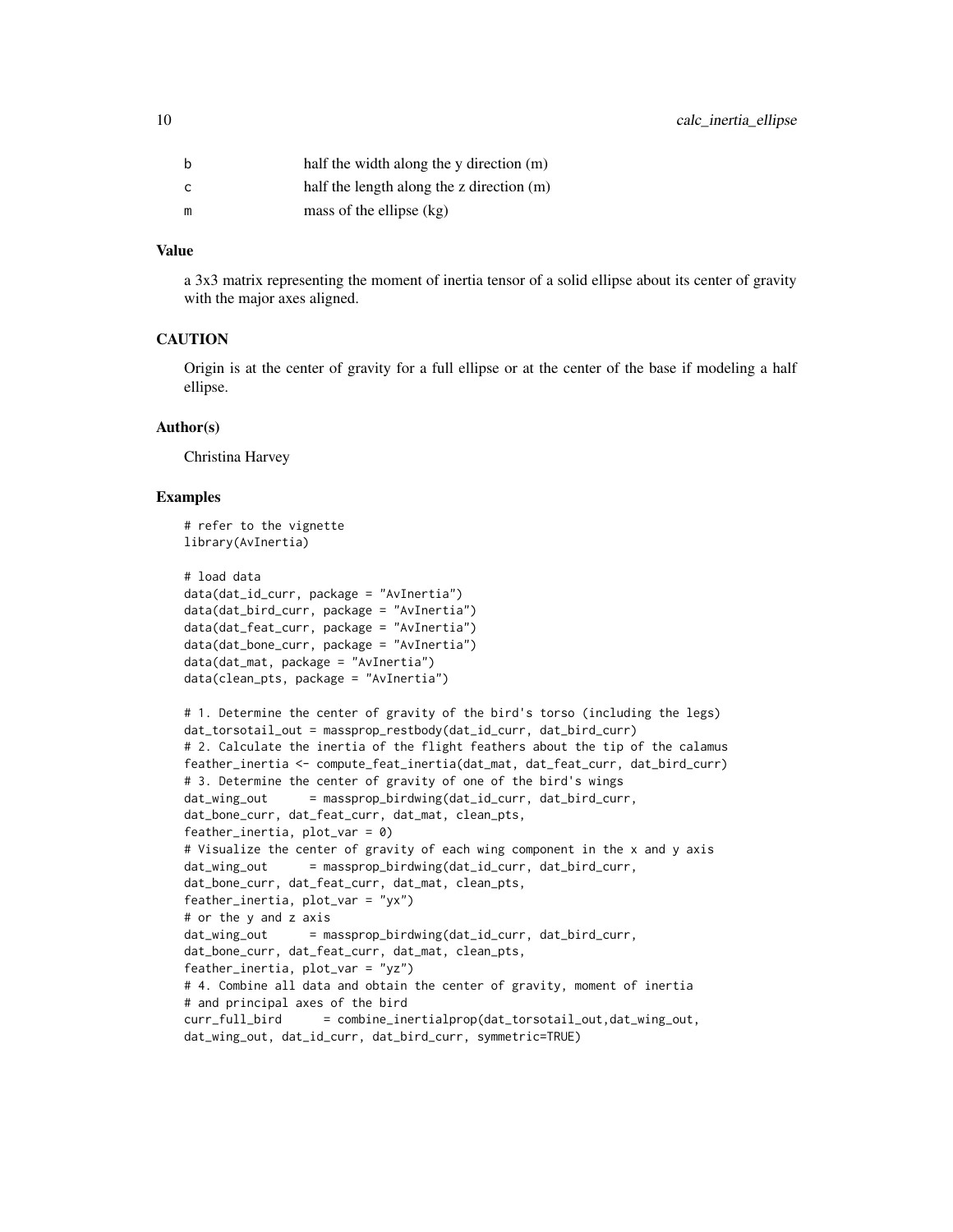| | |
|---|---|
| b | half the width along the y direction (m) |
| c | half the length along the z direction (m) |
| m | mass of the ellipse (kg) |

### Value

a 3x3 matrix representing the moment of inertia tensor of a solid ellipse about its center of gravity with the major axes aligned.

### CAUTION

Origin is at the center of gravity for a full ellipse or at the center of the base if modeling a half ellipse.

### Author(s)

Christina Harvey

### Examples

```
# refer to the vignette
library(AvInertia)

# load data
data(dat_id_curr, package = "AvInertia")
data(dat_bird_curr, package = "AvInertia")
data(dat_feat_curr, package = "AvInertia")
data(dat_bone_curr, package = "AvInertia")
data(dat_mat, package = "AvInertia")
data(clean_pts, package = "AvInertia")

# 1. Determine the center of gravity of the bird's torso (including the legs)
dat_torsotail_out = massprop_restbody(dat_id_curr, dat_bird_curr)
# 2. Calculate the inertia of the flight feathers about the tip of the calamus
feather_inertia <- compute_feat_inertia(dat_mat, dat_feat_curr, dat_bird_curr)
# 3. Determine the center of gravity of one of the bird's wings
dat_wing_out      = massprop_birdwing(dat_id_curr, dat_bird_curr,
dat_bone_curr, dat_feat_curr, dat_mat, clean_pts,
feather_inertia, plot_var = 0)
# Visualize the center of gravity of each wing component in the x and y axis
dat_wing_out      = massprop_birdwing(dat_id_curr, dat_bird_curr,
dat_bone_curr, dat_feat_curr, dat_mat, clean_pts,
feather_inertia, plot_var = "yx")
# or the y and z axis
dat_wing_out      = massprop_birdwing(dat_id_curr, dat_bird_curr,
dat_bone_curr, dat_feat_curr, dat_mat, clean_pts,
feather_inertia, plot_var = "yz")
# 4. Combine all data and obtain the center of gravity, moment of inertia
# and principal axes of the bird
curr_full_bird      = combine_inertialprop(dat_torsotail_out,dat_wing_out,
dat_wing_out, dat_id_curr, dat_bird_curr, symmetric=TRUE)
```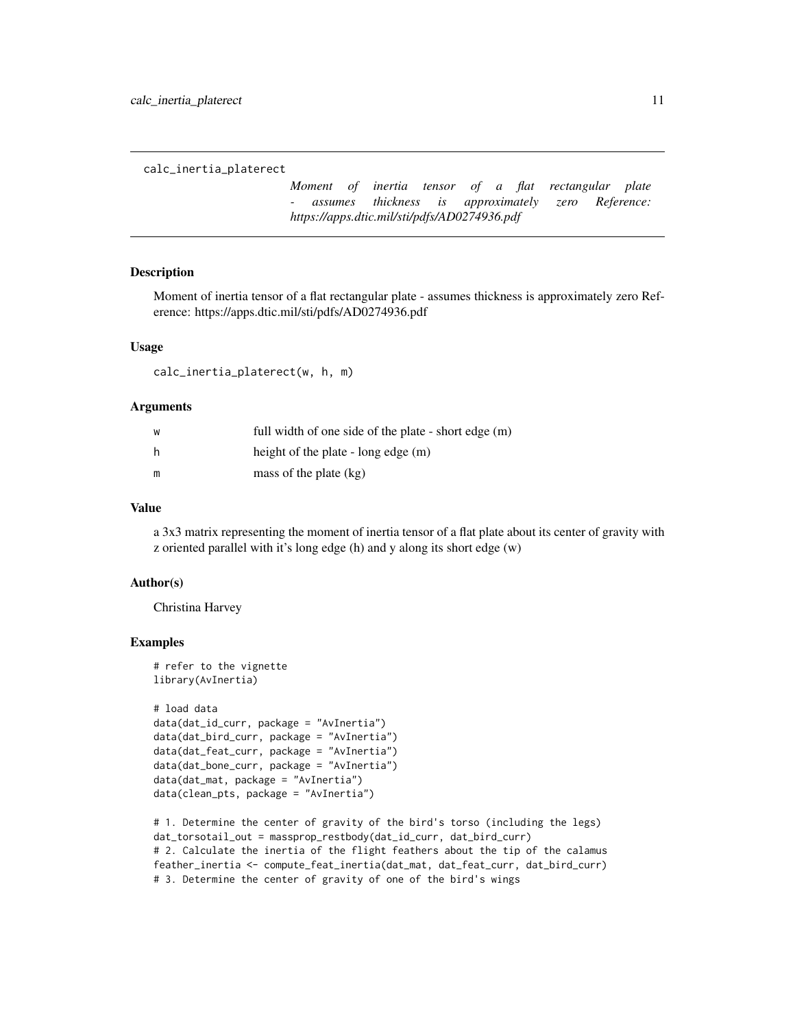calc_inertia_platerect

*Moment of inertia tensor of a flat rectangular plate - assumes thickness is approximately zero Reference: https://apps.dtic.mil/sti/pdfs/AD0274936.pdf*

## Description

Moment of inertia tensor of a flat rectangular plate - assumes thickness is approximately zero Reference: https://apps.dtic.mil/sti/pdfs/AD0274936.pdf

## Usage

```
calc_inertia_platerect(w, h, m)
```

## Arguments

| | |
|---|---|
| w | full width of one side of the plate - short edge (m) |
| h | height of the plate - long edge (m) |
| m | mass of the plate (kg) |

## Value

a 3x3 matrix representing the moment of inertia tensor of a flat plate about its center of gravity with z oriented parallel with it's long edge (h) and y along its short edge (w)

## Author(s)

Christina Harvey

## Examples

```
# refer to the vignette
library(AvInertia)

# load data
data(dat_id_curr, package = "AvInertia")
data(dat_bird_curr, package = "AvInertia")
data(dat_feat_curr, package = "AvInertia")
data(dat_bone_curr, package = "AvInertia")
data(dat_mat, package = "AvInertia")
data(clean_pts, package = "AvInertia")

# 1. Determine the center of gravity of the bird's torso (including the legs)
dat_torsotail_out = massprop_restbody(dat_id_curr, dat_bird_curr)
# 2. Calculate the inertia of the flight feathers about the tip of the calamus
feather_inertia <- compute_feat_inertia(dat_mat, dat_feat_curr, dat_bird_curr)
# 3. Determine the center of gravity of one of the bird's wings
```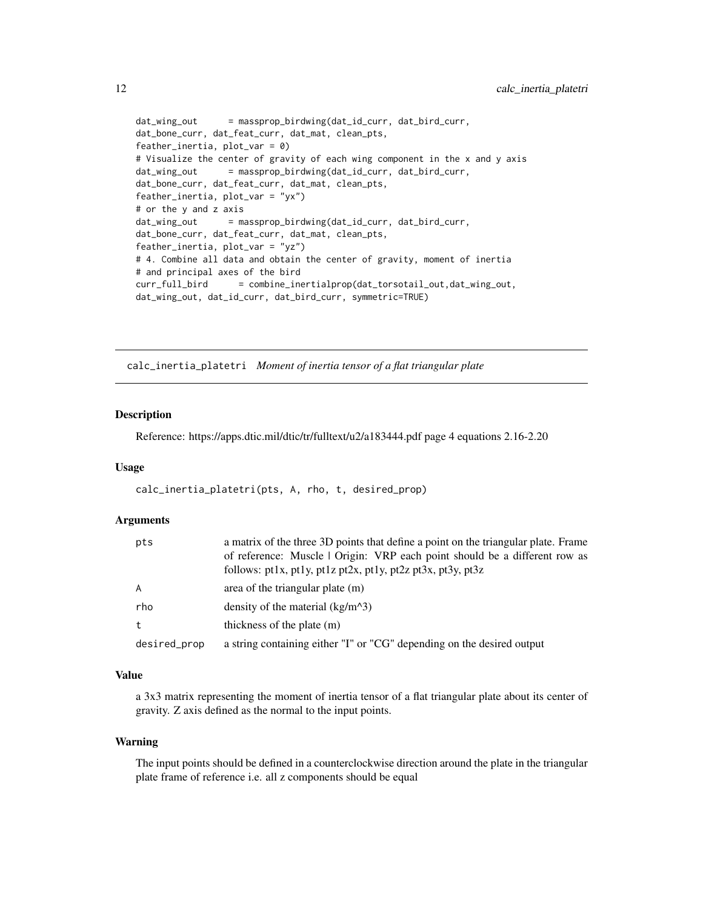```
dat_wing_out      = massprop_birdwing(dat_id_curr, dat_bird_curr,
dat_bone_curr, dat_feat_curr, dat_mat, clean_pts,
feather_inertia, plot_var = 0)
# Visualize the center of gravity of each wing component in the x and y axis
dat_wing_out      = massprop_birdwing(dat_id_curr, dat_bird_curr,
dat_bone_curr, dat_feat_curr, dat_mat, clean_pts,
feather_inertia, plot_var = "yx")
# or the y and z axis
dat_wing_out      = massprop_birdwing(dat_id_curr, dat_bird_curr,
dat_bone_curr, dat_feat_curr, dat_mat, clean_pts,
feather_inertia, plot_var = "yz")
# 4. Combine all data and obtain the center of gravity, moment of inertia
# and principal axes of the bird
curr_full_bird      = combine_inertialprop(dat_torsotail_out,dat_wing_out,
dat_wing_out, dat_id_curr, dat_bird_curr, symmetric=TRUE)
```

---

## calc_inertia_platetri *Moment of inertia tensor of a flat triangular plate*

### Description

Reference: https://apps.dtic.mil/dtic/tr/fulltext/u2/a183444.pdf page 4 equations 2.16-2.20

### Usage

```
calc_inertia_platetri(pts, A, rho, t, desired_prop)
```

### Arguments

| | |
|---|---|
| pts | a matrix of the three 3D points that define a point on the triangular plate. Frame of reference: Muscle \| Origin: VRP each point should be a different row as follows: pt1x, pt1y, pt1z pt2x, pt1y, pt2z pt3x, pt3y, pt3z |
| A | area of the triangular plate (m) |
| rho | density of the material (kg/m^3) |
| t | thickness of the plate (m) |
| desired_prop | a string containing either "I" or "CG" depending on the desired output |

### Value

a 3x3 matrix representing the moment of inertia tensor of a flat triangular plate about its center of gravity. Z axis defined as the normal to the input points.

### Warning

The input points should be defined in a counterclockwise direction around the plate in the triangular plate frame of reference i.e. all z components should be equal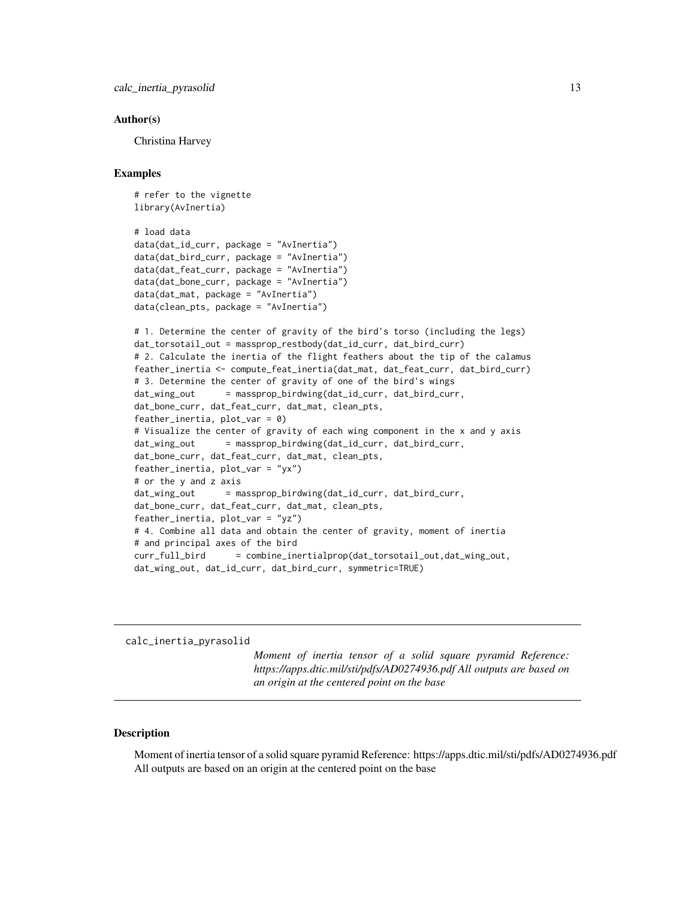## Author(s)

Christina Harvey

## Examples

```
# refer to the vignette
library(AvInertia)

# load data
data(dat_id_curr, package = "AvInertia")
data(dat_bird_curr, package = "AvInertia")
data(dat_feat_curr, package = "AvInertia")
data(dat_bone_curr, package = "AvInertia")
data(dat_mat, package = "AvInertia")
data(clean_pts, package = "AvInertia")

# 1. Determine the center of gravity of the bird's torso (including the legs)
dat_torsotail_out = massprop_restbody(dat_id_curr, dat_bird_curr)
# 2. Calculate the inertia of the flight feathers about the tip of the calamus
feather_inertia <- compute_feat_inertia(dat_mat, dat_feat_curr, dat_bird_curr)
# 3. Determine the center of gravity of one of the bird's wings
dat_wing_out      = massprop_birdwing(dat_id_curr, dat_bird_curr,
dat_bone_curr, dat_feat_curr, dat_mat, clean_pts,
feather_inertia, plot_var = 0)
# Visualize the center of gravity of each wing component in the x and y axis
dat_wing_out      = massprop_birdwing(dat_id_curr, dat_bird_curr,
dat_bone_curr, dat_feat_curr, dat_mat, clean_pts,
feather_inertia, plot_var = "yx")
# or the y and z axis
dat_wing_out      = massprop_birdwing(dat_id_curr, dat_bird_curr,
dat_bone_curr, dat_feat_curr, dat_mat, clean_pts,
feather_inertia, plot_var = "yz")
# 4. Combine all data and obtain the center of gravity, moment of inertia
# and principal axes of the bird
curr_full_bird      = combine_inertialprop(dat_torsotail_out,dat_wing_out,
dat_wing_out, dat_id_curr, dat_bird_curr, symmetric=TRUE)
```

---

# calc_inertia_pyrasolid

*Moment of inertia tensor of a solid square pyramid Reference: https://apps.dtic.mil/sti/pdfs/AD0274936.pdf All outputs are based on an origin at the centered point on the base*

---

## Description

Moment of inertia tensor of a solid square pyramid Reference: https://apps.dtic.mil/sti/pdfs/AD0274936.pdf All outputs are based on an origin at the centered point on the base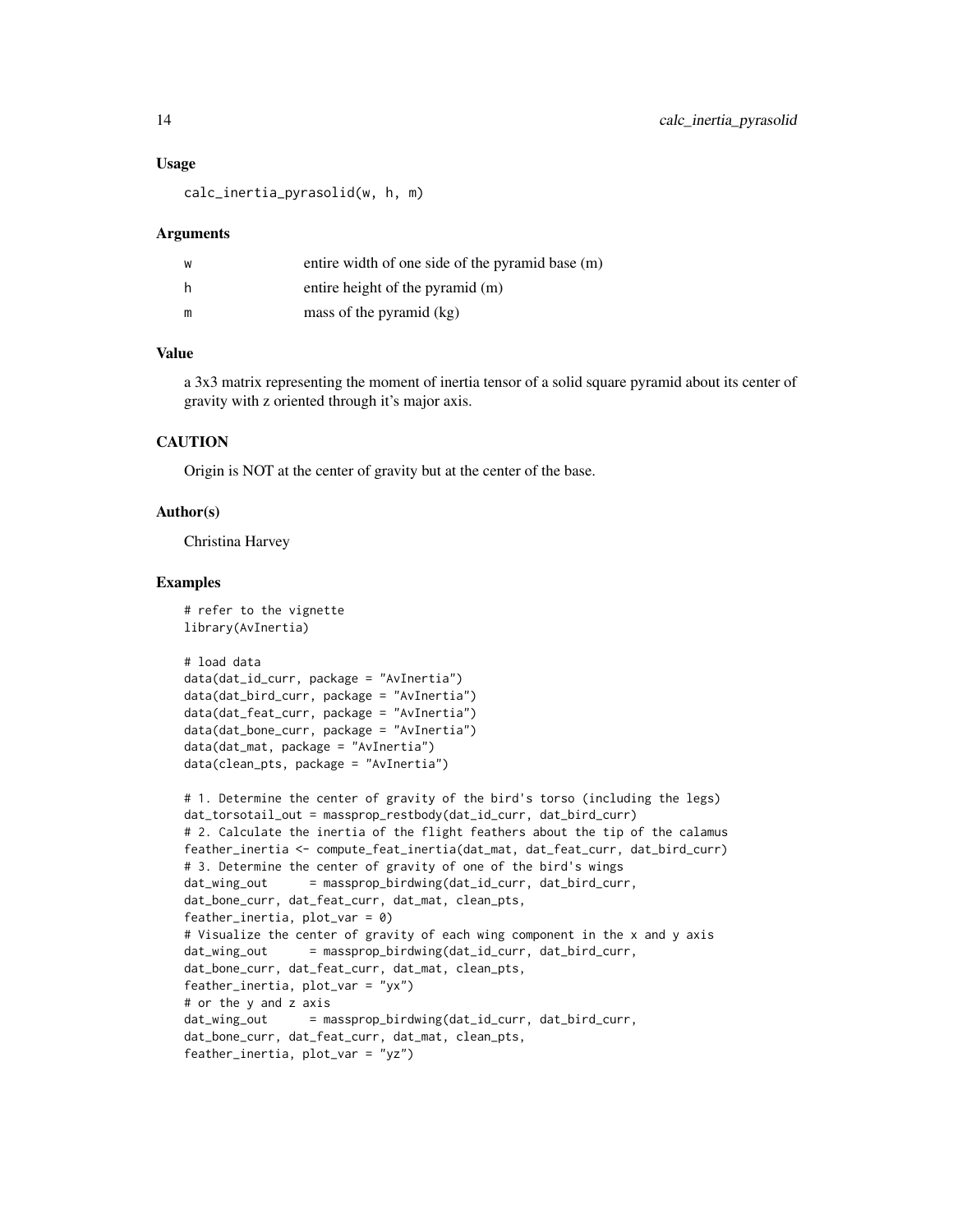### Usage

```
calc_inertia_pyrasolid(w, h, m)
```

### Arguments

| | |
|---|---|
| w | entire width of one side of the pyramid base (m) |
| h | entire height of the pyramid (m) |
| m | mass of the pyramid (kg) |

### Value

a 3x3 matrix representing the moment of inertia tensor of a solid square pyramid about its center of gravity with z oriented through it's major axis.

### CAUTION

Origin is NOT at the center of gravity but at the center of the base.

### Author(s)

Christina Harvey

### Examples

```
# refer to the vignette
library(AvInertia)

# load data
data(dat_id_curr, package = "AvInertia")
data(dat_bird_curr, package = "AvInertia")
data(dat_feat_curr, package = "AvInertia")
data(dat_bone_curr, package = "AvInertia")
data(dat_mat, package = "AvInertia")
data(clean_pts, package = "AvInertia")

# 1. Determine the center of gravity of the bird's torso (including the legs)
dat_torsotail_out = massprop_restbody(dat_id_curr, dat_bird_curr)
# 2. Calculate the inertia of the flight feathers about the tip of the calamus
feather_inertia <- compute_feat_inertia(dat_mat, dat_feat_curr, dat_bird_curr)
# 3. Determine the center of gravity of one of the bird's wings
dat_wing_out      = massprop_birdwing(dat_id_curr, dat_bird_curr,
dat_bone_curr, dat_feat_curr, dat_mat, clean_pts,
feather_inertia, plot_var = 0)
# Visualize the center of gravity of each wing component in the x and y axis
dat_wing_out      = massprop_birdwing(dat_id_curr, dat_bird_curr,
dat_bone_curr, dat_feat_curr, dat_mat, clean_pts,
feather_inertia, plot_var = "yx")
# or the y and z axis
dat_wing_out      = massprop_birdwing(dat_id_curr, dat_bird_curr,
dat_bone_curr, dat_feat_curr, dat_mat, clean_pts,
feather_inertia, plot_var = "yz")
```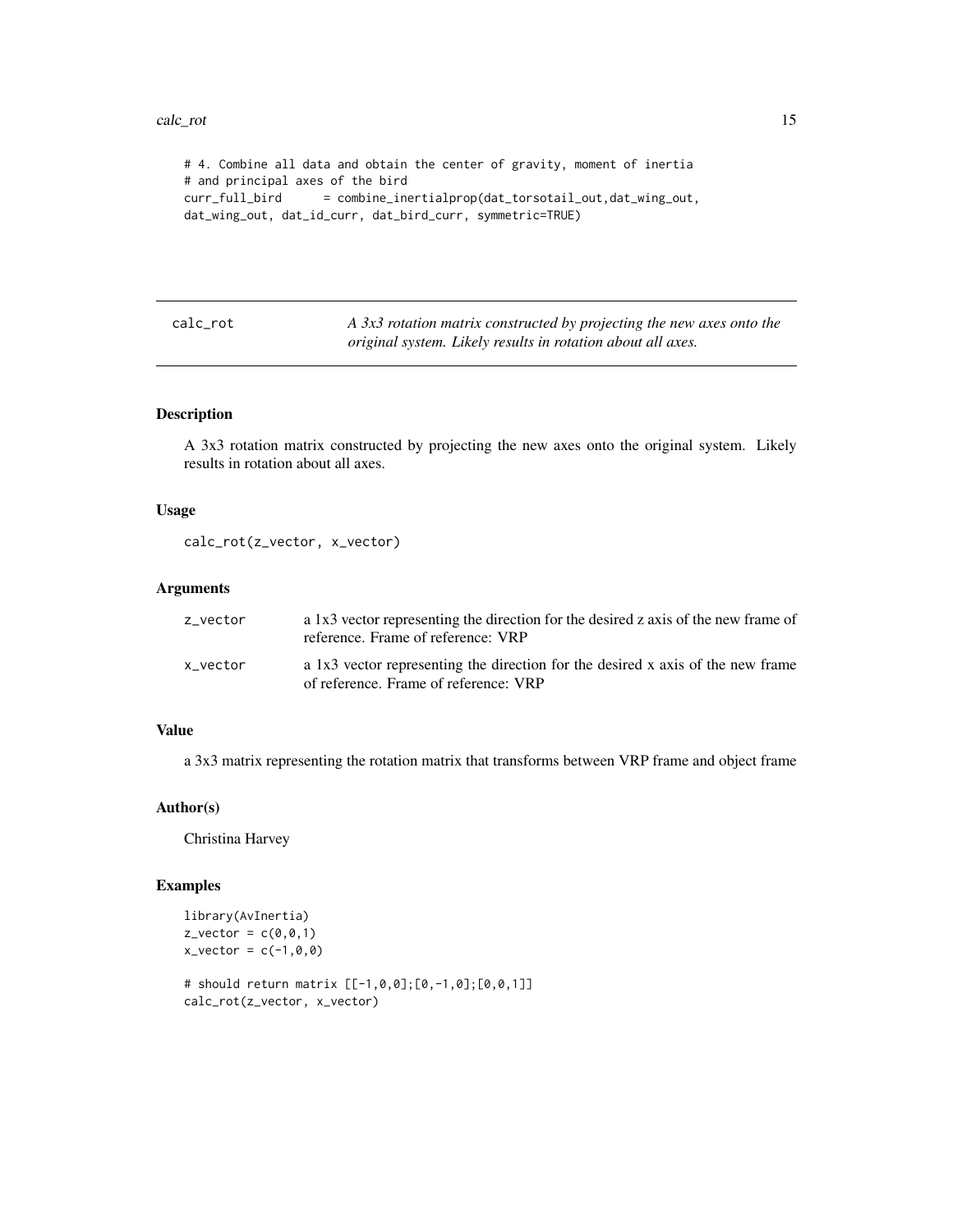```
# 4. Combine all data and obtain the center of gravity, moment of inertia
# and principal axes of the bird
curr_full_bird      = combine_inertialprop(dat_torsotail_out,dat_wing_out,
dat_wing_out, dat_id_curr, dat_bird_curr, symmetric=TRUE)
```

---

## calc_rot

*A 3x3 rotation matrix constructed by projecting the new axes onto the original system. Likely results in rotation about all axes.*

---

### Description

A 3x3 rotation matrix constructed by projecting the new axes onto the original system. Likely results in rotation about all axes.

### Usage

```
calc_rot(z_vector, x_vector)
```

### Arguments

| | |
|---|---|
| z_vector | a 1x3 vector representing the direction for the desired z axis of the new frame of reference. Frame of reference: VRP |
| x_vector | a 1x3 vector representing the direction for the desired x axis of the new frame of reference. Frame of reference: VRP |

### Value

a 3x3 matrix representing the rotation matrix that transforms between VRP frame and object frame

### Author(s)

Christina Harvey

### Examples

```
library(AvInertia)
z_vector = c(0,0,1)
x_vector = c(-1,0,0)

# should return matrix [[-1,0,0];[0,-1,0];[0,0,1]]
calc_rot(z_vector, x_vector)
```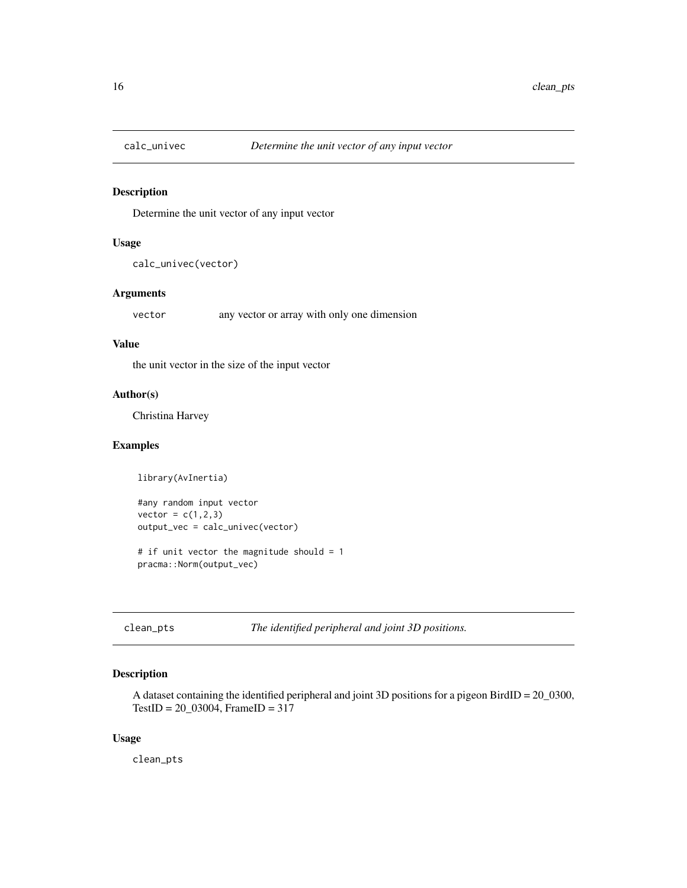## calc_univec *Determine the unit vector of any input vector*

### Description

Determine the unit vector of any input vector

### Usage

```
calc_univec(vector)
```

### Arguments

| | |
|---|---|
| vector | any vector or array with only one dimension |

### Value

the unit vector in the size of the input vector

### Author(s)

Christina Harvey

### Examples

```
library(AvInertia)

#any random input vector
vector = c(1,2,3)
output_vec = calc_univec(vector)

# if unit vector the magnitude should = 1
pracma::Norm(output_vec)
```

## clean_pts *The identified peripheral and joint 3D positions.*

### Description

A dataset containing the identified peripheral and joint 3D positions for a pigeon BirdID = 20_0300, TestID = 20_03004, FrameID = 317

### Usage

```
clean_pts
```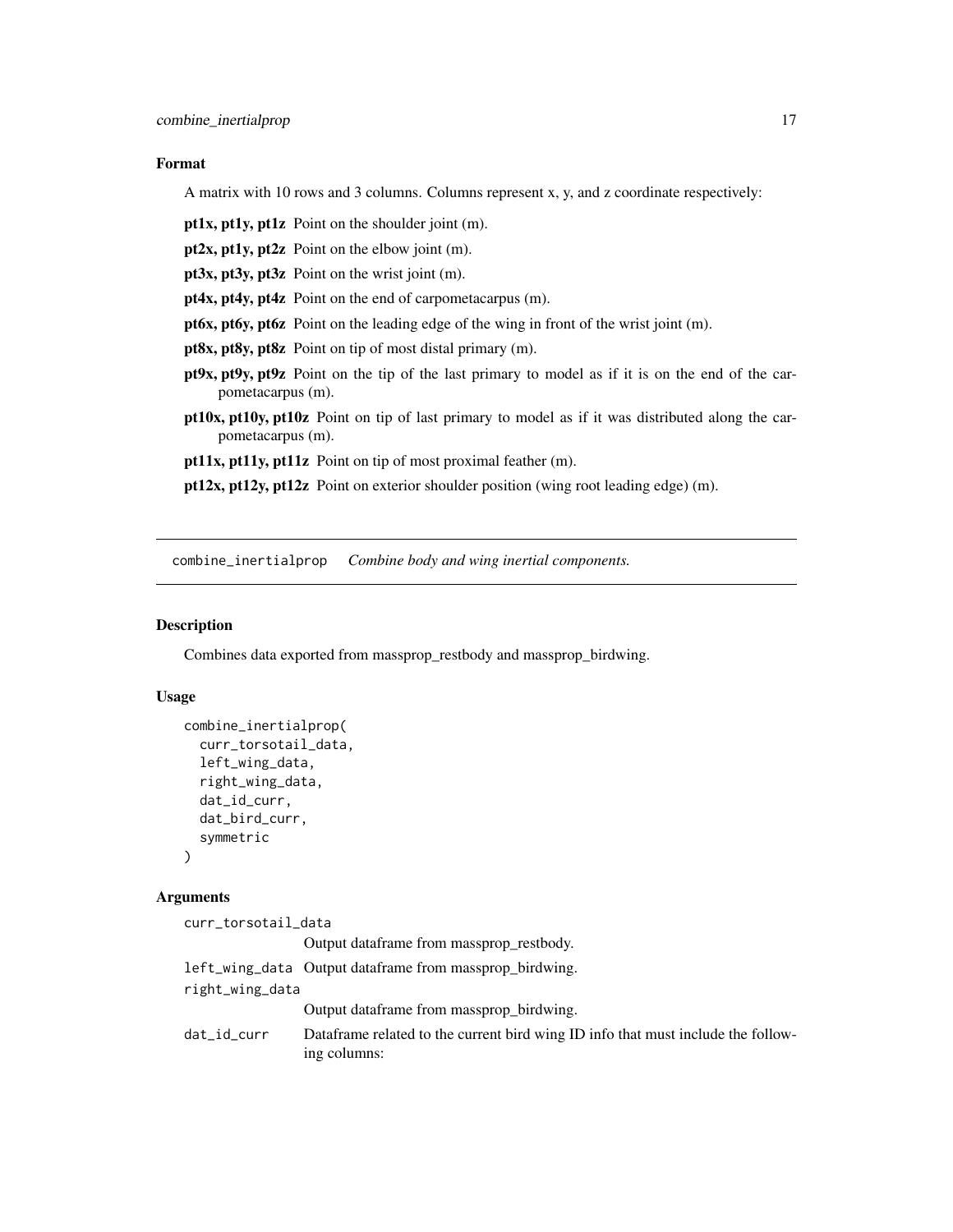### Format

A matrix with 10 rows and 3 columns. Columns represent x, y, and z coordinate respectively:

- **pt1x, pt1y, pt1z** Point on the shoulder joint (m).
- **pt2x, pt1y, pt2z** Point on the elbow joint (m).
- **pt3x, pt3y, pt3z** Point on the wrist joint (m).
- **pt4x, pt4y, pt4z** Point on the end of carpometacarpus (m).
- **pt6x, pt6y, pt6z** Point on the leading edge of the wing in front of the wrist joint (m).
- **pt8x, pt8y, pt8z** Point on tip of most distal primary (m).
- **pt9x, pt9y, pt9z** Point on the tip of the last primary to model as if it is on the end of the carpometacarpus (m).
- **pt10x, pt10y, pt10z** Point on tip of last primary to model as if it was distributed along the carpometacarpus (m).
- **pt11x, pt11y, pt11z** Point on tip of most proximal feather (m).
- **pt12x, pt12y, pt12z** Point on exterior shoulder position (wing root leading edge) (m).

---

## combine_inertialprop *Combine body and wing inertial components.*

### Description

Combines data exported from massprop_restbody and massprop_birdwing.

### Usage

```
combine_inertialprop(
  curr_torsotail_data,
  left_wing_data,
  right_wing_data,
  dat_id_curr,
  dat_bird_curr,
  symmetric
)
```

### Arguments

- `curr_torsotail_data` Output dataframe from massprop_restbody.
- `left_wing_data` Output dataframe from massprop_birdwing.
- `right_wing_data` Output dataframe from massprop_birdwing.
- `dat_id_curr` Dataframe related to the current bird wing ID info that must include the following columns: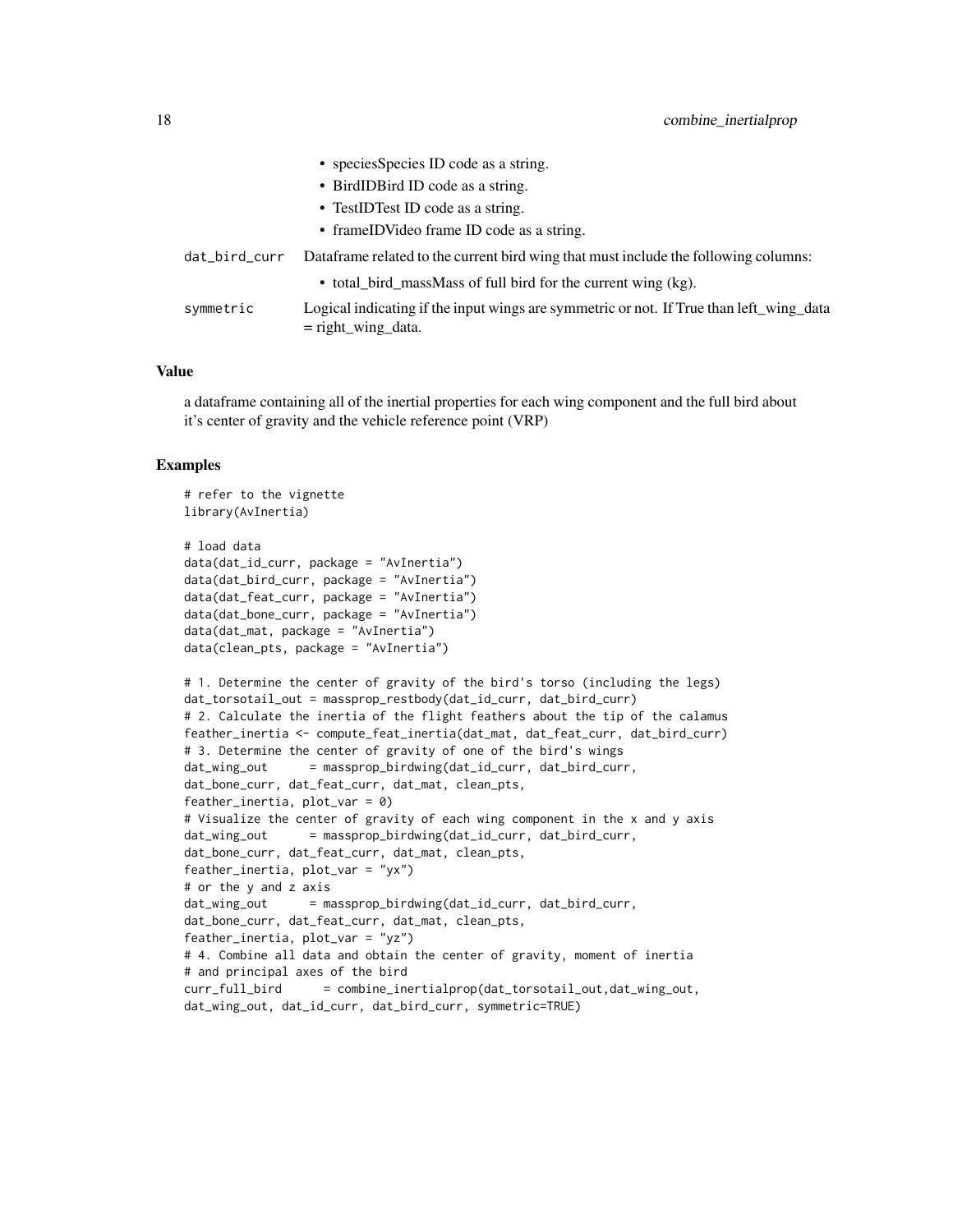- speciesSpecies ID code as a string.
- BirdIDBird ID code as a string.
- TestIDTest ID code as a string.
- frameIDVideo frame ID code as a string.

`dat_bird_curr` Dataframe related to the current bird wing that must include the following columns:

- total_bird_massMass of full bird for the current wing (kg).

`symmetric` Logical indicating if the input wings are symmetric or not. If True than left_wing_data = right_wing_data.

### Value

a dataframe containing all of the inertial properties for each wing component and the full bird about it's center of gravity and the vehicle reference point (VRP)

### Examples

```
# refer to the vignette
library(AvInertia)

# load data
data(dat_id_curr, package = "AvInertia")
data(dat_bird_curr, package = "AvInertia")
data(dat_feat_curr, package = "AvInertia")
data(dat_bone_curr, package = "AvInertia")
data(dat_mat, package = "AvInertia")
data(clean_pts, package = "AvInertia")

# 1. Determine the center of gravity of the bird's torso (including the legs)
dat_torsotail_out = massprop_restbody(dat_id_curr, dat_bird_curr)
# 2. Calculate the inertia of the flight feathers about the tip of the calamus
feather_inertia <- compute_feat_inertia(dat_mat, dat_feat_curr, dat_bird_curr)
# 3. Determine the center of gravity of one of the bird's wings
dat_wing_out      = massprop_birdwing(dat_id_curr, dat_bird_curr,
dat_bone_curr, dat_feat_curr, dat_mat, clean_pts,
feather_inertia, plot_var = 0)
# Visualize the center of gravity of each wing component in the x and y axis
dat_wing_out      = massprop_birdwing(dat_id_curr, dat_bird_curr,
dat_bone_curr, dat_feat_curr, dat_mat, clean_pts,
feather_inertia, plot_var = "yx")
# or the y and z axis
dat_wing_out      = massprop_birdwing(dat_id_curr, dat_bird_curr,
dat_bone_curr, dat_feat_curr, dat_mat, clean_pts,
feather_inertia, plot_var = "yz")
# 4. Combine all data and obtain the center of gravity, moment of inertia
# and principal axes of the bird
curr_full_bird      = combine_inertialprop(dat_torsotail_out,dat_wing_out,
dat_wing_out, dat_id_curr, dat_bird_curr, symmetric=TRUE)
```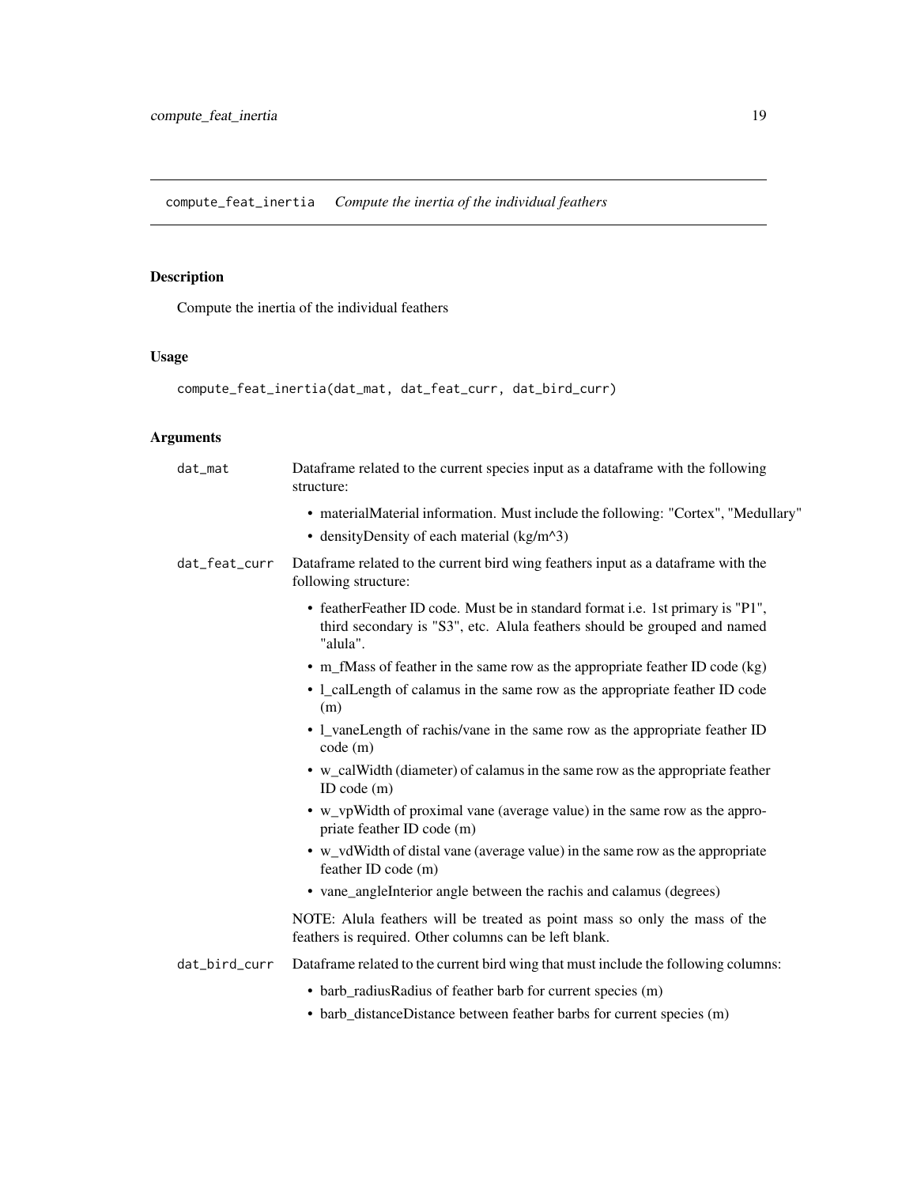compute_feat_inertia *Compute the inertia of the individual feathers*

## Description

Compute the inertia of the individual feathers

## Usage

```
compute_feat_inertia(dat_mat, dat_feat_curr, dat_bird_curr)
```

## Arguments

**dat_mat** Dataframe related to the current species input as a dataframe with the following structure:

- materialMaterial information. Must include the following: "Cortex", "Medullary"
- densityDensity of each material (kg/m^3)

**dat_feat_curr** Dataframe related to the current bird wing feathers input as a dataframe with the following structure:

- featherFeather ID code. Must be in standard format i.e. 1st primary is "P1", third secondary is "S3", etc. Alula feathers should be grouped and named "alula".
- m_fMass of feather in the same row as the appropriate feather ID code (kg)
- l_calLength of calamus in the same row as the appropriate feather ID code (m)
- l_vaneLength of rachis/vane in the same row as the appropriate feather ID code (m)
- w_calWidth (diameter) of calamus in the same row as the appropriate feather ID code (m)
- w_vpWidth of proximal vane (average value) in the same row as the appropriate feather ID code (m)
- w_vdWidth of distal vane (average value) in the same row as the appropriate feather ID code (m)
- vane_angleInterior angle between the rachis and calamus (degrees)

NOTE: Alula feathers will be treated as point mass so only the mass of the feathers is required. Other columns can be left blank.

**dat_bird_curr** Dataframe related to the current bird wing that must include the following columns:

- barb_radiusRadius of feather barb for current species (m)
- barb_distanceDistance between feather barbs for current species (m)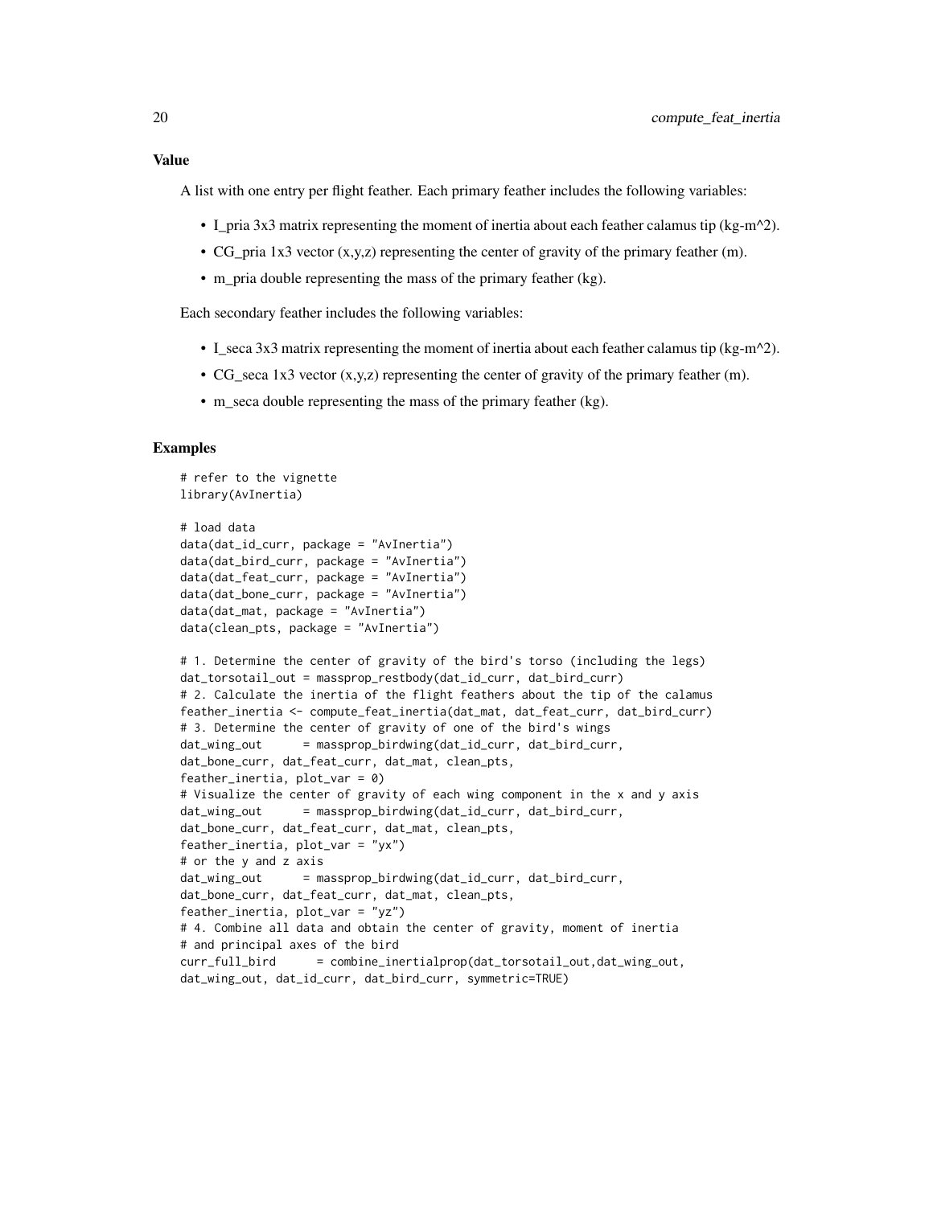### Value

A list with one entry per flight feather. Each primary feather includes the following variables:

- I_pria 3x3 matrix representing the moment of inertia about each feather calamus tip (kg-m^2).
- CG_pria 1x3 vector (x,y,z) representing the center of gravity of the primary feather (m).
- m_pria double representing the mass of the primary feather (kg).

Each secondary feather includes the following variables:

- I_seca 3x3 matrix representing the moment of inertia about each feather calamus tip (kg-m^2).
- CG_seca 1x3 vector (x,y,z) representing the center of gravity of the primary feather (m).
- m_seca double representing the mass of the primary feather (kg).

### Examples

```
# refer to the vignette
library(AvInertia)

# load data
data(dat_id_curr, package = "AvInertia")
data(dat_bird_curr, package = "AvInertia")
data(dat_feat_curr, package = "AvInertia")
data(dat_bone_curr, package = "AvInertia")
data(dat_mat, package = "AvInertia")
data(clean_pts, package = "AvInertia")

# 1. Determine the center of gravity of the bird's torso (including the legs)
dat_torsotail_out = massprop_restbody(dat_id_curr, dat_bird_curr)
# 2. Calculate the inertia of the flight feathers about the tip of the calamus
feather_inertia <- compute_feat_inertia(dat_mat, dat_feat_curr, dat_bird_curr)
# 3. Determine the center of gravity of one of the bird's wings
dat_wing_out      = massprop_birdwing(dat_id_curr, dat_bird_curr,
dat_bone_curr, dat_feat_curr, dat_mat, clean_pts,
feather_inertia, plot_var = 0)
# Visualize the center of gravity of each wing component in the x and y axis
dat_wing_out      = massprop_birdwing(dat_id_curr, dat_bird_curr,
dat_bone_curr, dat_feat_curr, dat_mat, clean_pts,
feather_inertia, plot_var = "yx")
# or the y and z axis
dat_wing_out      = massprop_birdwing(dat_id_curr, dat_bird_curr,
dat_bone_curr, dat_feat_curr, dat_mat, clean_pts,
feather_inertia, plot_var = "yz")
# 4. Combine all data and obtain the center of gravity, moment of inertia
# and principal axes of the bird
curr_full_bird      = combine_inertialprop(dat_torsotail_out,dat_wing_out,
dat_wing_out, dat_id_curr, dat_bird_curr, symmetric=TRUE)
```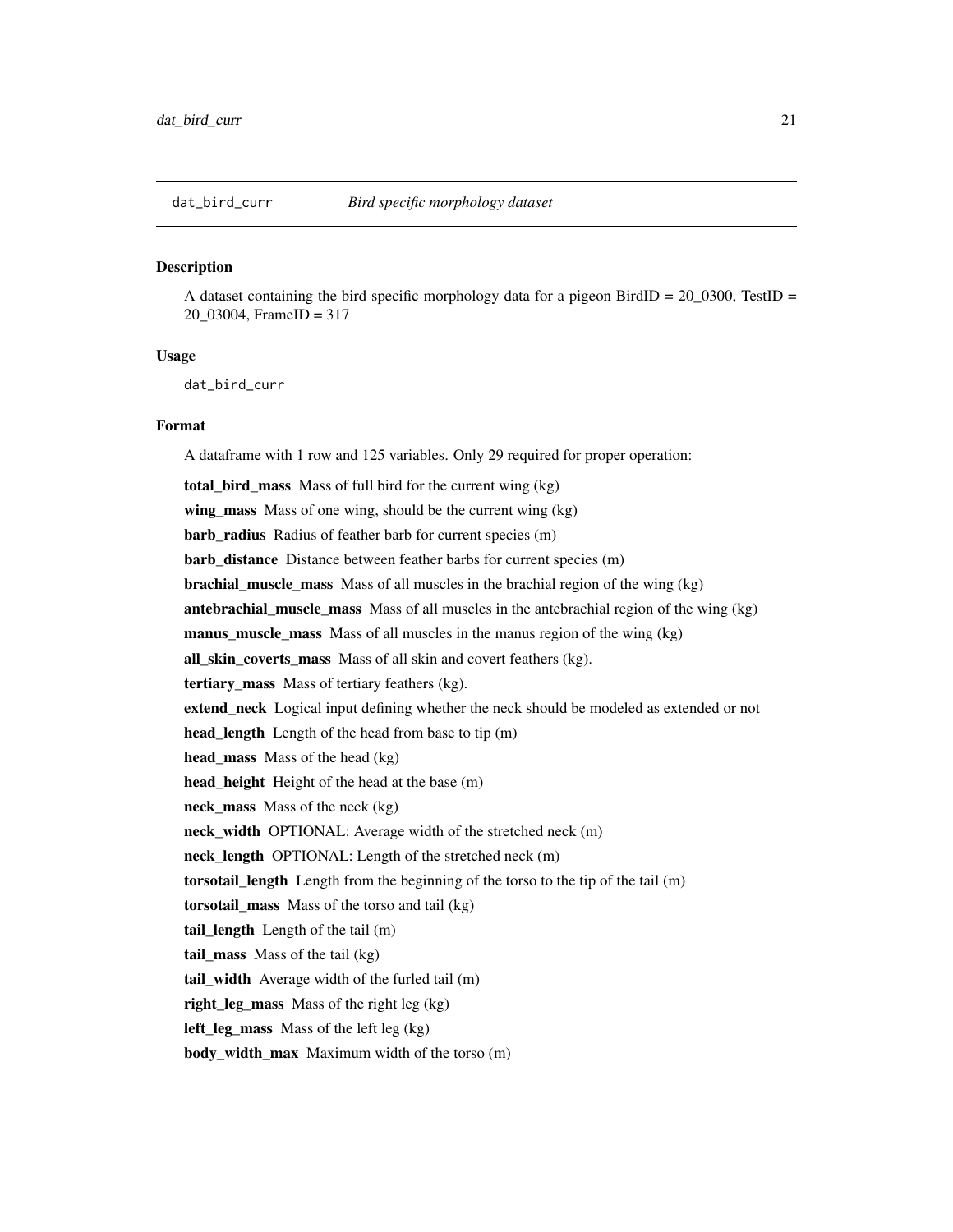`dat_bird_curr` *Bird specific morphology dataset*

## Description

A dataset containing the bird specific morphology data for a pigeon BirdID = 20_0300, TestID = 20_03004, FrameID = 317

## Usage

```
dat_bird_curr
```

## Format

A dataframe with 1 row and 125 variables. Only 29 required for proper operation:

**total_bird_mass** Mass of full bird for the current wing (kg)

**wing_mass** Mass of one wing, should be the current wing (kg)

**barb_radius** Radius of feather barb for current species (m)

**barb_distance** Distance between feather barbs for current species (m)

**brachial_muscle_mass** Mass of all muscles in the brachial region of the wing (kg)

**antebrachial_muscle_mass** Mass of all muscles in the antebrachial region of the wing (kg)

**manus_muscle_mass** Mass of all muscles in the manus region of the wing (kg)

**all_skin_coverts_mass** Mass of all skin and covert feathers (kg).

**tertiary_mass** Mass of tertiary feathers (kg).

**extend_neck** Logical input defining whether the neck should be modeled as extended or not

**head_length** Length of the head from base to tip (m)

**head_mass** Mass of the head (kg)

**head_height** Height of the head at the base (m)

**neck_mass** Mass of the neck (kg)

**neck_width** OPTIONAL: Average width of the stretched neck (m)

**neck_length** OPTIONAL: Length of the stretched neck (m)

**torsotail_length** Length from the beginning of the torso to the tip of the tail (m)

**torsotail_mass** Mass of the torso and tail (kg)

**tail_length** Length of the tail (m)

**tail_mass** Mass of the tail (kg)

**tail_width** Average width of the furled tail (m)

**right_leg_mass** Mass of the right leg (kg)

**left_leg_mass** Mass of the left leg (kg)

**body_width_max** Maximum width of the torso (m)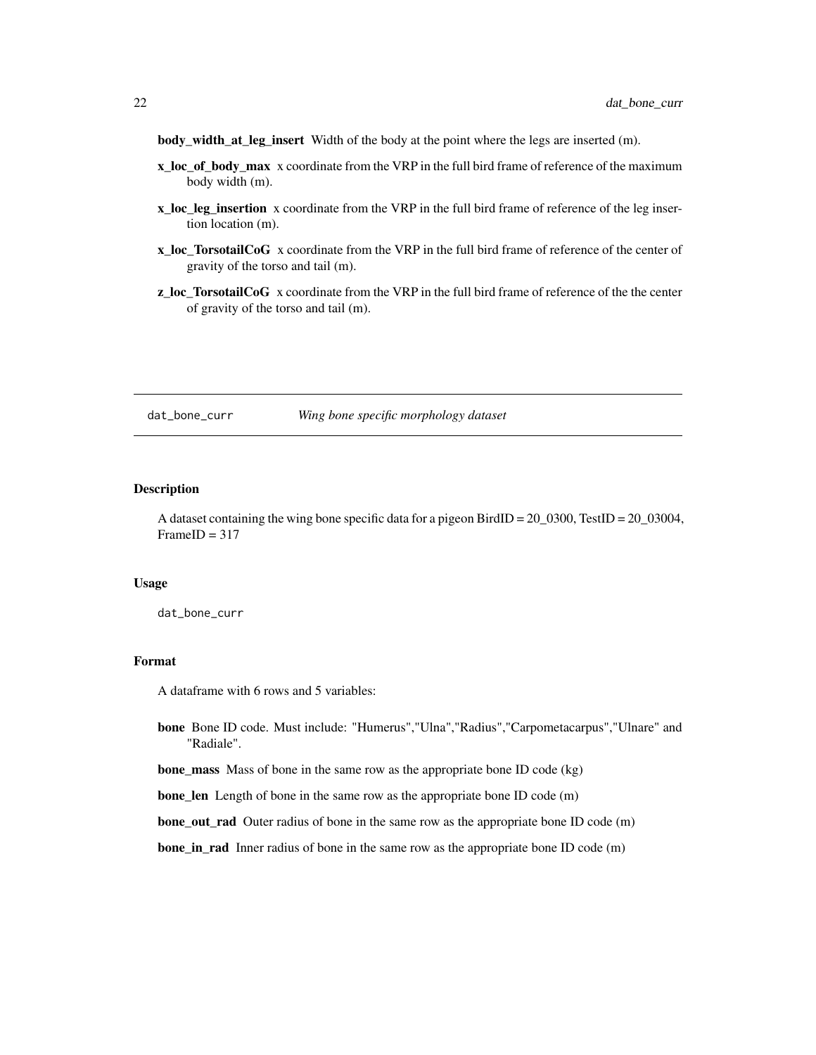**body_width_at_leg_insert** Width of the body at the point where the legs are inserted (m).

**x_loc_of_body_max** x coordinate from the VRP in the full bird frame of reference of the maximum body width (m).

**x_loc_leg_insertion** x coordinate from the VRP in the full bird frame of reference of the leg insertion location (m).

**x_loc_TorsotailCoG** x coordinate from the VRP in the full bird frame of reference of the center of gravity of the torso and tail (m).

**z_loc_TorsotailCoG** x coordinate from the VRP in the full bird frame of reference of the the center of gravity of the torso and tail (m).

---

## dat_bone_curr — *Wing bone specific morphology dataset*

### Description

A dataset containing the wing bone specific data for a pigeon BirdID = 20_0300, TestID = 20_03004, FrameID = 317

### Usage

```
dat_bone_curr
```

### Format

A dataframe with 6 rows and 5 variables:

**bone** Bone ID code. Must include: "Humerus","Ulna","Radius","Carpometacarpus","Ulnare" and "Radiale".

**bone_mass** Mass of bone in the same row as the appropriate bone ID code (kg)

**bone_len** Length of bone in the same row as the appropriate bone ID code (m)

**bone_out_rad** Outer radius of bone in the same row as the appropriate bone ID code (m)

**bone_in_rad** Inner radius of bone in the same row as the appropriate bone ID code (m)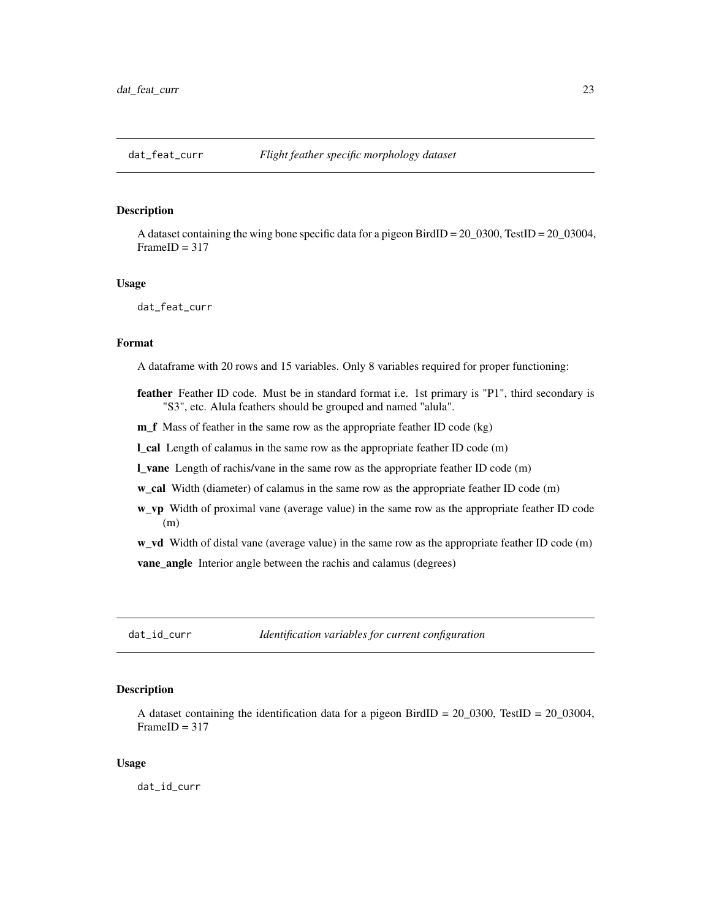## dat_feat_curr    *Flight feather specific morphology dataset*

### Description

A dataset containing the wing bone specific data for a pigeon BirdID = 20_0300, TestID = 20_03004, FrameID = 317

### Usage

```
dat_feat_curr
```

### Format

A dataframe with 20 rows and 15 variables. Only 8 variables required for proper functioning:

- **feather** Feather ID code. Must be in standard format i.e. 1st primary is "P1", third secondary is "S3", etc. Alula feathers should be grouped and named "alula".
- **m_f** Mass of feather in the same row as the appropriate feather ID code (kg)
- **l_cal** Length of calamus in the same row as the appropriate feather ID code (m)
- **l_vane** Length of rachis/vane in the same row as the appropriate feather ID code (m)
- **w_cal** Width (diameter) of calamus in the same row as the appropriate feather ID code (m)
- **w_vp** Width of proximal vane (average value) in the same row as the appropriate feather ID code (m)
- **w_vd** Width of distal vane (average value) in the same row as the appropriate feather ID code (m)
- **vane_angle** Interior angle between the rachis and calamus (degrees)

## dat_id_curr    *Identification variables for current configuration*

### Description

A dataset containing the identification data for a pigeon BirdID = 20_0300, TestID = 20_03004, FrameID = 317

### Usage

```
dat_id_curr
```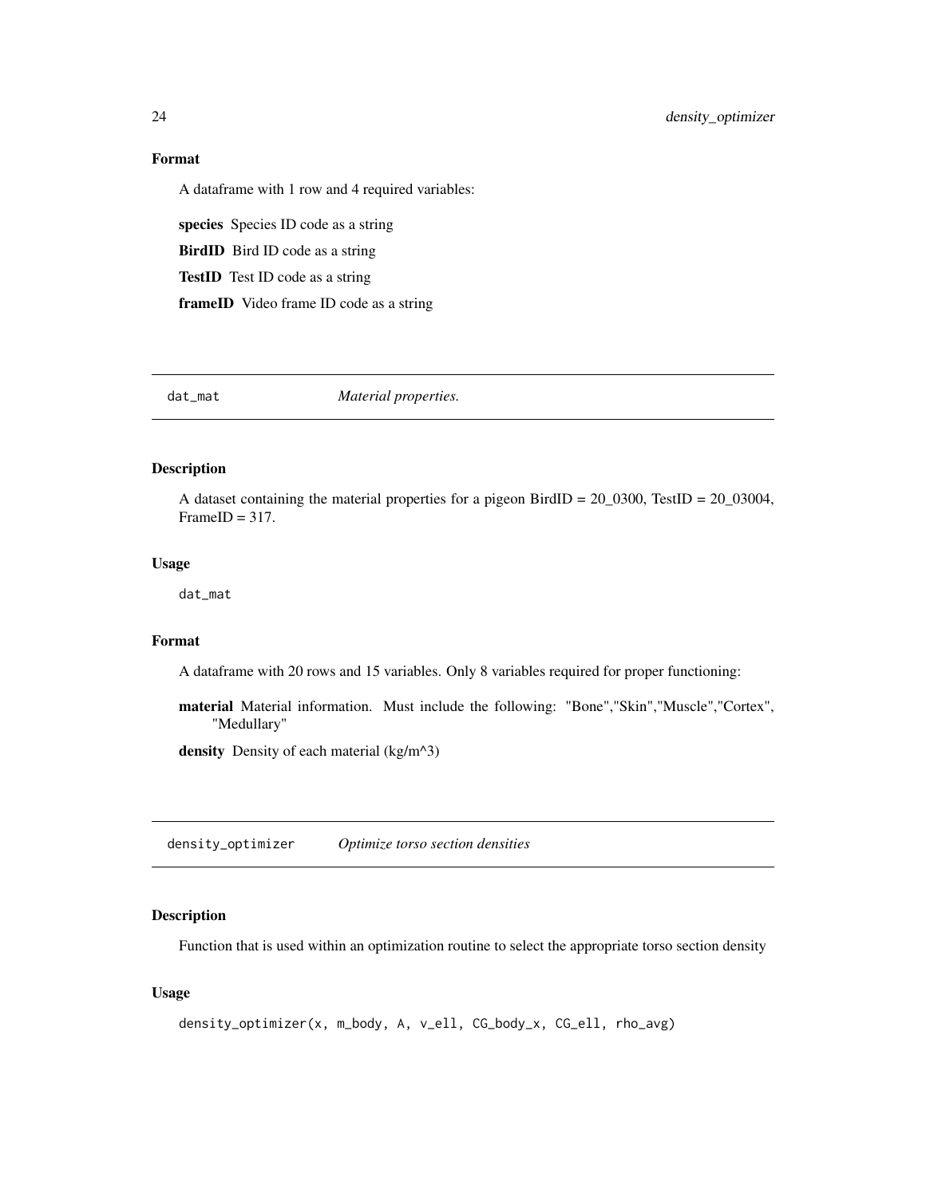### Format

A dataframe with 1 row and 4 required variables:

**species** Species ID code as a string

**BirdID** Bird ID code as a string

**TestID** Test ID code as a string

**frameID** Video frame ID code as a string

---

## dat_mat *Material properties.*

### Description

A dataset containing the material properties for a pigeon BirdID = 20_0300, TestID = 20_03004, FrameID = 317.

### Usage

```
dat_mat
```

### Format

A dataframe with 20 rows and 15 variables. Only 8 variables required for proper functioning:

**material** Material information. Must include the following: "Bone","Skin","Muscle","Cortex", "Medullary"

**density** Density of each material (kg/m^3)

---

## density_optimizer *Optimize torso section densities*

### Description

Function that is used within an optimization routine to select the appropriate torso section density

### Usage

```
density_optimizer(x, m_body, A, v_ell, CG_body_x, CG_ell, rho_avg)
```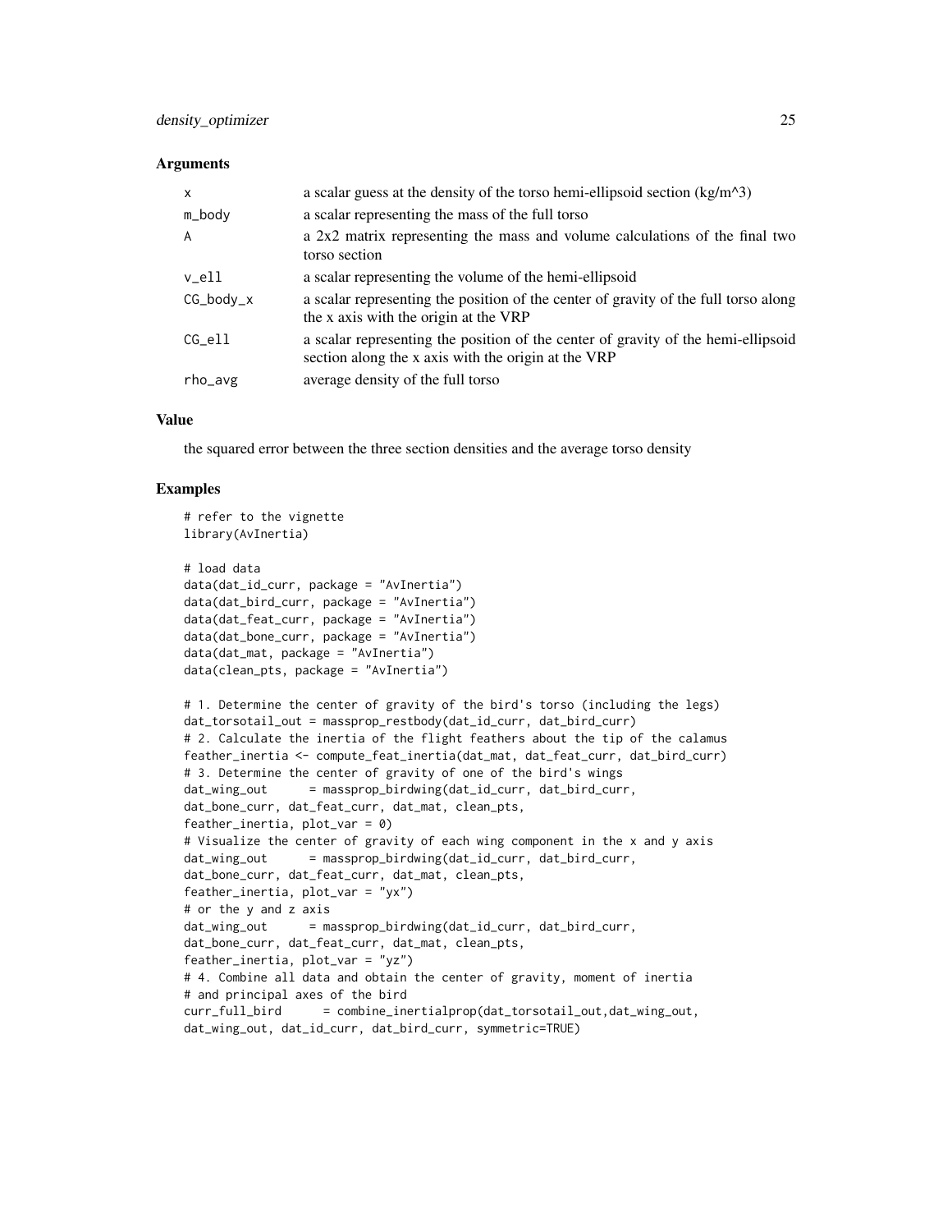### Arguments

| | |
|---|---|
| x | a scalar guess at the density of the torso hemi-ellipsoid section (kg/m^3) |
| m_body | a scalar representing the mass of the full torso |
| A | a 2x2 matrix representing the mass and volume calculations of the final two torso section |
| v_ell | a scalar representing the volume of the hemi-ellipsoid |
| CG_body_x | a scalar representing the position of the center of gravity of the full torso along the x axis with the origin at the VRP |
| CG_ell | a scalar representing the position of the center of gravity of the hemi-ellipsoid section along the x axis with the origin at the VRP |
| rho_avg | average density of the full torso |

### Value

the squared error between the three section densities and the average torso density

### Examples

```
# refer to the vignette
library(AvInertia)

# load data
data(dat_id_curr, package = "AvInertia")
data(dat_bird_curr, package = "AvInertia")
data(dat_feat_curr, package = "AvInertia")
data(dat_bone_curr, package = "AvInertia")
data(dat_mat, package = "AvInertia")
data(clean_pts, package = "AvInertia")

# 1. Determine the center of gravity of the bird's torso (including the legs)
dat_torsotail_out = massprop_restbody(dat_id_curr, dat_bird_curr)
# 2. Calculate the inertia of the flight feathers about the tip of the calamus
feather_inertia <- compute_feat_inertia(dat_mat, dat_feat_curr, dat_bird_curr)
# 3. Determine the center of gravity of one of the bird's wings
dat_wing_out      = massprop_birdwing(dat_id_curr, dat_bird_curr,
dat_bone_curr, dat_feat_curr, dat_mat, clean_pts,
feather_inertia, plot_var = 0)
# Visualize the center of gravity of each wing component in the x and y axis
dat_wing_out      = massprop_birdwing(dat_id_curr, dat_bird_curr,
dat_bone_curr, dat_feat_curr, dat_mat, clean_pts,
feather_inertia, plot_var = "yx")
# or the y and z axis
dat_wing_out      = massprop_birdwing(dat_id_curr, dat_bird_curr,
dat_bone_curr, dat_feat_curr, dat_mat, clean_pts,
feather_inertia, plot_var = "yz")
# 4. Combine all data and obtain the center of gravity, moment of inertia
# and principal axes of the bird
curr_full_bird      = combine_inertialprop(dat_torsotail_out,dat_wing_out,
dat_wing_out, dat_id_curr, dat_bird_curr, symmetric=TRUE)
```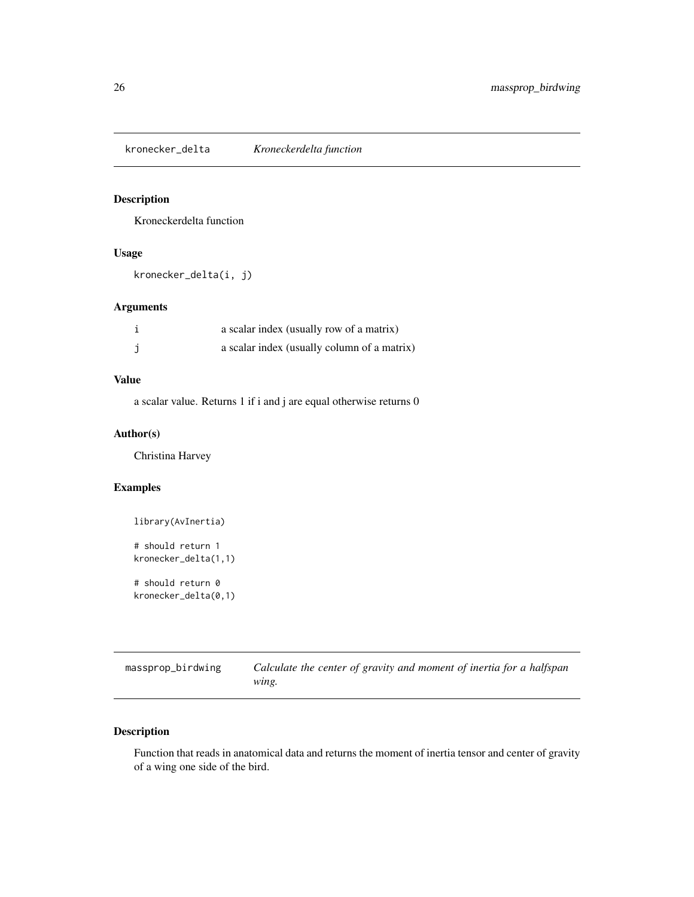## kronecker_delta *Kroneckerdelta function*

### Description

Kroneckerdelta function

### Usage

```
kronecker_delta(i, j)
```

### Arguments

| | |
|---|---|
| i | a scalar index (usually row of a matrix) |
| j | a scalar index (usually column of a matrix) |

### Value

a scalar value. Returns 1 if i and j are equal otherwise returns 0

### Author(s)

Christina Harvey

### Examples

```
library(AvInertia)

# should return 1
kronecker_delta(1,1)

# should return 0
kronecker_delta(0,1)
```

## massprop_birdwing *Calculate the center of gravity and moment of inertia for a halfspan wing.*

### Description

Function that reads in anatomical data and returns the moment of inertia tensor and center of gravity of a wing one side of the bird.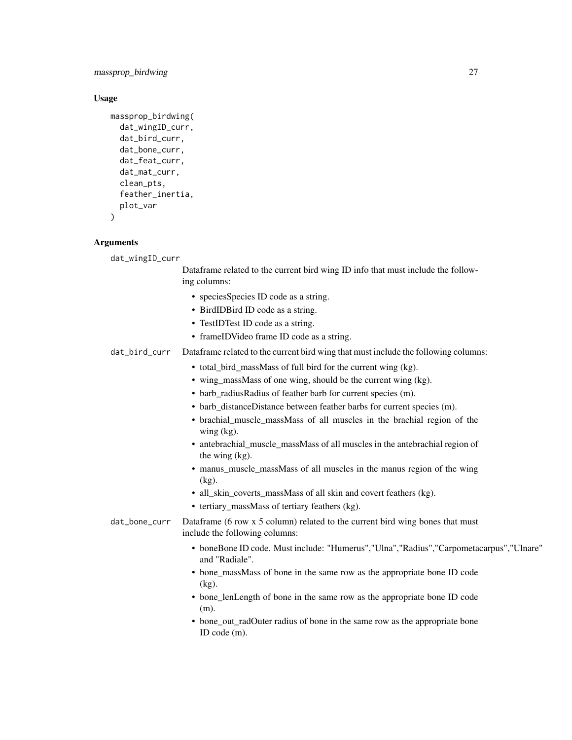## Usage

```
massprop_birdwing(
  dat_wingID_curr,
  dat_bird_curr,
  dat_bone_curr,
  dat_feat_curr,
  dat_mat_curr,
  clean_pts,
  feather_inertia,
  plot_var
)
```

## Arguments

`dat_wingID_curr`

Dataframe related to the current bird wing ID info that must include the following columns:

- speciesSpecies ID code as a string.
- BirdIDBird ID code as a string.
- TestIDTest ID code as a string.
- frameIDVideo frame ID code as a string.

`dat_bird_curr`

Dataframe related to the current bird wing that must include the following columns:

- total_bird_massMass of full bird for the current wing (kg).
- wing_massMass of one wing, should be the current wing (kg).
- barb_radiusRadius of feather barb for current species (m).
- barb_distanceDistance between feather barbs for current species (m).
- brachial_muscle_massMass of all muscles in the brachial region of the wing (kg).
- antebrachial_muscle_massMass of all muscles in the antebrachial region of the wing (kg).
- manus_muscle_massMass of all muscles in the manus region of the wing (kg).
- all_skin_coverts_massMass of all skin and covert feathers (kg).
- tertiary_massMass of tertiary feathers (kg).

`dat_bone_curr`

Dataframe (6 row x 5 column) related to the current bird wing bones that must include the following columns:

- boneBone ID code. Must include: "Humerus","Ulna","Radius","Carpometacarpus","Ulnare" and "Radiale".
- bone_massMass of bone in the same row as the appropriate bone ID code (kg).
- bone_lenLength of bone in the same row as the appropriate bone ID code (m).
- bone_out_radOuter radius of bone in the same row as the appropriate bone ID code (m).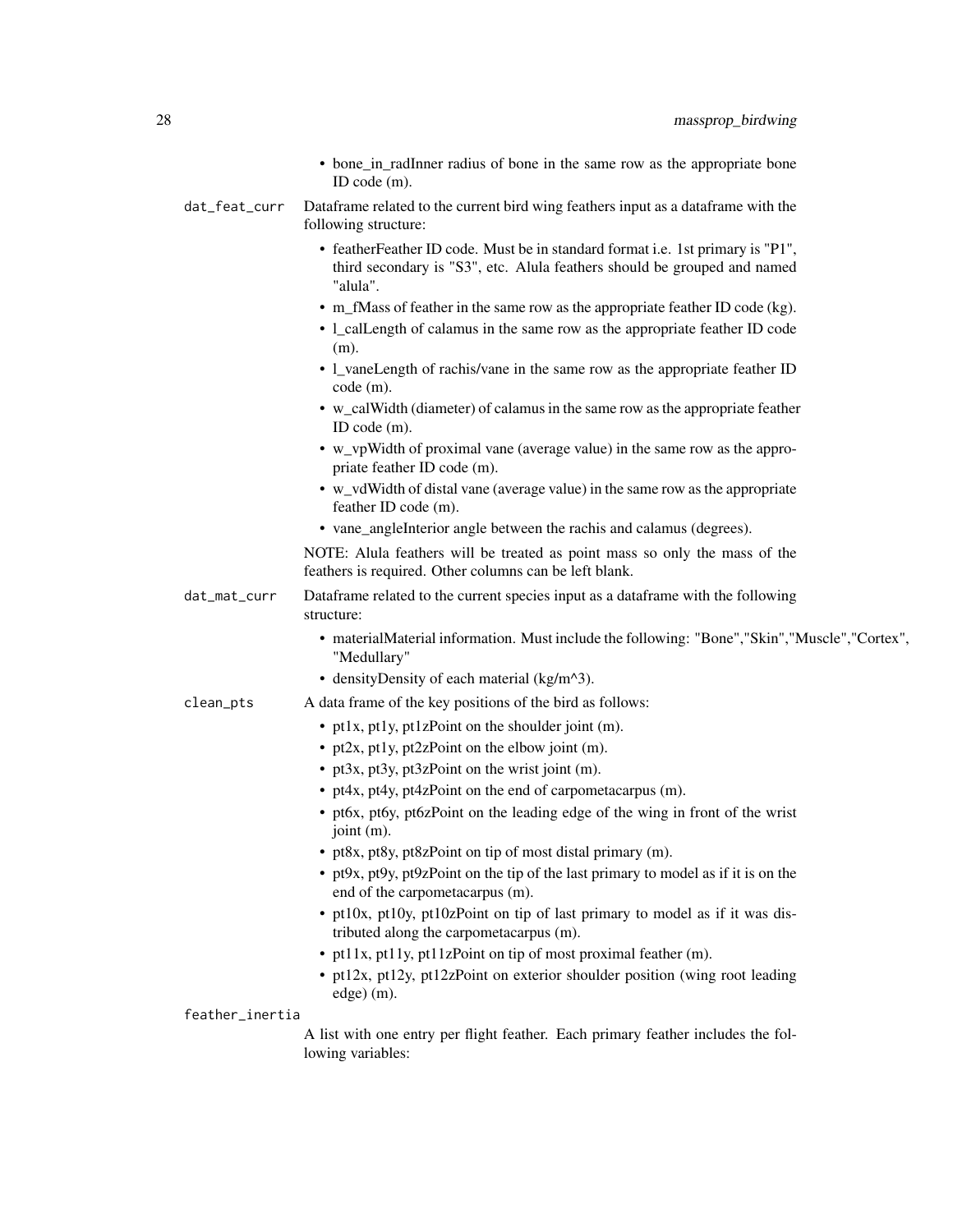- bone_in_radInner radius of bone in the same row as the appropriate bone ID code (m).

dat_feat_curr
: Dataframe related to the current bird wing feathers input as a dataframe with the following structure:

- featherFeather ID code. Must be in standard format i.e. 1st primary is "P1", third secondary is "S3", etc. Alula feathers should be grouped and named "alula".
- m_fMass of feather in the same row as the appropriate feather ID code (kg).
- l_calLength of calamus in the same row as the appropriate feather ID code (m).
- l_vaneLength of rachis/vane in the same row as the appropriate feather ID code (m).
- w_calWidth (diameter) of calamus in the same row as the appropriate feather ID code (m).
- w_vpWidth of proximal vane (average value) in the same row as the appropriate feather ID code (m).
- w_vdWidth of distal vane (average value) in the same row as the appropriate feather ID code (m).
- vane_angleInterior angle between the rachis and calamus (degrees).

NOTE: Alula feathers will be treated as point mass so only the mass of the feathers is required. Other columns can be left blank.

dat_mat_curr
: Dataframe related to the current species input as a dataframe with the following structure:

- materialMaterial information. Must include the following: "Bone","Skin","Muscle","Cortex", "Medullary"
- densityDensity of each material (kg/m^3).

clean_pts
: A data frame of the key positions of the bird as follows:

- pt1x, pt1y, pt1zPoint on the shoulder joint (m).
- pt2x, pt1y, pt2zPoint on the elbow joint (m).
- pt3x, pt3y, pt3zPoint on the wrist joint (m).
- pt4x, pt4y, pt4zPoint on the end of carpometacarpus (m).
- pt6x, pt6y, pt6zPoint on the leading edge of the wing in front of the wrist joint (m).
- pt8x, pt8y, pt8zPoint on tip of most distal primary (m).
- pt9x, pt9y, pt9zPoint on the tip of the last primary to model as if it is on the end of the carpometacarpus (m).
- pt10x, pt10y, pt10zPoint on tip of last primary to model as if it was distributed along the carpometacarpus (m).
- pt11x, pt11y, pt11zPoint on tip of most proximal feather (m).
- pt12x, pt12y, pt12zPoint on exterior shoulder position (wing root leading edge) (m).

feather_inertia
: A list with one entry per flight feather. Each primary feather includes the following variables: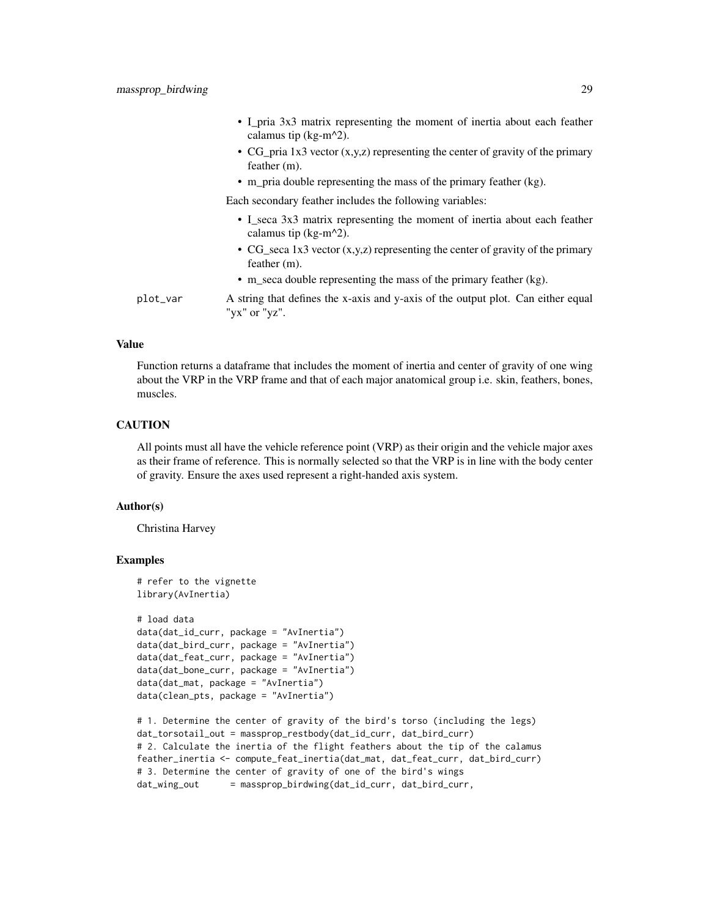- I_pria 3x3 matrix representing the moment of inertia about each feather calamus tip (kg-m^2).
- CG_pria 1x3 vector (x,y,z) representing the center of gravity of the primary feather (m).
- m_pria double representing the mass of the primary feather (kg).

Each secondary feather includes the following variables:

- I_seca 3x3 matrix representing the moment of inertia about each feather calamus tip (kg-m^2).
- CG_seca 1x3 vector (x,y,z) representing the center of gravity of the primary feather (m).
- m_seca double representing the mass of the primary feather (kg).

plot_var — A string that defines the x-axis and y-axis of the output plot. Can either equal "yx" or "yz".

### Value

Function returns a dataframe that includes the moment of inertia and center of gravity of one wing about the VRP in the VRP frame and that of each major anatomical group i.e. skin, feathers, bones, muscles.

### CAUTION

All points must all have the vehicle reference point (VRP) as their origin and the vehicle major axes as their frame of reference. This is normally selected so that the VRP is in line with the body center of gravity. Ensure the axes used represent a right-handed axis system.

### Author(s)

Christina Harvey

### Examples

```
# refer to the vignette
library(AvInertia)

# load data
data(dat_id_curr, package = "AvInertia")
data(dat_bird_curr, package = "AvInertia")
data(dat_feat_curr, package = "AvInertia")
data(dat_bone_curr, package = "AvInertia")
data(dat_mat, package = "AvInertia")
data(clean_pts, package = "AvInertia")

# 1. Determine the center of gravity of the bird's torso (including the legs)
dat_torsotail_out = massprop_restbody(dat_id_curr, dat_bird_curr)
# 2. Calculate the inertia of the flight feathers about the tip of the calamus
feather_inertia <- compute_feat_inertia(dat_mat, dat_feat_curr, dat_bird_curr)
# 3. Determine the center of gravity of one of the bird's wings
dat_wing_out      = massprop_birdwing(dat_id_curr, dat_bird_curr,
```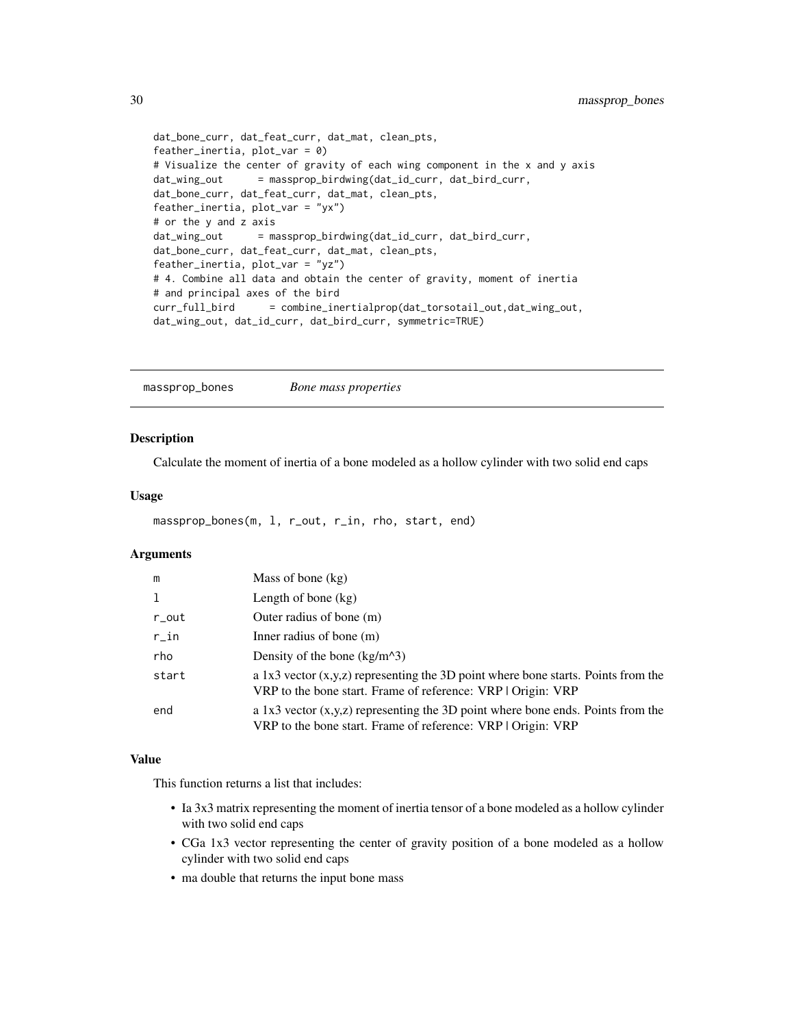```
dat_bone_curr, dat_feat_curr, dat_mat, clean_pts,
feather_inertia, plot_var = 0)
# Visualize the center of gravity of each wing component in the x and y axis
dat_wing_out      = massprop_birdwing(dat_id_curr, dat_bird_curr,
dat_bone_curr, dat_feat_curr, dat_mat, clean_pts,
feather_inertia, plot_var = "yx")
# or the y and z axis
dat_wing_out      = massprop_birdwing(dat_id_curr, dat_bird_curr,
dat_bone_curr, dat_feat_curr, dat_mat, clean_pts,
feather_inertia, plot_var = "yz")
# 4. Combine all data and obtain the center of gravity, moment of inertia
# and principal axes of the bird
curr_full_bird      = combine_inertialprop(dat_torsotail_out,dat_wing_out,
dat_wing_out, dat_id_curr, dat_bird_curr, symmetric=TRUE)
```

---

## massprop_bones *Bone mass properties*

### Description

Calculate the moment of inertia of a bone modeled as a hollow cylinder with two solid end caps

### Usage

```
massprop_bones(m, l, r_out, r_in, rho, start, end)
```

### Arguments

| | |
|---|---|
| m | Mass of bone (kg) |
| l | Length of bone (kg) |
| r_out | Outer radius of bone (m) |
| r_in | Inner radius of bone (m) |
| rho | Density of the bone (kg/m^3) |
| start | a 1x3 vector (x,y,z) representing the 3D point where bone starts. Points from the VRP to the bone start. Frame of reference: VRP \| Origin: VRP |
| end | a 1x3 vector (x,y,z) representing the 3D point where bone ends. Points from the VRP to the bone start. Frame of reference: VRP \| Origin: VRP |

### Value

This function returns a list that includes:

- Ia 3x3 matrix representing the moment of inertia tensor of a bone modeled as a hollow cylinder with two solid end caps
- CGa 1x3 vector representing the center of gravity position of a bone modeled as a hollow cylinder with two solid end caps
- ma double that returns the input bone mass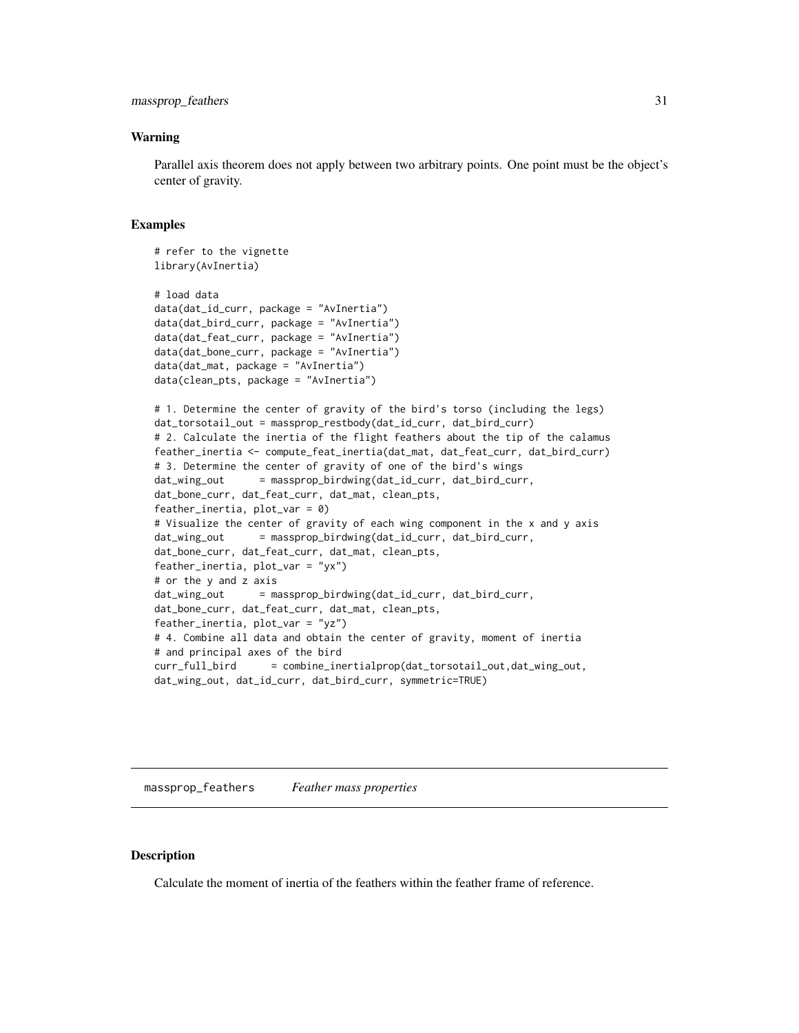### Warning

Parallel axis theorem does not apply between two arbitrary points. One point must be the object's center of gravity.

### Examples

```
# refer to the vignette
library(AvInertia)

# load data
data(dat_id_curr, package = "AvInertia")
data(dat_bird_curr, package = "AvInertia")
data(dat_feat_curr, package = "AvInertia")
data(dat_bone_curr, package = "AvInertia")
data(dat_mat, package = "AvInertia")
data(clean_pts, package = "AvInertia")

# 1. Determine the center of gravity of the bird's torso (including the legs)
dat_torsotail_out = massprop_restbody(dat_id_curr, dat_bird_curr)
# 2. Calculate the inertia of the flight feathers about the tip of the calamus
feather_inertia <- compute_feat_inertia(dat_mat, dat_feat_curr, dat_bird_curr)
# 3. Determine the center of gravity of one of the bird's wings
dat_wing_out      = massprop_birdwing(dat_id_curr, dat_bird_curr,
dat_bone_curr, dat_feat_curr, dat_mat, clean_pts,
feather_inertia, plot_var = 0)
# Visualize the center of gravity of each wing component in the x and y axis
dat_wing_out      = massprop_birdwing(dat_id_curr, dat_bird_curr,
dat_bone_curr, dat_feat_curr, dat_mat, clean_pts,
feather_inertia, plot_var = "yx")
# or the y and z axis
dat_wing_out      = massprop_birdwing(dat_id_curr, dat_bird_curr,
dat_bone_curr, dat_feat_curr, dat_mat, clean_pts,
feather_inertia, plot_var = "yz")
# 4. Combine all data and obtain the center of gravity, moment of inertia
# and principal axes of the bird
curr_full_bird      = combine_inertialprop(dat_torsotail_out,dat_wing_out,
dat_wing_out, dat_id_curr, dat_bird_curr, symmetric=TRUE)
```

---

## massprop_feathers *Feather mass properties*

### Description

Calculate the moment of inertia of the feathers within the feather frame of reference.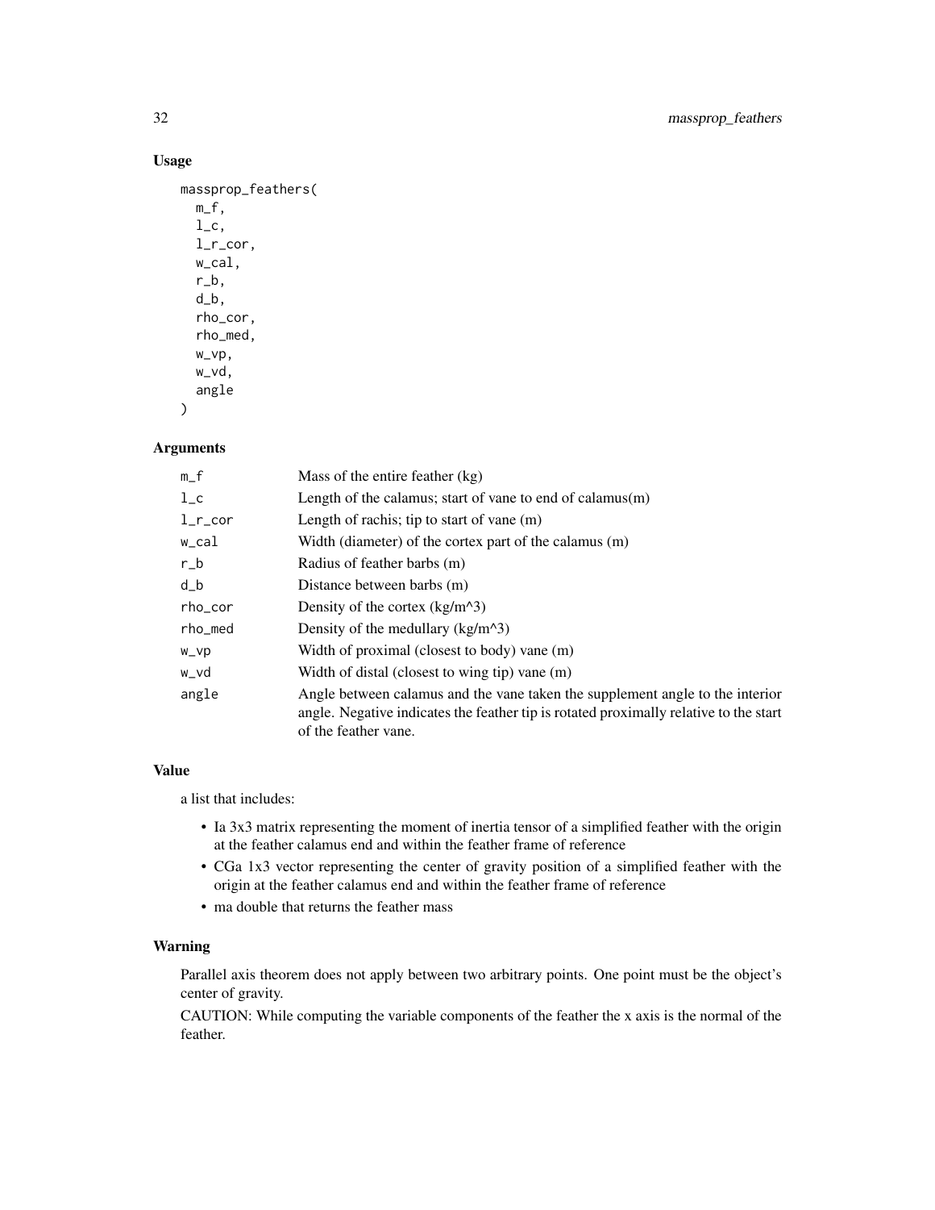## Usage

```
massprop_feathers(
  m_f,
  l_c,
  l_r_cor,
  w_cal,
  r_b,
  d_b,
  rho_cor,
  rho_med,
  w_vp,
  w_vd,
  angle
)
```

## Arguments

| | |
|---|---|
| m_f | Mass of the entire feather (kg) |
| l_c | Length of the calamus; start of vane to end of calamus(m) |
| l_r_cor | Length of rachis; tip to start of vane (m) |
| w_cal | Width (diameter) of the cortex part of the calamus (m) |
| r_b | Radius of feather barbs (m) |
| d_b | Distance between barbs (m) |
| rho_cor | Density of the cortex (kg/m^3) |
| rho_med | Density of the medullary (kg/m^3) |
| w_vp | Width of proximal (closest to body) vane (m) |
| w_vd | Width of distal (closest to wing tip) vane (m) |
| angle | Angle between calamus and the vane taken the supplement angle to the interior angle. Negative indicates the feather tip is rotated proximally relative to the start of the feather vane. |

## Value

a list that includes:

- Ia 3x3 matrix representing the moment of inertia tensor of a simplified feather with the origin at the feather calamus end and within the feather frame of reference
- CGa 1x3 vector representing the center of gravity position of a simplified feather with the origin at the feather calamus end and within the feather frame of reference
- ma double that returns the feather mass

## Warning

Parallel axis theorem does not apply between two arbitrary points. One point must be the object's center of gravity.

CAUTION: While computing the variable components of the feather the x axis is the normal of the feather.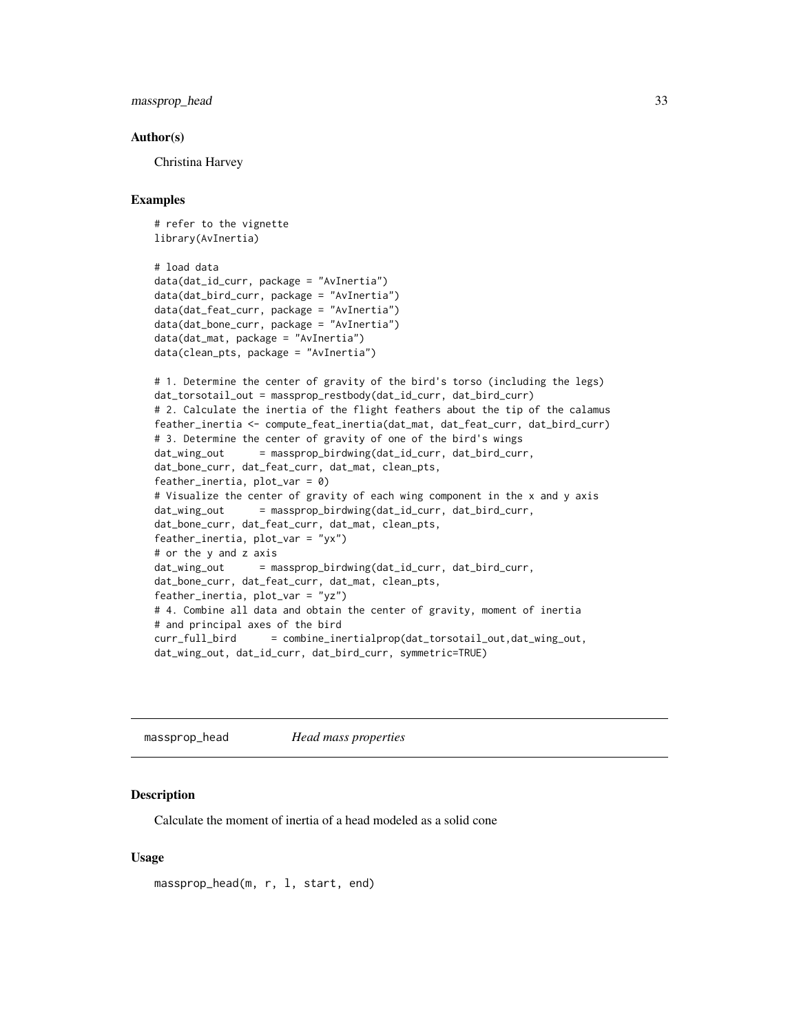### Author(s)

Christina Harvey

### Examples

```
# refer to the vignette
library(AvInertia)

# load data
data(dat_id_curr, package = "AvInertia")
data(dat_bird_curr, package = "AvInertia")
data(dat_feat_curr, package = "AvInertia")
data(dat_bone_curr, package = "AvInertia")
data(dat_mat, package = "AvInertia")
data(clean_pts, package = "AvInertia")

# 1. Determine the center of gravity of the bird's torso (including the legs)
dat_torsotail_out = massprop_restbody(dat_id_curr, dat_bird_curr)
# 2. Calculate the inertia of the flight feathers about the tip of the calamus
feather_inertia <- compute_feat_inertia(dat_mat, dat_feat_curr, dat_bird_curr)
# 3. Determine the center of gravity of one of the bird's wings
dat_wing_out      = massprop_birdwing(dat_id_curr, dat_bird_curr,
dat_bone_curr, dat_feat_curr, dat_mat, clean_pts,
feather_inertia, plot_var = 0)
# Visualize the center of gravity of each wing component in the x and y axis
dat_wing_out      = massprop_birdwing(dat_id_curr, dat_bird_curr,
dat_bone_curr, dat_feat_curr, dat_mat, clean_pts,
feather_inertia, plot_var = "yx")
# or the y and z axis
dat_wing_out      = massprop_birdwing(dat_id_curr, dat_bird_curr,
dat_bone_curr, dat_feat_curr, dat_mat, clean_pts,
feather_inertia, plot_var = "yz")
# 4. Combine all data and obtain the center of gravity, moment of inertia
# and principal axes of the bird
curr_full_bird      = combine_inertialprop(dat_torsotail_out,dat_wing_out,
dat_wing_out, dat_id_curr, dat_bird_curr, symmetric=TRUE)
```

---

## massprop_head        *Head mass properties*

### Description

Calculate the moment of inertia of a head modeled as a solid cone

### Usage

```
massprop_head(m, r, l, start, end)
```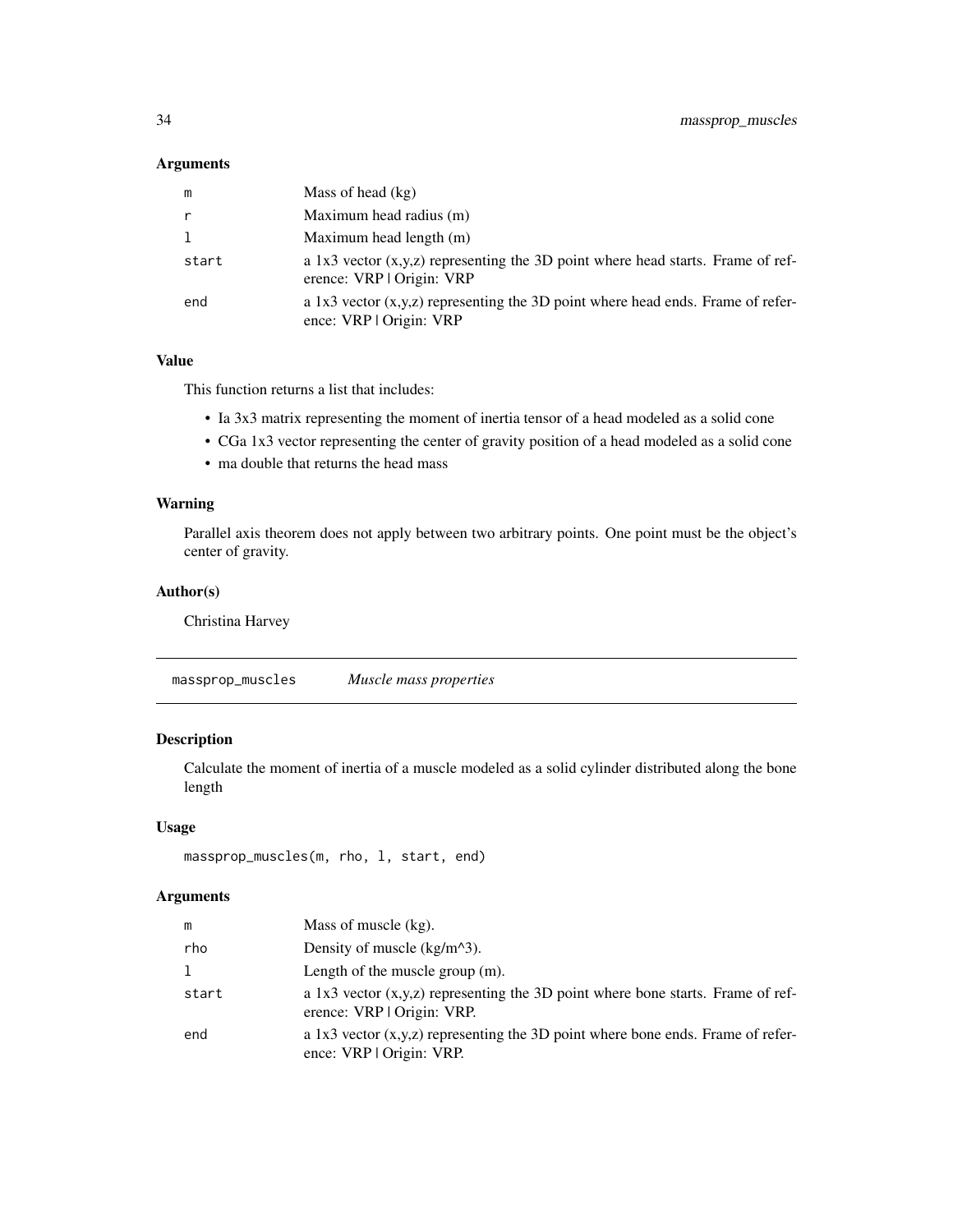### Arguments

| | |
|---|---|
| m | Mass of head (kg) |
| r | Maximum head radius (m) |
| l | Maximum head length (m) |
| start | a 1x3 vector (x,y,z) representing the 3D point where head starts. Frame of reference: VRP \| Origin: VRP |
| end | a 1x3 vector (x,y,z) representing the 3D point where head ends. Frame of reference: VRP \| Origin: VRP |

### Value

This function returns a list that includes:

- Ia 3x3 matrix representing the moment of inertia tensor of a head modeled as a solid cone
- CGa 1x3 vector representing the center of gravity position of a head modeled as a solid cone
- ma double that returns the head mass

### Warning

Parallel axis theorem does not apply between two arbitrary points. One point must be the object's center of gravity.

### Author(s)

Christina Harvey

---

## massprop_muscles *Muscle mass properties*

### Description

Calculate the moment of inertia of a muscle modeled as a solid cylinder distributed along the bone length

### Usage

```
massprop_muscles(m, rho, l, start, end)
```

### Arguments

| | |
|---|---|
| m | Mass of muscle (kg). |
| rho | Density of muscle (kg/m^3). |
| l | Length of the muscle group (m). |
| start | a 1x3 vector (x,y,z) representing the 3D point where bone starts. Frame of reference: VRP \| Origin: VRP. |
| end | a 1x3 vector (x,y,z) representing the 3D point where bone ends. Frame of reference: VRP \| Origin: VRP. |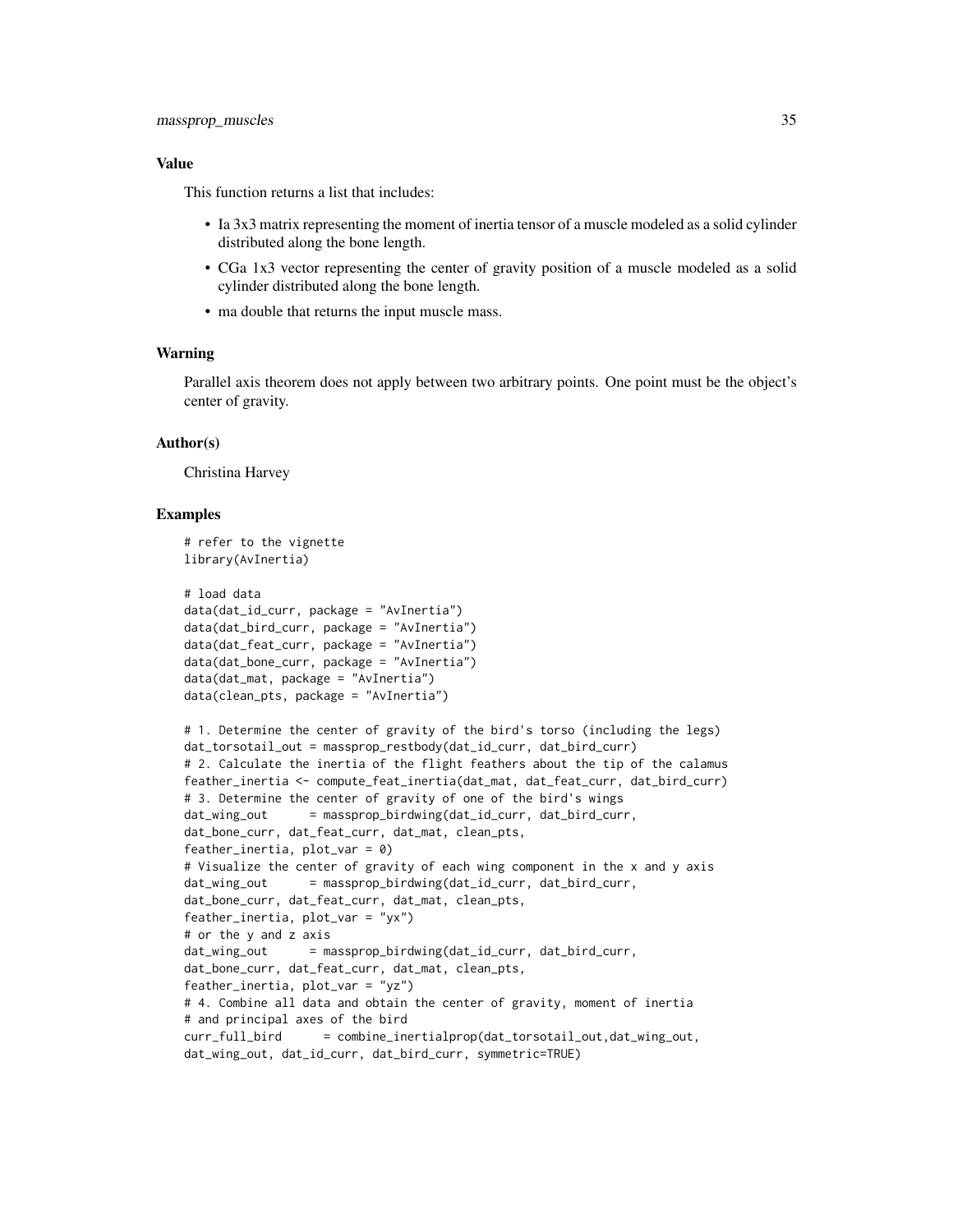## Value

This function returns a list that includes:

- Ia 3x3 matrix representing the moment of inertia tensor of a muscle modeled as a solid cylinder distributed along the bone length.
- CGa 1x3 vector representing the center of gravity position of a muscle modeled as a solid cylinder distributed along the bone length.
- ma double that returns the input muscle mass.

## Warning

Parallel axis theorem does not apply between two arbitrary points. One point must be the object's center of gravity.

## Author(s)

Christina Harvey

## Examples

```
# refer to the vignette
library(AvInertia)

# load data
data(dat_id_curr, package = "AvInertia")
data(dat_bird_curr, package = "AvInertia")
data(dat_feat_curr, package = "AvInertia")
data(dat_bone_curr, package = "AvInertia")
data(dat_mat, package = "AvInertia")
data(clean_pts, package = "AvInertia")

# 1. Determine the center of gravity of the bird's torso (including the legs)
dat_torsotail_out = massprop_restbody(dat_id_curr, dat_bird_curr)
# 2. Calculate the inertia of the flight feathers about the tip of the calamus
feather_inertia <- compute_feat_inertia(dat_mat, dat_feat_curr, dat_bird_curr)
# 3. Determine the center of gravity of one of the bird's wings
dat_wing_out      = massprop_birdwing(dat_id_curr, dat_bird_curr,
dat_bone_curr, dat_feat_curr, dat_mat, clean_pts,
feather_inertia, plot_var = 0)
# Visualize the center of gravity of each wing component in the x and y axis
dat_wing_out      = massprop_birdwing(dat_id_curr, dat_bird_curr,
dat_bone_curr, dat_feat_curr, dat_mat, clean_pts,
feather_inertia, plot_var = "yx")
# or the y and z axis
dat_wing_out      = massprop_birdwing(dat_id_curr, dat_bird_curr,
dat_bone_curr, dat_feat_curr, dat_mat, clean_pts,
feather_inertia, plot_var = "yz")
# 4. Combine all data and obtain the center of gravity, moment of inertia
# and principal axes of the bird
curr_full_bird      = combine_inertialprop(dat_torsotail_out,dat_wing_out,
dat_wing_out, dat_id_curr, dat_bird_curr, symmetric=TRUE)
```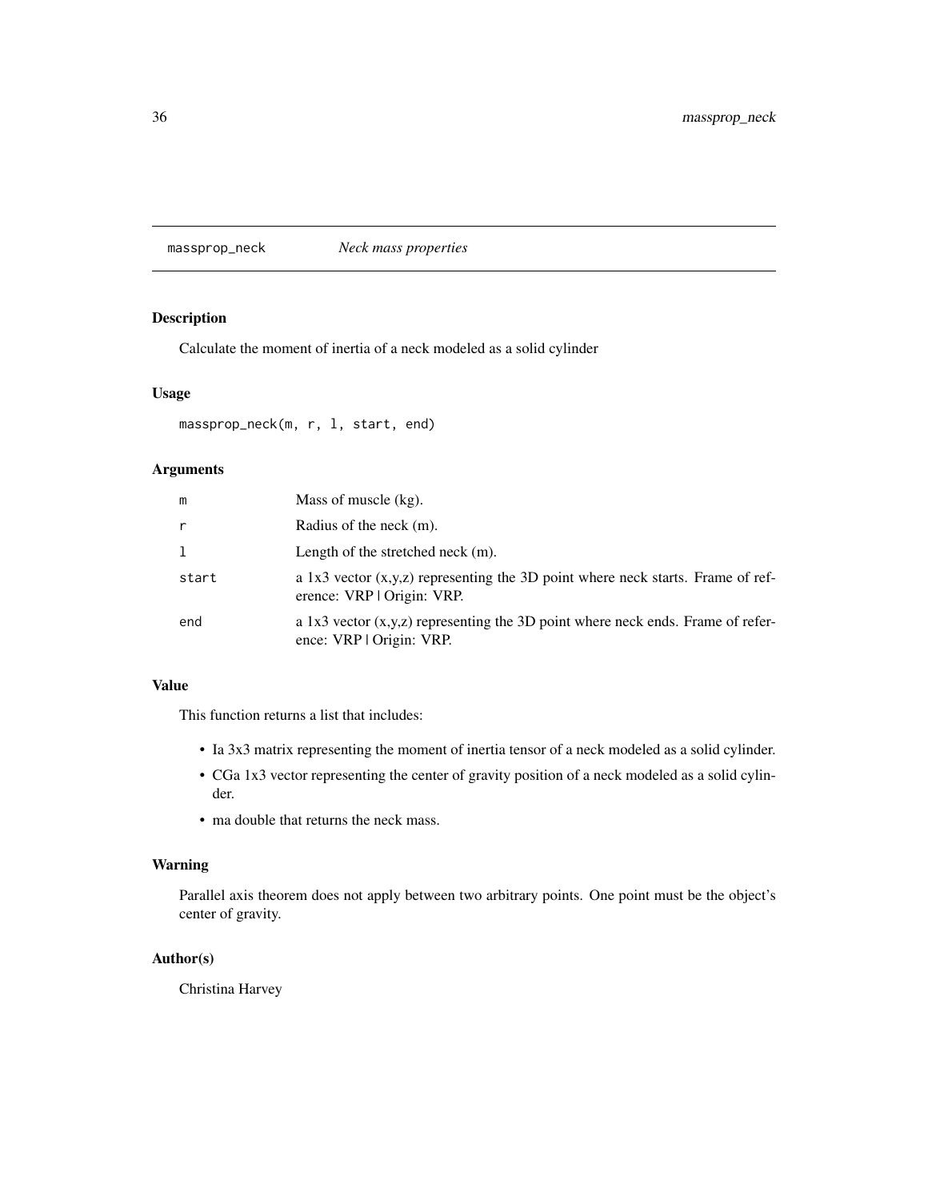# massprop_neck — *Neck mass properties*

## Description

Calculate the moment of inertia of a neck modeled as a solid cylinder

## Usage

```
massprop_neck(m, r, l, start, end)
```

## Arguments

| | |
|---|---|
| m | Mass of muscle (kg). |
| r | Radius of the neck (m). |
| l | Length of the stretched neck (m). |
| start | a 1x3 vector (x,y,z) representing the 3D point where neck starts. Frame of reference: VRP \| Origin: VRP. |
| end | a 1x3 vector (x,y,z) representing the 3D point where neck ends. Frame of reference: VRP \| Origin: VRP. |

## Value

This function returns a list that includes:

- Ia 3x3 matrix representing the moment of inertia tensor of a neck modeled as a solid cylinder.
- CGa 1x3 vector representing the center of gravity position of a neck modeled as a solid cylinder.
- ma double that returns the neck mass.

## Warning

Parallel axis theorem does not apply between two arbitrary points. One point must be the object's center of gravity.

## Author(s)

Christina Harvey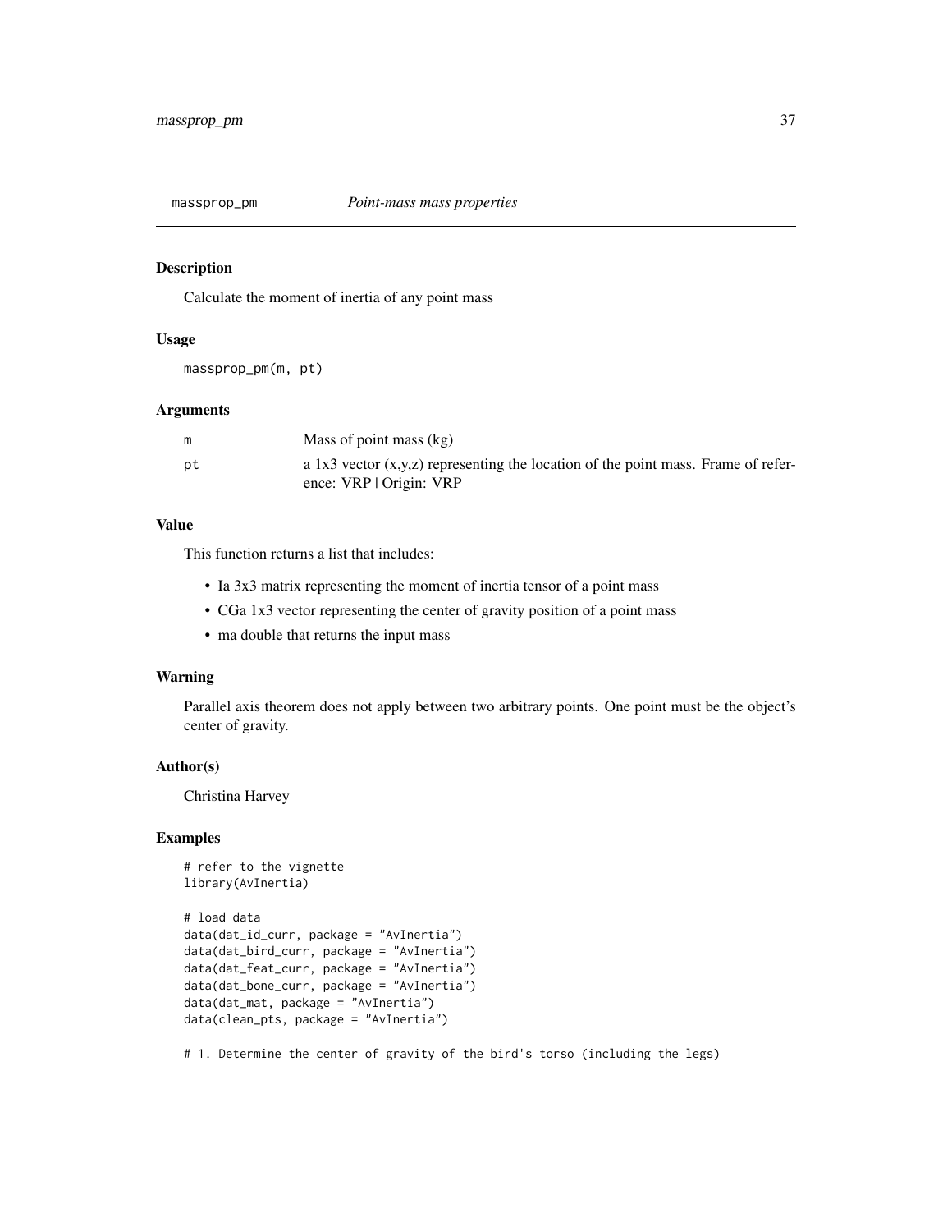## massprop_pm *Point-mass mass properties*

### Description

Calculate the moment of inertia of any point mass

### Usage

```
massprop_pm(m, pt)
```

### Arguments

| | |
|---|---|
| m | Mass of point mass (kg) |
| pt | a 1x3 vector (x,y,z) representing the location of the point mass. Frame of reference: VRP \| Origin: VRP |

### Value

This function returns a list that includes:

- Ia 3x3 matrix representing the moment of inertia tensor of a point mass
- CGa 1x3 vector representing the center of gravity position of a point mass
- ma double that returns the input mass

### Warning

Parallel axis theorem does not apply between two arbitrary points. One point must be the object's center of gravity.

### Author(s)

Christina Harvey

### Examples

```
# refer to the vignette
library(AvInertia)

# load data
data(dat_id_curr, package = "AvInertia")
data(dat_bird_curr, package = "AvInertia")
data(dat_feat_curr, package = "AvInertia")
data(dat_bone_curr, package = "AvInertia")
data(dat_mat, package = "AvInertia")
data(clean_pts, package = "AvInertia")

# 1. Determine the center of gravity of the bird's torso (including the legs)
```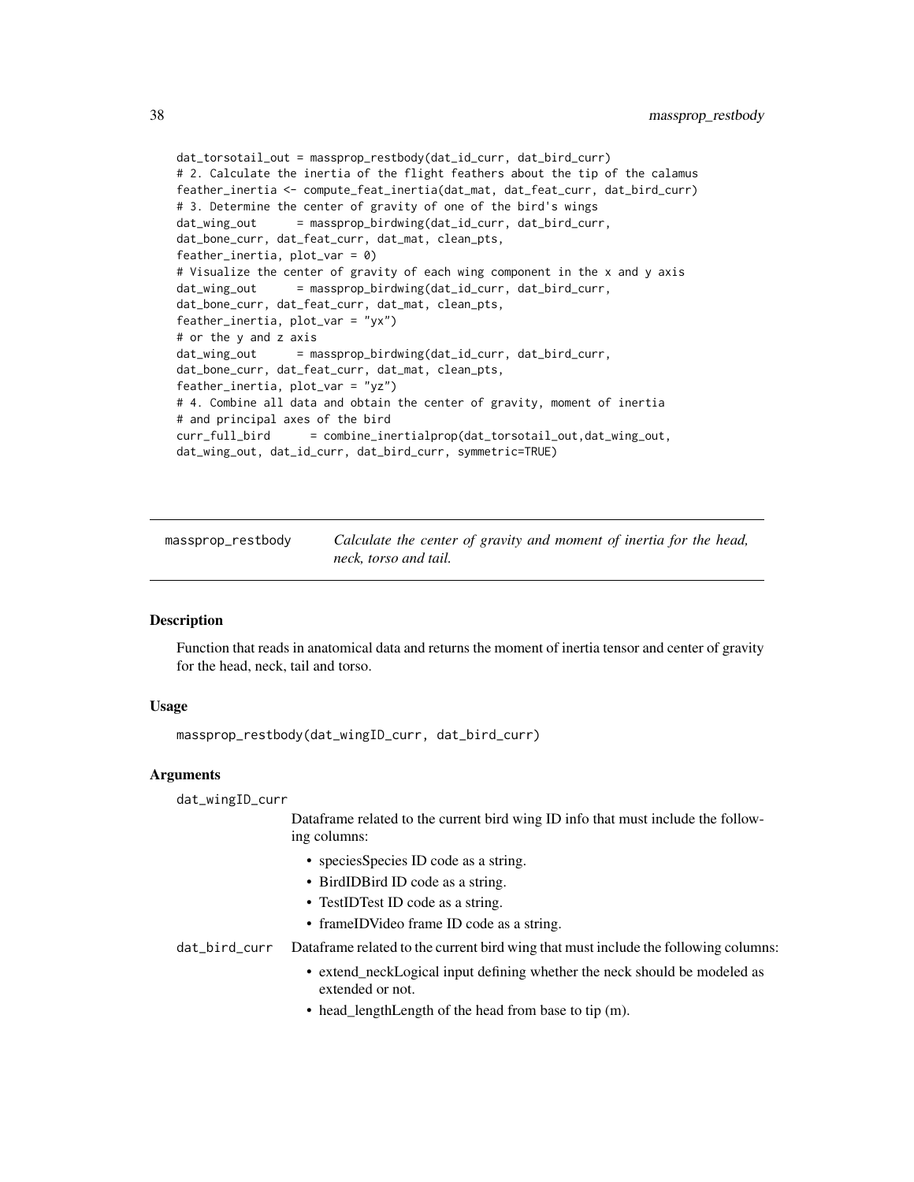```
dat_torsotail_out = massprop_restbody(dat_id_curr, dat_bird_curr)
# 2. Calculate the inertia of the flight feathers about the tip of the calamus
feather_inertia <- compute_feat_inertia(dat_mat, dat_feat_curr, dat_bird_curr)
# 3. Determine the center of gravity of one of the bird's wings
dat_wing_out      = massprop_birdwing(dat_id_curr, dat_bird_curr,
dat_bone_curr, dat_feat_curr, dat_mat, clean_pts,
feather_inertia, plot_var = 0)
# Visualize the center of gravity of each wing component in the x and y axis
dat_wing_out      = massprop_birdwing(dat_id_curr, dat_bird_curr,
dat_bone_curr, dat_feat_curr, dat_mat, clean_pts,
feather_inertia, plot_var = "yx")
# or the y and z axis
dat_wing_out      = massprop_birdwing(dat_id_curr, dat_bird_curr,
dat_bone_curr, dat_feat_curr, dat_mat, clean_pts,
feather_inertia, plot_var = "yz")
# 4. Combine all data and obtain the center of gravity, moment of inertia
# and principal axes of the bird
curr_full_bird      = combine_inertialprop(dat_torsotail_out,dat_wing_out,
dat_wing_out, dat_id_curr, dat_bird_curr, symmetric=TRUE)
```

## massprop_restbody — *Calculate the center of gravity and moment of inertia for the head, neck, torso and tail.*

### Description

Function that reads in anatomical data and returns the moment of inertia tensor and center of gravity for the head, neck, tail and torso.

### Usage

```
massprop_restbody(dat_wingID_curr, dat_bird_curr)
```

### Arguments

`dat_wingID_curr`
: Dataframe related to the current bird wing ID info that must include the following columns:

  - speciesSpecies ID code as a string.
  - BirdIDBird ID code as a string.
  - TestIDTest ID code as a string.
  - frameIDVideo frame ID code as a string.

`dat_bird_curr`
: Dataframe related to the current bird wing that must include the following columns:

  - extend_neckLogical input defining whether the neck should be modeled as extended or not.
  - head_lengthLength of the head from base to tip (m).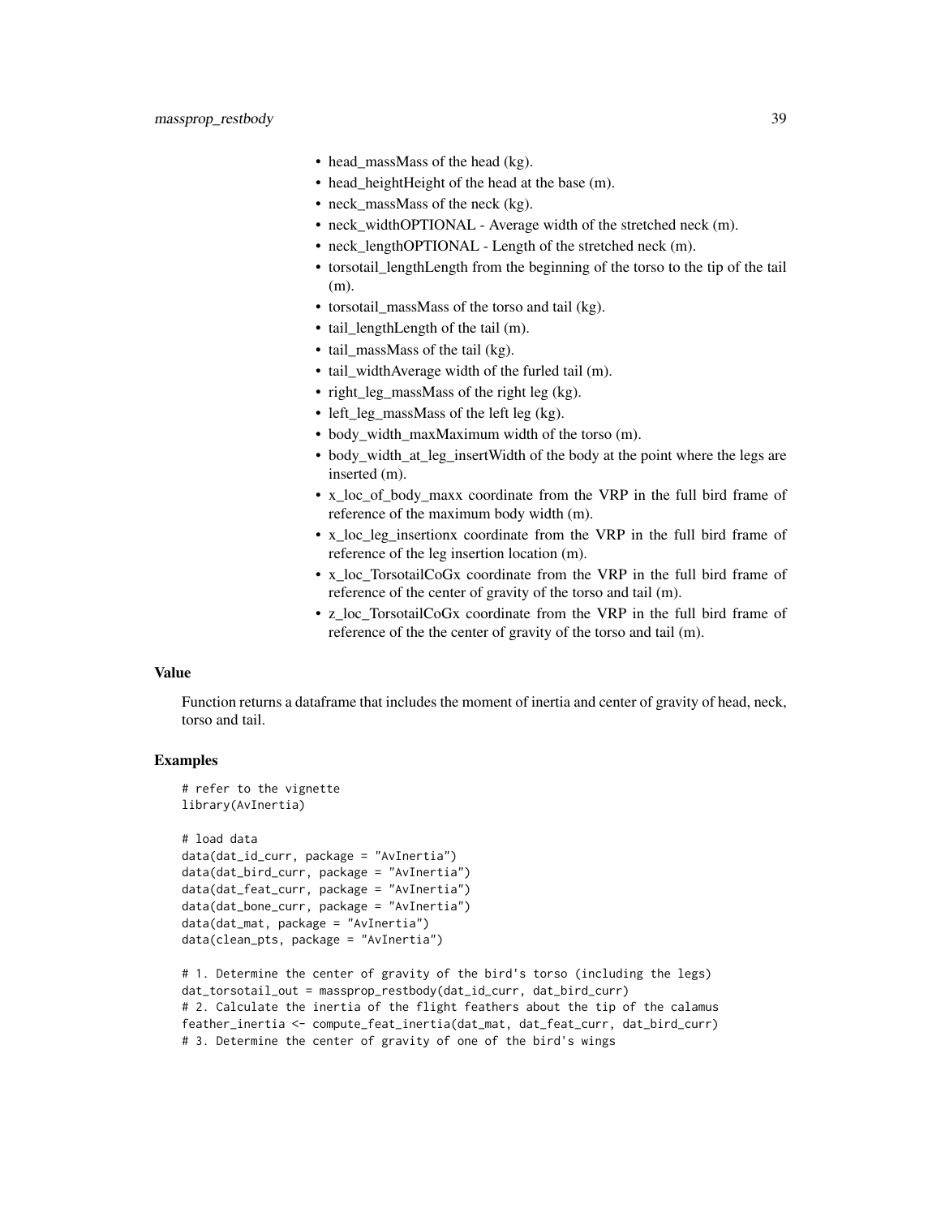- head_massMass of the head (kg).
- head_heightHeight of the head at the base (m).
- neck_massMass of the neck (kg).
- neck_widthOPTIONAL - Average width of the stretched neck (m).
- neck_lengthOPTIONAL - Length of the stretched neck (m).
- torsotail_lengthLength from the beginning of the torso to the tip of the tail (m).
- torsotail_massMass of the torso and tail (kg).
- tail_lengthLength of the tail (m).
- tail_massMass of the tail (kg).
- tail_widthAverage width of the furled tail (m).
- right_leg_massMass of the right leg (kg).
- left_leg_massMass of the left leg (kg).
- body_width_maxMaximum width of the torso (m).
- body_width_at_leg_insertWidth of the body at the point where the legs are inserted (m).
- x_loc_of_body_maxx coordinate from the VRP in the full bird frame of reference of the maximum body width (m).
- x_loc_leg_insertionx coordinate from the VRP in the full bird frame of reference of the leg insertion location (m).
- x_loc_TorsotailCoGx coordinate from the VRP in the full bird frame of reference of the center of gravity of the torso and tail (m).
- z_loc_TorsotailCoGx coordinate from the VRP in the full bird frame of reference of the the center of gravity of the torso and tail (m).

## Value

Function returns a dataframe that includes the moment of inertia and center of gravity of head, neck, torso and tail.

## Examples

```
# refer to the vignette
library(AvInertia)

# load data
data(dat_id_curr, package = "AvInertia")
data(dat_bird_curr, package = "AvInertia")
data(dat_feat_curr, package = "AvInertia")
data(dat_bone_curr, package = "AvInertia")
data(dat_mat, package = "AvInertia")
data(clean_pts, package = "AvInertia")

# 1. Determine the center of gravity of the bird's torso (including the legs)
dat_torsotail_out = massprop_restbody(dat_id_curr, dat_bird_curr)
# 2. Calculate the inertia of the flight feathers about the tip of the calamus
feather_inertia <- compute_feat_inertia(dat_mat, dat_feat_curr, dat_bird_curr)
# 3. Determine the center of gravity of one of the bird's wings
```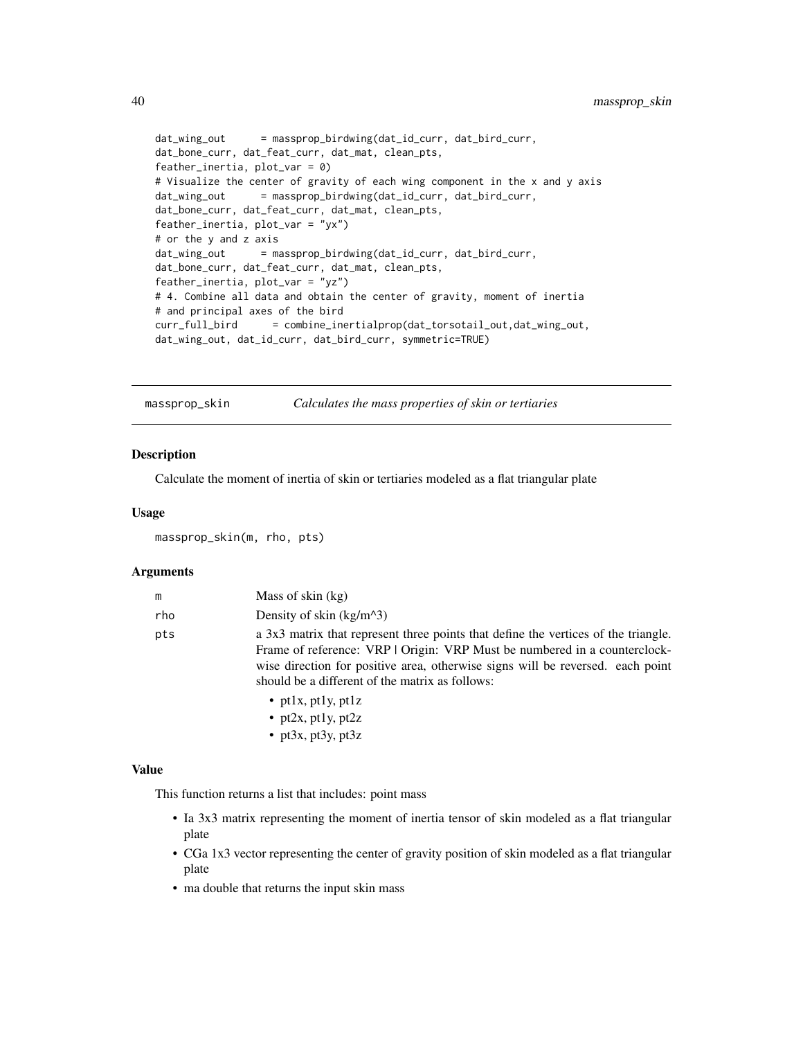```
dat_wing_out      = massprop_birdwing(dat_id_curr, dat_bird_curr,
dat_bone_curr, dat_feat_curr, dat_mat, clean_pts,
feather_inertia, plot_var = 0)
# Visualize the center of gravity of each wing component in the x and y axis
dat_wing_out      = massprop_birdwing(dat_id_curr, dat_bird_curr,
dat_bone_curr, dat_feat_curr, dat_mat, clean_pts,
feather_inertia, plot_var = "yx")
# or the y and z axis
dat_wing_out      = massprop_birdwing(dat_id_curr, dat_bird_curr,
dat_bone_curr, dat_feat_curr, dat_mat, clean_pts,
feather_inertia, plot_var = "yz")
# 4. Combine all data and obtain the center of gravity, moment of inertia
# and principal axes of the bird
curr_full_bird      = combine_inertialprop(dat_torsotail_out,dat_wing_out,
dat_wing_out, dat_id_curr, dat_bird_curr, symmetric=TRUE)
```

---

## massprop_skin — *Calculates the mass properties of skin or tertiaries*

### Description

Calculate the moment of inertia of skin or tertiaries modeled as a flat triangular plate

### Usage

```
massprop_skin(m, rho, pts)
```

### Arguments

| | |
|---|---|
| m | Mass of skin (kg) |
| rho | Density of skin (kg/m^3) |
| pts | a 3x3 matrix that represent three points that define the vertices of the triangle. Frame of reference: VRP \| Origin: VRP Must be numbered in a counterclockwise direction for positive area, otherwise signs will be reversed. each point should be a different of the matrix as follows: <br> • pt1x, pt1y, pt1z <br> • pt2x, pt1y, pt2z <br> • pt3x, pt3y, pt3z |

### Value

This function returns a list that includes: point mass

- Ia 3x3 matrix representing the moment of inertia tensor of skin modeled as a flat triangular plate
- CGa 1x3 vector representing the center of gravity position of skin modeled as a flat triangular plate
- ma double that returns the input skin mass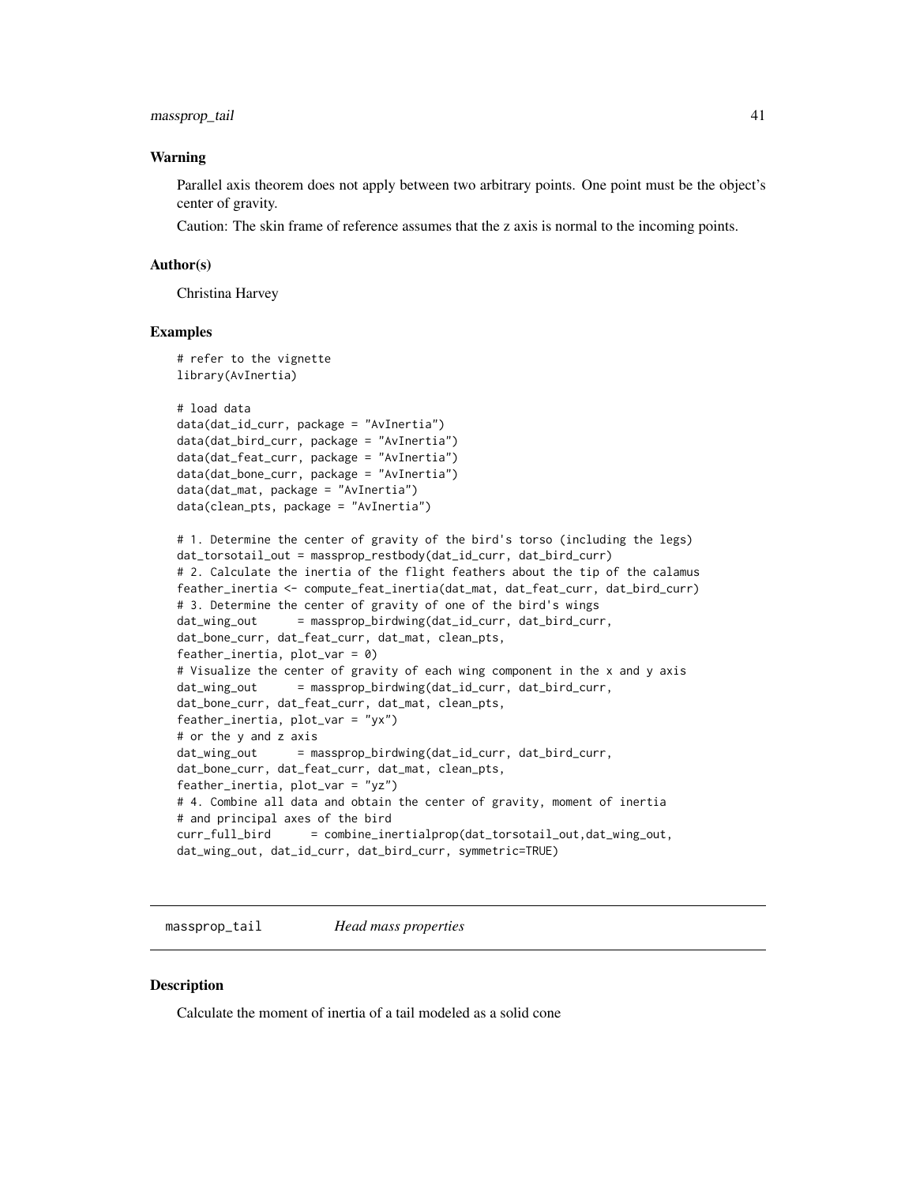### Warning

Parallel axis theorem does not apply between two arbitrary points. One point must be the object's center of gravity.

Caution: The skin frame of reference assumes that the z axis is normal to the incoming points.

### Author(s)

Christina Harvey

### Examples

```
# refer to the vignette
library(AvInertia)

# load data
data(dat_id_curr, package = "AvInertia")
data(dat_bird_curr, package = "AvInertia")
data(dat_feat_curr, package = "AvInertia")
data(dat_bone_curr, package = "AvInertia")
data(dat_mat, package = "AvInertia")
data(clean_pts, package = "AvInertia")

# 1. Determine the center of gravity of the bird's torso (including the legs)
dat_torsotail_out = massprop_restbody(dat_id_curr, dat_bird_curr)
# 2. Calculate the inertia of the flight feathers about the tip of the calamus
feather_inertia <- compute_feat_inertia(dat_mat, dat_feat_curr, dat_bird_curr)
# 3. Determine the center of gravity of one of the bird's wings
dat_wing_out      = massprop_birdwing(dat_id_curr, dat_bird_curr,
dat_bone_curr, dat_feat_curr, dat_mat, clean_pts,
feather_inertia, plot_var = 0)
# Visualize the center of gravity of each wing component in the x and y axis
dat_wing_out      = massprop_birdwing(dat_id_curr, dat_bird_curr,
dat_bone_curr, dat_feat_curr, dat_mat, clean_pts,
feather_inertia, plot_var = "yx")
# or the y and z axis
dat_wing_out      = massprop_birdwing(dat_id_curr, dat_bird_curr,
dat_bone_curr, dat_feat_curr, dat_mat, clean_pts,
feather_inertia, plot_var = "yz")
# 4. Combine all data and obtain the center of gravity, moment of inertia
# and principal axes of the bird
curr_full_bird      = combine_inertialprop(dat_torsotail_out,dat_wing_out,
dat_wing_out, dat_id_curr, dat_bird_curr, symmetric=TRUE)
```

---

## massprop_tail    *Head mass properties*

### Description

Calculate the moment of inertia of a tail modeled as a solid cone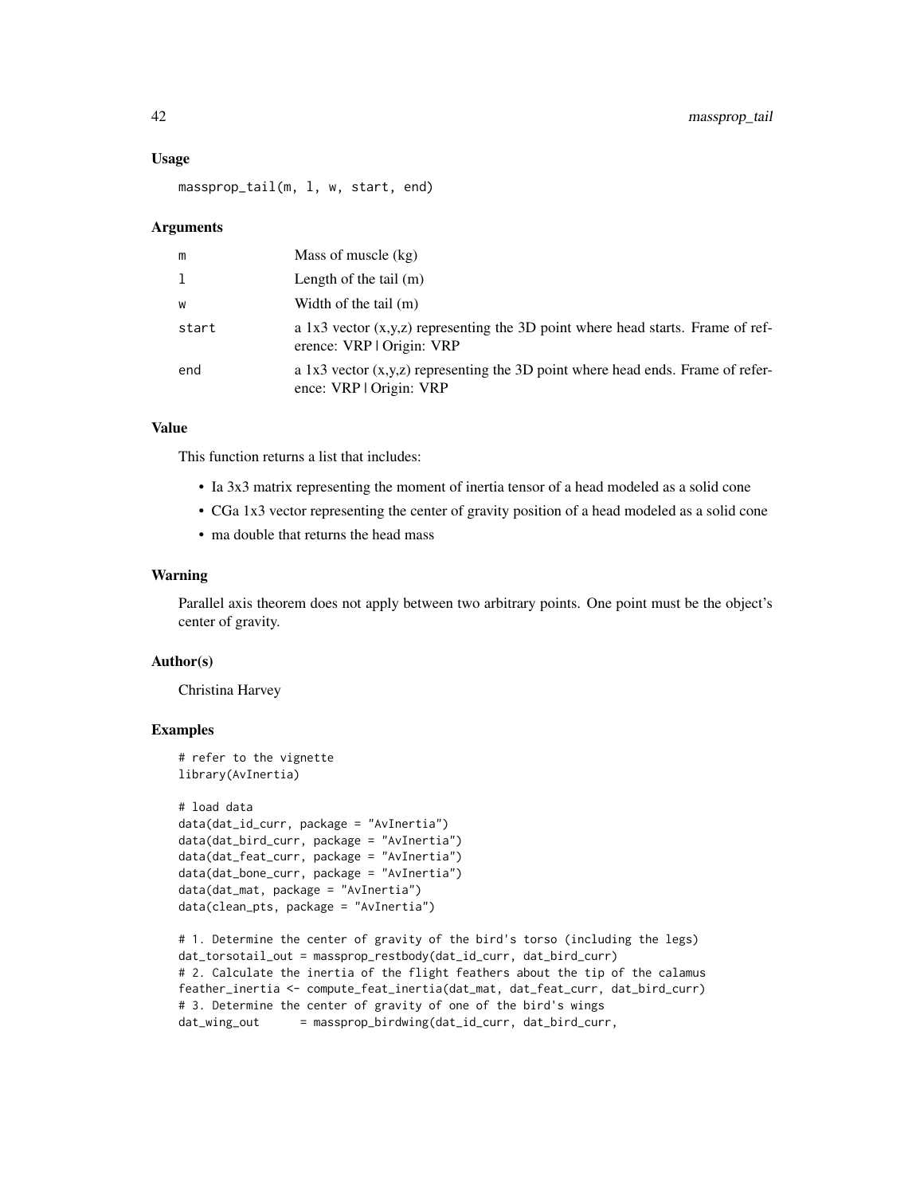## Usage

```
massprop_tail(m, l, w, start, end)
```

## Arguments

| | |
|---|---|
| m | Mass of muscle (kg) |
| l | Length of the tail (m) |
| w | Width of the tail (m) |
| start | a 1x3 vector (x,y,z) representing the 3D point where head starts. Frame of reference: VRP \| Origin: VRP |
| end | a 1x3 vector (x,y,z) representing the 3D point where head ends. Frame of reference: VRP \| Origin: VRP |

## Value

This function returns a list that includes:

- Ia 3x3 matrix representing the moment of inertia tensor of a head modeled as a solid cone
- CGa 1x3 vector representing the center of gravity position of a head modeled as a solid cone
- ma double that returns the head mass

## Warning

Parallel axis theorem does not apply between two arbitrary points. One point must be the object's center of gravity.

## Author(s)

Christina Harvey

## Examples

```
# refer to the vignette
library(AvInertia)

# load data
data(dat_id_curr, package = "AvInertia")
data(dat_bird_curr, package = "AvInertia")
data(dat_feat_curr, package = "AvInertia")
data(dat_bone_curr, package = "AvInertia")
data(dat_mat, package = "AvInertia")
data(clean_pts, package = "AvInertia")

# 1. Determine the center of gravity of the bird's torso (including the legs)
dat_torsotail_out = massprop_restbody(dat_id_curr, dat_bird_curr)
# 2. Calculate the inertia of the flight feathers about the tip of the calamus
feather_inertia <- compute_feat_inertia(dat_mat, dat_feat_curr, dat_bird_curr)
# 3. Determine the center of gravity of one of the bird's wings
dat_wing_out      = massprop_birdwing(dat_id_curr, dat_bird_curr,
```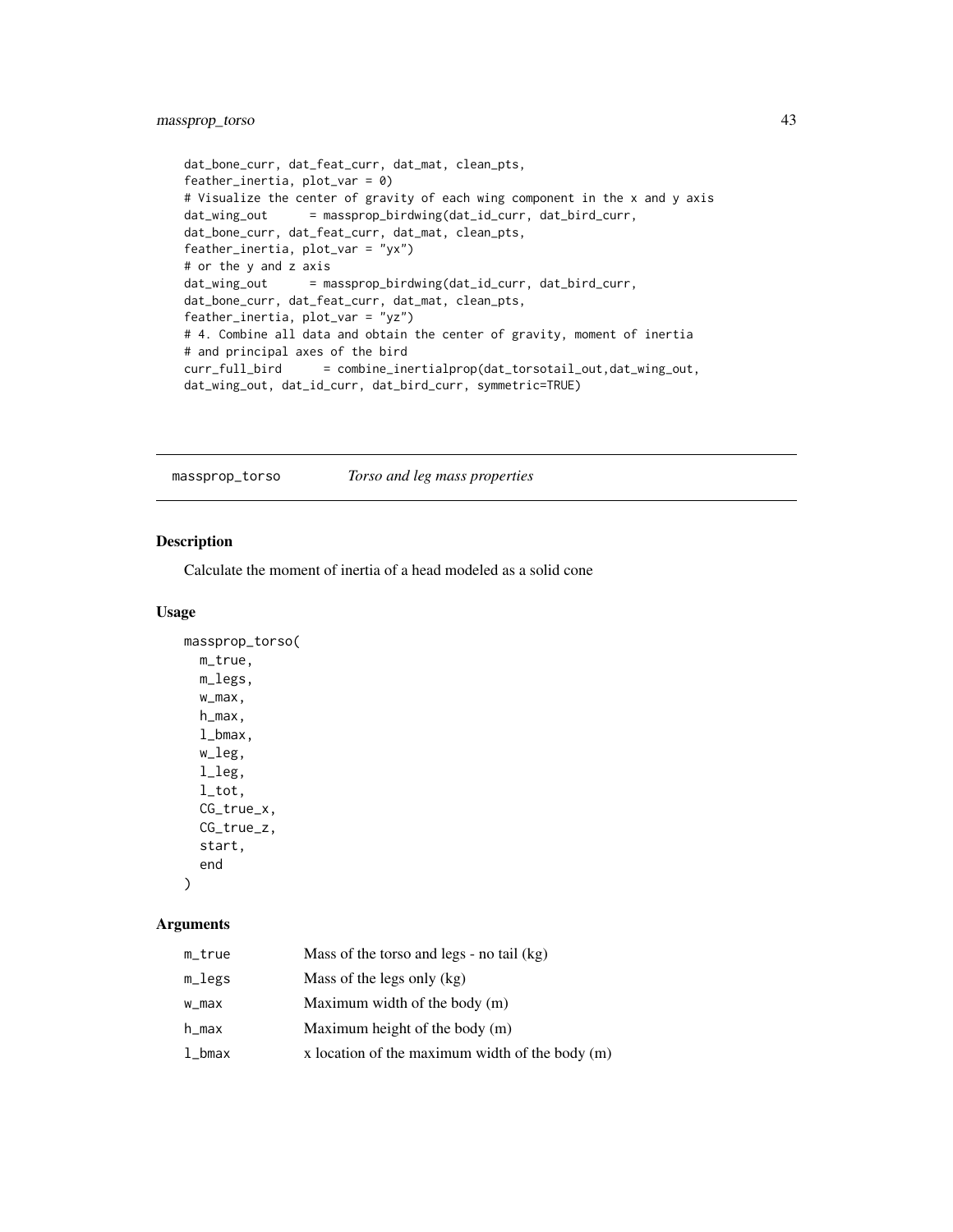```
dat_bone_curr, dat_feat_curr, dat_mat, clean_pts,
feather_inertia, plot_var = 0)
# Visualize the center of gravity of each wing component in the x and y axis
dat_wing_out      = massprop_birdwing(dat_id_curr, dat_bird_curr,
dat_bone_curr, dat_feat_curr, dat_mat, clean_pts,
feather_inertia, plot_var = "yx")
# or the y and z axis
dat_wing_out      = massprop_birdwing(dat_id_curr, dat_bird_curr,
dat_bone_curr, dat_feat_curr, dat_mat, clean_pts,
feather_inertia, plot_var = "yz")
# 4. Combine all data and obtain the center of gravity, moment of inertia
# and principal axes of the bird
curr_full_bird      = combine_inertialprop(dat_torsotail_out,dat_wing_out,
dat_wing_out, dat_id_curr, dat_bird_curr, symmetric=TRUE)
```

## massprop_torso *Torso and leg mass properties*

### Description

Calculate the moment of inertia of a head modeled as a solid cone

### Usage

```
massprop_torso(
  m_true,
  m_legs,
  w_max,
  h_max,
  l_bmax,
  w_leg,
  l_leg,
  l_tot,
  CG_true_x,
  CG_true_z,
  start,
  end
)
```

### Arguments

| | |
|---|---|
| m_true | Mass of the torso and legs - no tail (kg) |
| m_legs | Mass of the legs only (kg) |
| w_max | Maximum width of the body (m) |
| h_max | Maximum height of the body (m) |
| l_bmax | x location of the maximum width of the body (m) |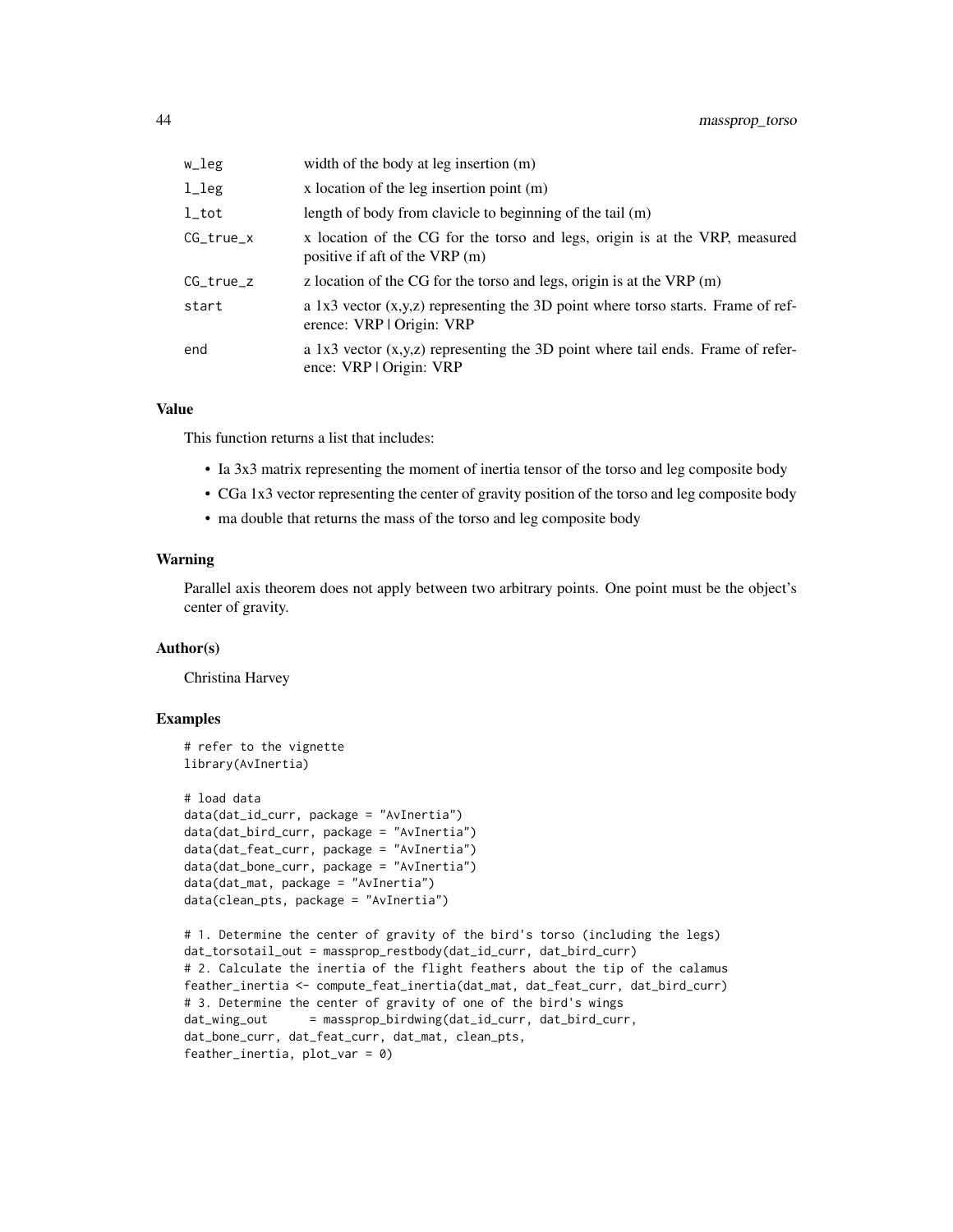| | |
|---|---|
| w_leg | width of the body at leg insertion (m) |
| l_leg | x location of the leg insertion point (m) |
| l_tot | length of body from clavicle to beginning of the tail (m) |
| CG_true_x | x location of the CG for the torso and legs, origin is at the VRP, measured positive if aft of the VRP (m) |
| CG_true_z | z location of the CG for the torso and legs, origin is at the VRP (m) |
| start | a 1x3 vector (x,y,z) representing the 3D point where torso starts. Frame of reference: VRP \| Origin: VRP |
| end | a 1x3 vector (x,y,z) representing the 3D point where tail ends. Frame of reference: VRP \| Origin: VRP |

### Value

This function returns a list that includes:

- Ia 3x3 matrix representing the moment of inertia tensor of the torso and leg composite body
- CGa 1x3 vector representing the center of gravity position of the torso and leg composite body
- ma double that returns the mass of the torso and leg composite body

### Warning

Parallel axis theorem does not apply between two arbitrary points. One point must be the object's center of gravity.

### Author(s)

Christina Harvey

### Examples

```
# refer to the vignette
library(AvInertia)

# load data
data(dat_id_curr, package = "AvInertia")
data(dat_bird_curr, package = "AvInertia")
data(dat_feat_curr, package = "AvInertia")
data(dat_bone_curr, package = "AvInertia")
data(dat_mat, package = "AvInertia")
data(clean_pts, package = "AvInertia")

# 1. Determine the center of gravity of the bird's torso (including the legs)
dat_torsotail_out = massprop_restbody(dat_id_curr, dat_bird_curr)
# 2. Calculate the inertia of the flight feathers about the tip of the calamus
feather_inertia <- compute_feat_inertia(dat_mat, dat_feat_curr, dat_bird_curr)
# 3. Determine the center of gravity of one of the bird's wings
dat_wing_out      = massprop_birdwing(dat_id_curr, dat_bird_curr,
dat_bone_curr, dat_feat_curr, dat_mat, clean_pts,
feather_inertia, plot_var = 0)
```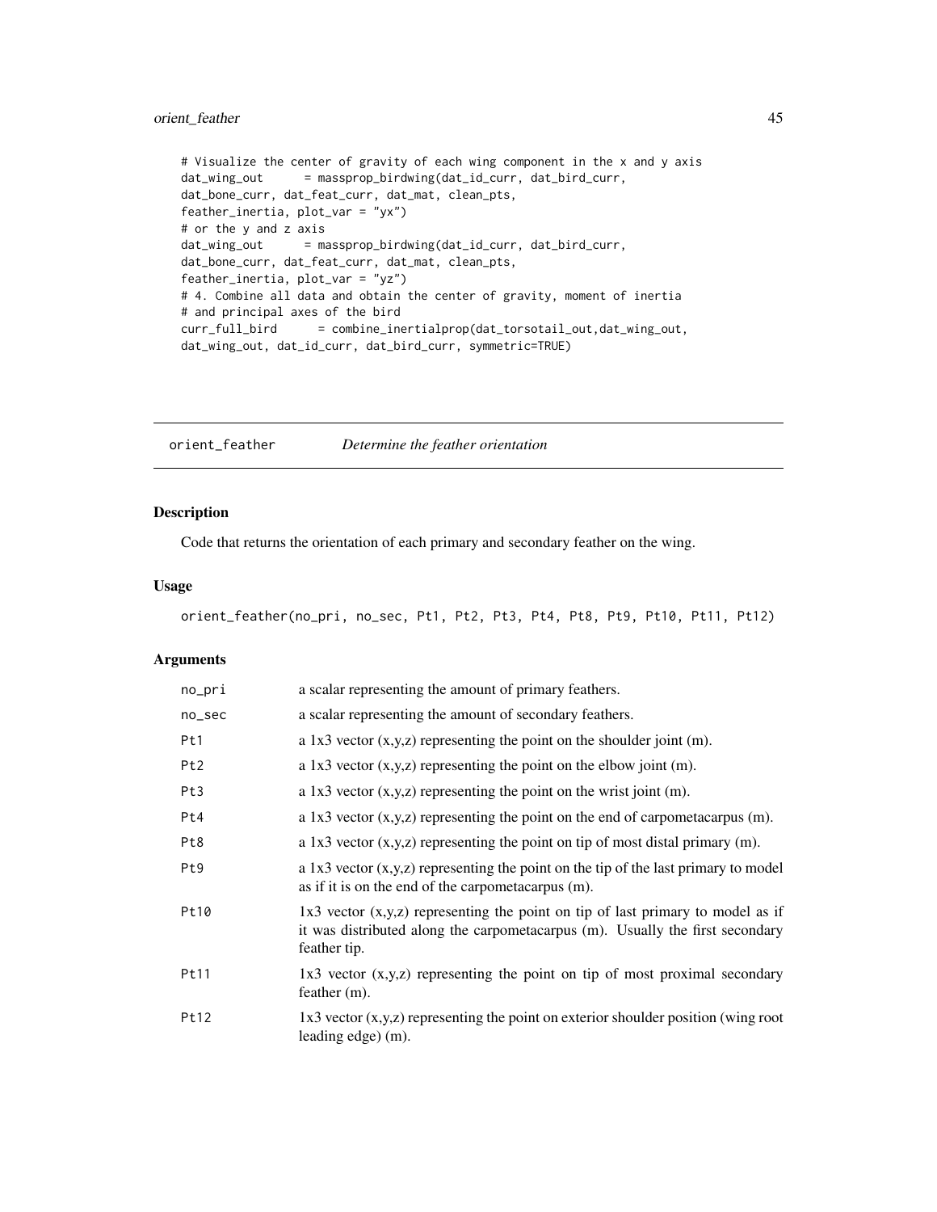```
# Visualize the center of gravity of each wing component in the x and y axis
dat_wing_out      = massprop_birdwing(dat_id_curr, dat_bird_curr,
dat_bone_curr, dat_feat_curr, dat_mat, clean_pts,
feather_inertia, plot_var = "yx")
# or the y and z axis
dat_wing_out      = massprop_birdwing(dat_id_curr, dat_bird_curr,
dat_bone_curr, dat_feat_curr, dat_mat, clean_pts,
feather_inertia, plot_var = "yz")
# 4. Combine all data and obtain the center of gravity, moment of inertia
# and principal axes of the bird
curr_full_bird      = combine_inertialprop(dat_torsotail_out,dat_wing_out,
dat_wing_out, dat_id_curr, dat_bird_curr, symmetric=TRUE)
```

## orient_feather *Determine the feather orientation*

### Description

Code that returns the orientation of each primary and secondary feather on the wing.

### Usage

```
orient_feather(no_pri, no_sec, Pt1, Pt2, Pt3, Pt4, Pt8, Pt9, Pt10, Pt11, Pt12)
```

### Arguments

| | |
|---|---|
| no_pri | a scalar representing the amount of primary feathers. |
| no_sec | a scalar representing the amount of secondary feathers. |
| Pt1 | a 1x3 vector (x,y,z) representing the point on the shoulder joint (m). |
| Pt2 | a 1x3 vector (x,y,z) representing the point on the elbow joint (m). |
| Pt3 | a 1x3 vector (x,y,z) representing the point on the wrist joint (m). |
| Pt4 | a 1x3 vector (x,y,z) representing the point on the end of carpometacarpus (m). |
| Pt8 | a 1x3 vector (x,y,z) representing the point on tip of most distal primary (m). |
| Pt9 | a 1x3 vector (x,y,z) representing the point on the tip of the last primary to model as if it is on the end of the carpometacarpus (m). |
| Pt10 | 1x3 vector (x,y,z) representing the point on tip of last primary to model as if it was distributed along the carpometacarpus (m). Usually the first secondary feather tip. |
| Pt11 | 1x3 vector (x,y,z) representing the point on tip of most proximal secondary feather (m). |
| Pt12 | 1x3 vector (x,y,z) representing the point on exterior shoulder position (wing root leading edge) (m). |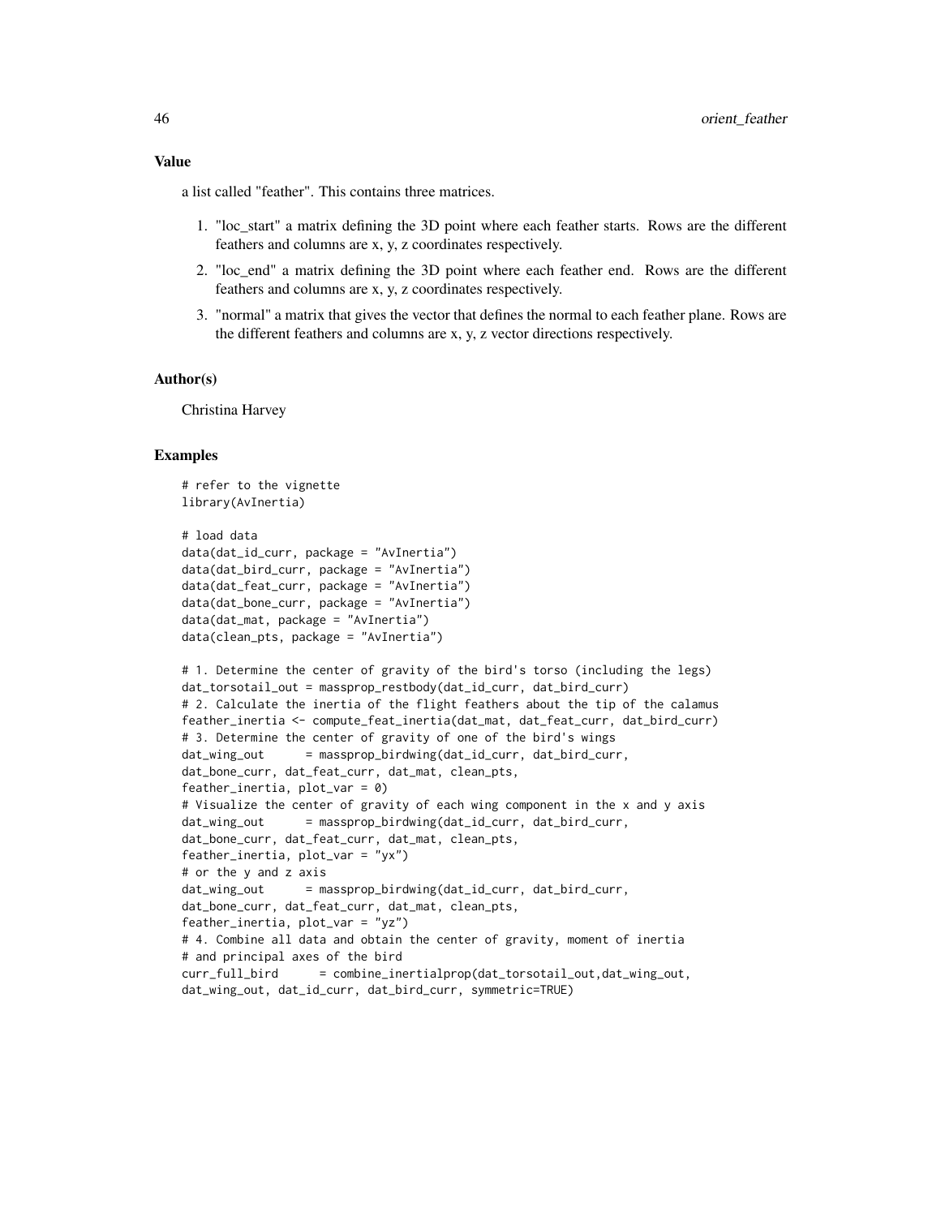## Value

a list called "feather". This contains three matrices.

1. "loc_start" a matrix defining the 3D point where each feather starts. Rows are the different feathers and columns are x, y, z coordinates respectively.
2. "loc_end" a matrix defining the 3D point where each feather end. Rows are the different feathers and columns are x, y, z coordinates respectively.
3. "normal" a matrix that gives the vector that defines the normal to each feather plane. Rows are the different feathers and columns are x, y, z vector directions respectively.

## Author(s)

Christina Harvey

## Examples

```
# refer to the vignette
library(AvInertia)

# load data
data(dat_id_curr, package = "AvInertia")
data(dat_bird_curr, package = "AvInertia")
data(dat_feat_curr, package = "AvInertia")
data(dat_bone_curr, package = "AvInertia")
data(dat_mat, package = "AvInertia")
data(clean_pts, package = "AvInertia")

# 1. Determine the center of gravity of the bird's torso (including the legs)
dat_torsotail_out = massprop_restbody(dat_id_curr, dat_bird_curr)
# 2. Calculate the inertia of the flight feathers about the tip of the calamus
feather_inertia <- compute_feat_inertia(dat_mat, dat_feat_curr, dat_bird_curr)
# 3. Determine the center of gravity of one of the bird's wings
dat_wing_out      = massprop_birdwing(dat_id_curr, dat_bird_curr,
dat_bone_curr, dat_feat_curr, dat_mat, clean_pts,
feather_inertia, plot_var = 0)
# Visualize the center of gravity of each wing component in the x and y axis
dat_wing_out      = massprop_birdwing(dat_id_curr, dat_bird_curr,
dat_bone_curr, dat_feat_curr, dat_mat, clean_pts,
feather_inertia, plot_var = "yx")
# or the y and z axis
dat_wing_out      = massprop_birdwing(dat_id_curr, dat_bird_curr,
dat_bone_curr, dat_feat_curr, dat_mat, clean_pts,
feather_inertia, plot_var = "yz")
# 4. Combine all data and obtain the center of gravity, moment of inertia
# and principal axes of the bird
curr_full_bird      = combine_inertialprop(dat_torsotail_out,dat_wing_out,
dat_wing_out, dat_id_curr, dat_bird_curr, symmetric=TRUE)
```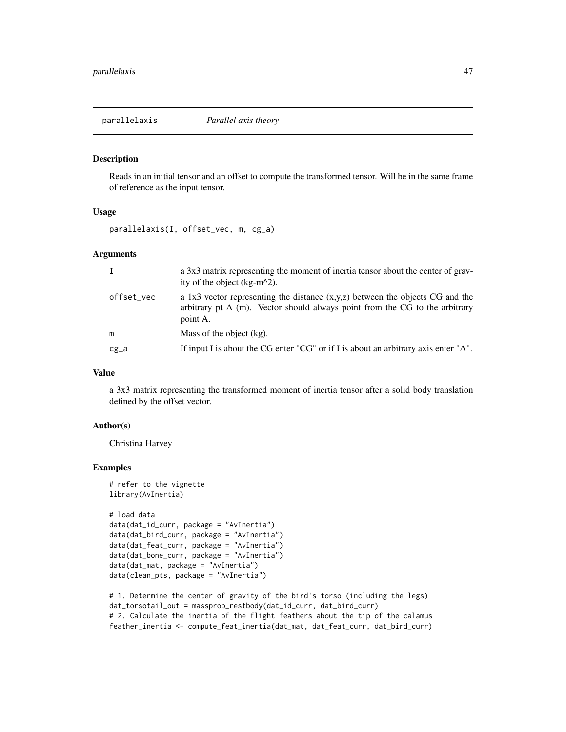## parallelaxis *Parallel axis theory*

### Description

Reads in an initial tensor and an offset to compute the transformed tensor. Will be in the same frame of reference as the input tensor.

### Usage

```
parallelaxis(I, offset_vec, m, cg_a)
```

### Arguments

| | |
|---|---|
| I | a 3x3 matrix representing the moment of inertia tensor about the center of gravity of the object (kg-m^2). |
| offset_vec | a 1x3 vector representing the distance (x,y,z) between the objects CG and the arbitrary pt A (m). Vector should always point from the CG to the arbitrary point A. |
| m | Mass of the object (kg). |
| cg_a | If input I is about the CG enter "CG" or if I is about an arbitrary axis enter "A". |

### Value

a 3x3 matrix representing the transformed moment of inertia tensor after a solid body translation defined by the offset vector.

### Author(s)

Christina Harvey

### Examples

```
# refer to the vignette
library(AvInertia)

# load data
data(dat_id_curr, package = "AvInertia")
data(dat_bird_curr, package = "AvInertia")
data(dat_feat_curr, package = "AvInertia")
data(dat_bone_curr, package = "AvInertia")
data(dat_mat, package = "AvInertia")
data(clean_pts, package = "AvInertia")

# 1. Determine the center of gravity of the bird's torso (including the legs)
dat_torsotail_out = massprop_restbody(dat_id_curr, dat_bird_curr)
# 2. Calculate the inertia of the flight feathers about the tip of the calamus
feather_inertia <- compute_feat_inertia(dat_mat, dat_feat_curr, dat_bird_curr)
```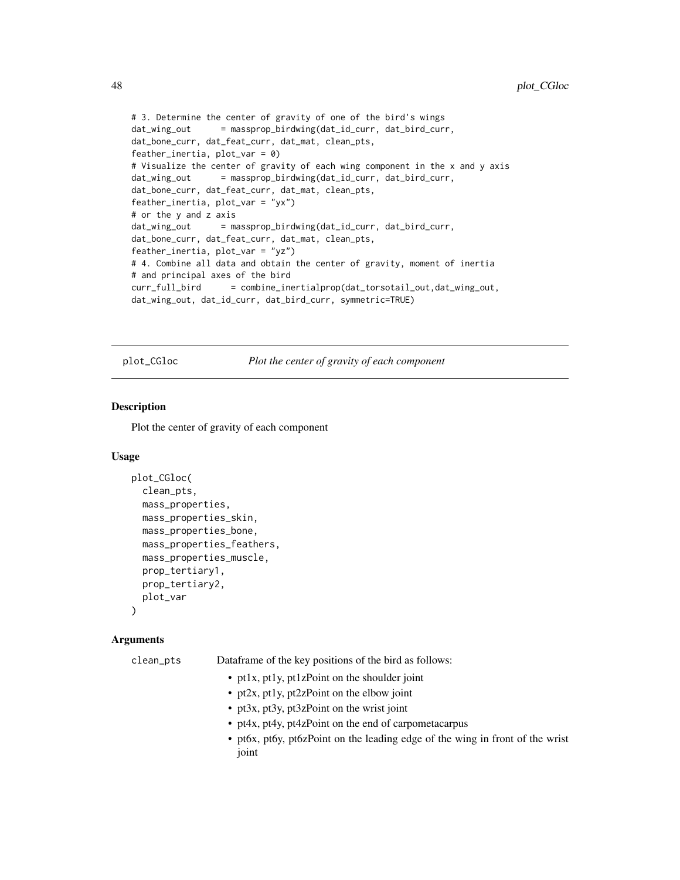```
# 3. Determine the center of gravity of one of the bird's wings
dat_wing_out      = massprop_birdwing(dat_id_curr, dat_bird_curr,
dat_bone_curr, dat_feat_curr, dat_mat, clean_pts,
feather_inertia, plot_var = 0)
# Visualize the center of gravity of each wing component in the x and y axis
dat_wing_out      = massprop_birdwing(dat_id_curr, dat_bird_curr,
dat_bone_curr, dat_feat_curr, dat_mat, clean_pts,
feather_inertia, plot_var = "yx")
# or the y and z axis
dat_wing_out      = massprop_birdwing(dat_id_curr, dat_bird_curr,
dat_bone_curr, dat_feat_curr, dat_mat, clean_pts,
feather_inertia, plot_var = "yz")
# 4. Combine all data and obtain the center of gravity, moment of inertia
# and principal axes of the bird
curr_full_bird      = combine_inertialprop(dat_torsotail_out,dat_wing_out,
dat_wing_out, dat_id_curr, dat_bird_curr, symmetric=TRUE)
```

---

## plot_CGloc — *Plot the center of gravity of each component*

---

### Description

Plot the center of gravity of each component

### Usage

```
plot_CGloc(
  clean_pts,
  mass_properties,
  mass_properties_skin,
  mass_properties_bone,
  mass_properties_feathers,
  mass_properties_muscle,
  prop_tertiary1,
  prop_tertiary2,
  plot_var
)
```

### Arguments

`clean_pts` Dataframe of the key positions of the bird as follows:

- pt1x, pt1y, pt1zPoint on the shoulder joint
- pt2x, pt1y, pt2zPoint on the elbow joint
- pt3x, pt3y, pt3zPoint on the wrist joint
- pt4x, pt4y, pt4zPoint on the end of carpometacarpus
- pt6x, pt6y, pt6zPoint on the leading edge of the wing in front of the wrist joint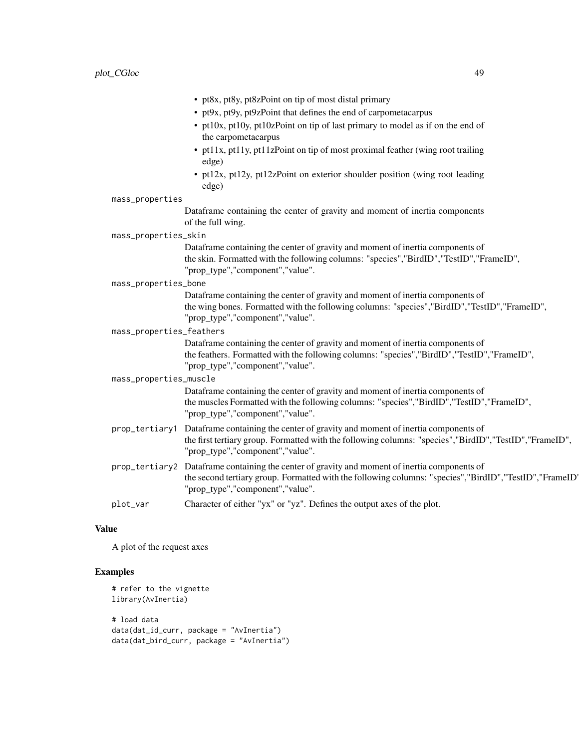- pt8x, pt8y, pt8zPoint on tip of most distal primary
- pt9x, pt9y, pt9zPoint that defines the end of carpometacarpus
- pt10x, pt10y, pt10zPoint on tip of last primary to model as if on the end of the carpometacarpus
- pt11x, pt11y, pt11zPoint on tip of most proximal feather (wing root trailing edge)
- pt12x, pt12y, pt12zPoint on exterior shoulder position (wing root leading edge)

`mass_properties`
: Dataframe containing the center of gravity and moment of inertia components of the full wing.

`mass_properties_skin`
: Dataframe containing the center of gravity and moment of inertia components of the skin. Formatted with the following columns: "species","BirdID","TestID","FrameID", "prop_type","component","value".

`mass_properties_bone`
: Dataframe containing the center of gravity and moment of inertia components of the wing bones. Formatted with the following columns: "species","BirdID","TestID","FrameID", "prop_type","component","value".

`mass_properties_feathers`
: Dataframe containing the center of gravity and moment of inertia components of the feathers. Formatted with the following columns: "species","BirdID","TestID","FrameID", "prop_type","component","value".

`mass_properties_muscle`
: Dataframe containing the center of gravity and moment of inertia components of the muscles Formatted with the following columns: "species","BirdID","TestID","FrameID", "prop_type","component","value".

`prop_tertiary1`
: Dataframe containing the center of gravity and moment of inertia components of the first tertiary group. Formatted with the following columns: "species","BirdID","TestID","FrameID", "prop_type","component","value".

`prop_tertiary2`
: Dataframe containing the center of gravity and moment of inertia components of the second tertiary group. Formatted with the following columns: "species","BirdID","TestID","FrameID" "prop_type","component","value".

`plot_var`
: Character of either "yx" or "yz". Defines the output axes of the plot.

## Value

A plot of the request axes

## Examples

```
# refer to the vignette
library(AvInertia)

# load data
data(dat_id_curr, package = "AvInertia")
data(dat_bird_curr, package = "AvInertia")
```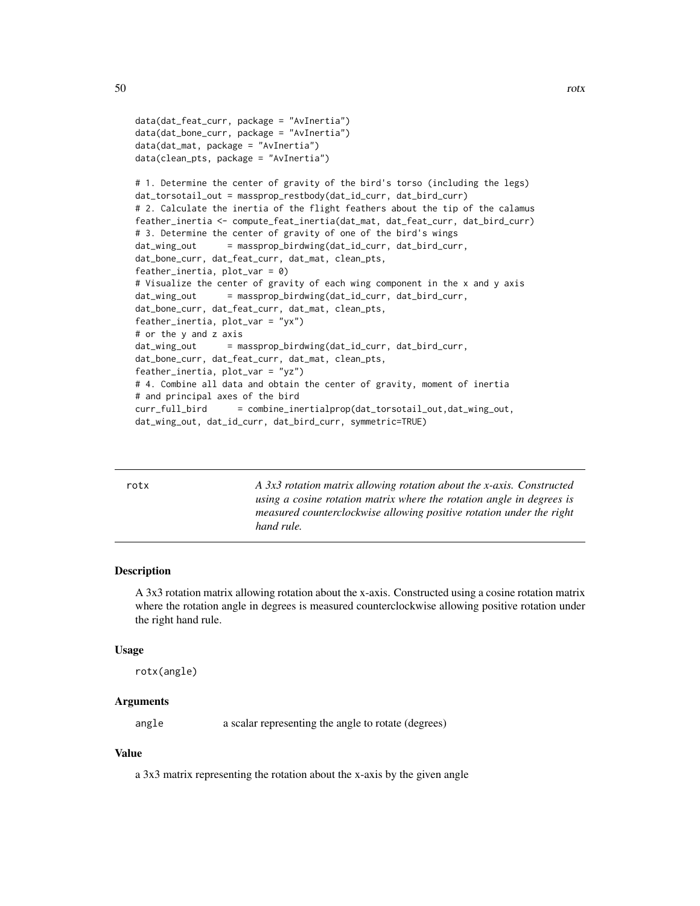```
data(dat_feat_curr, package = "AvInertia")
data(dat_bone_curr, package = "AvInertia")
data(dat_mat, package = "AvInertia")
data(clean_pts, package = "AvInertia")

# 1. Determine the center of gravity of the bird's torso (including the legs)
dat_torsotail_out = massprop_restbody(dat_id_curr, dat_bird_curr)
# 2. Calculate the inertia of the flight feathers about the tip of the calamus
feather_inertia <- compute_feat_inertia(dat_mat, dat_feat_curr, dat_bird_curr)
# 3. Determine the center of gravity of one of the bird's wings
dat_wing_out      = massprop_birdwing(dat_id_curr, dat_bird_curr,
dat_bone_curr, dat_feat_curr, dat_mat, clean_pts,
feather_inertia, plot_var = 0)
# Visualize the center of gravity of each wing component in the x and y axis
dat_wing_out      = massprop_birdwing(dat_id_curr, dat_bird_curr,
dat_bone_curr, dat_feat_curr, dat_mat, clean_pts,
feather_inertia, plot_var = "yx")
# or the y and z axis
dat_wing_out      = massprop_birdwing(dat_id_curr, dat_bird_curr,
dat_bone_curr, dat_feat_curr, dat_mat, clean_pts,
feather_inertia, plot_var = "yz")
# 4. Combine all data and obtain the center of gravity, moment of inertia
# and principal axes of the bird
curr_full_bird      = combine_inertialprop(dat_torsotail_out,dat_wing_out,
dat_wing_out, dat_id_curr, dat_bird_curr, symmetric=TRUE)
```

---

## rotx

*A 3x3 rotation matrix allowing rotation about the x-axis. Constructed using a cosine rotation matrix where the rotation angle in degrees is measured counterclockwise allowing positive rotation under the right hand rule.*

---

### Description

A 3x3 rotation matrix allowing rotation about the x-axis. Constructed using a cosine rotation matrix where the rotation angle in degrees is measured counterclockwise allowing positive rotation under the right hand rule.

### Usage

```
rotx(angle)
```

### Arguments

| | |
|---|---|
| angle | a scalar representing the angle to rotate (degrees) |

### Value

a 3x3 matrix representing the rotation about the x-axis by the given angle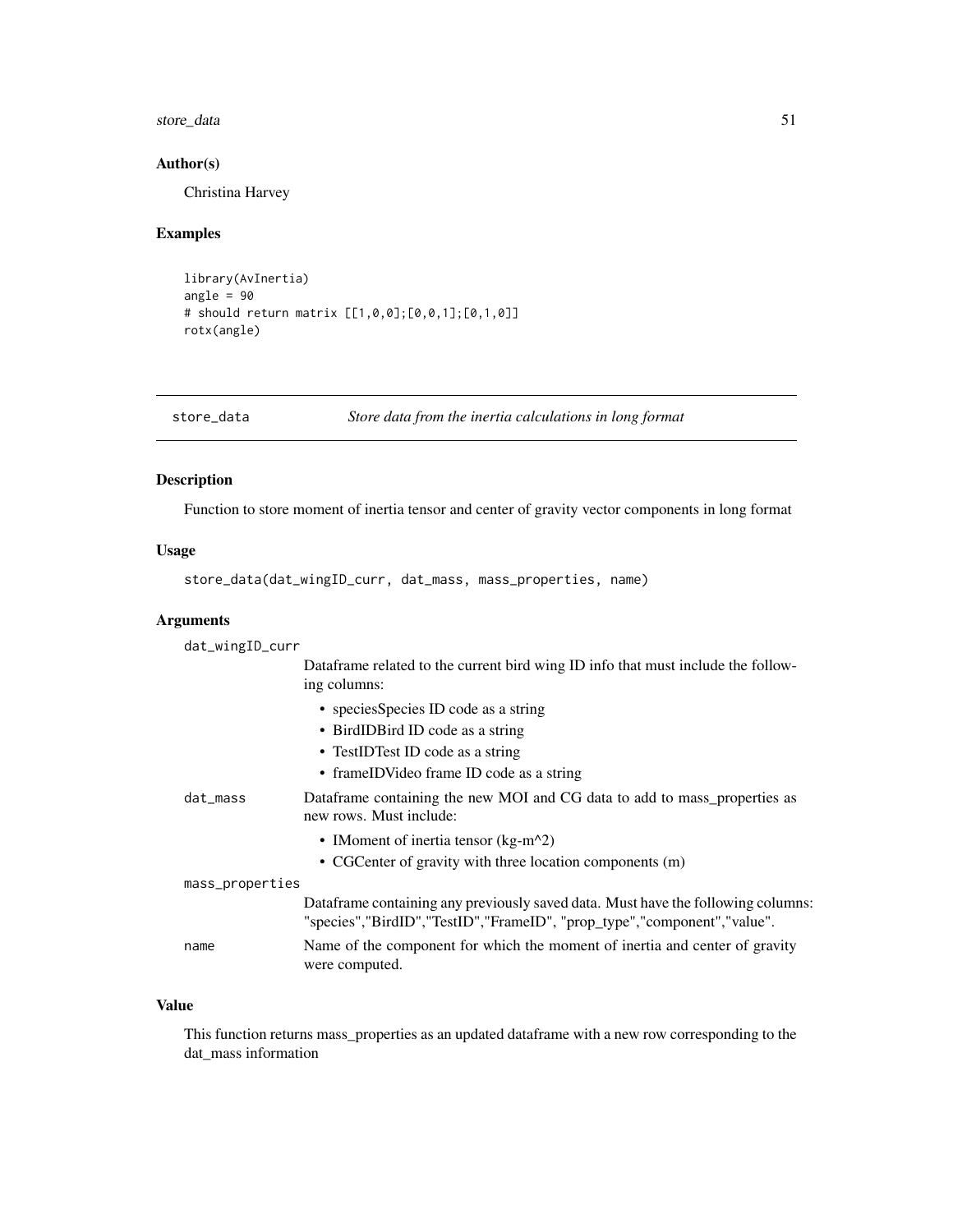### Author(s)

Christina Harvey

### Examples

```
library(AvInertia)
angle = 90
# should return matrix [[1,0,0];[0,0,1];[0,1,0]]
rotx(angle)
```

---

## store_data — *Store data from the inertia calculations in long format*

### Description

Function to store moment of inertia tensor and center of gravity vector components in long format

### Usage

```
store_data(dat_wingID_curr, dat_mass, mass_properties, name)
```

### Arguments

`dat_wingID_curr`
: Dataframe related to the current bird wing ID info that must include the following columns:
  - speciesSpecies ID code as a string
  - BirdIDBird ID code as a string
  - TestIDTest ID code as a string
  - frameIDVideo frame ID code as a string

`dat_mass`
: Dataframe containing the new MOI and CG data to add to mass_properties as new rows. Must include:
  - IMoment of inertia tensor (kg-m^2)
  - CGCenter of gravity with three location components (m)

`mass_properties`
: Dataframe containing any previously saved data. Must have the following columns: "species","BirdID","TestID","FrameID", "prop_type","component","value".

`name`
: Name of the component for which the moment of inertia and center of gravity were computed.

### Value

This function returns mass_properties as an updated dataframe with a new row corresponding to the dat_mass information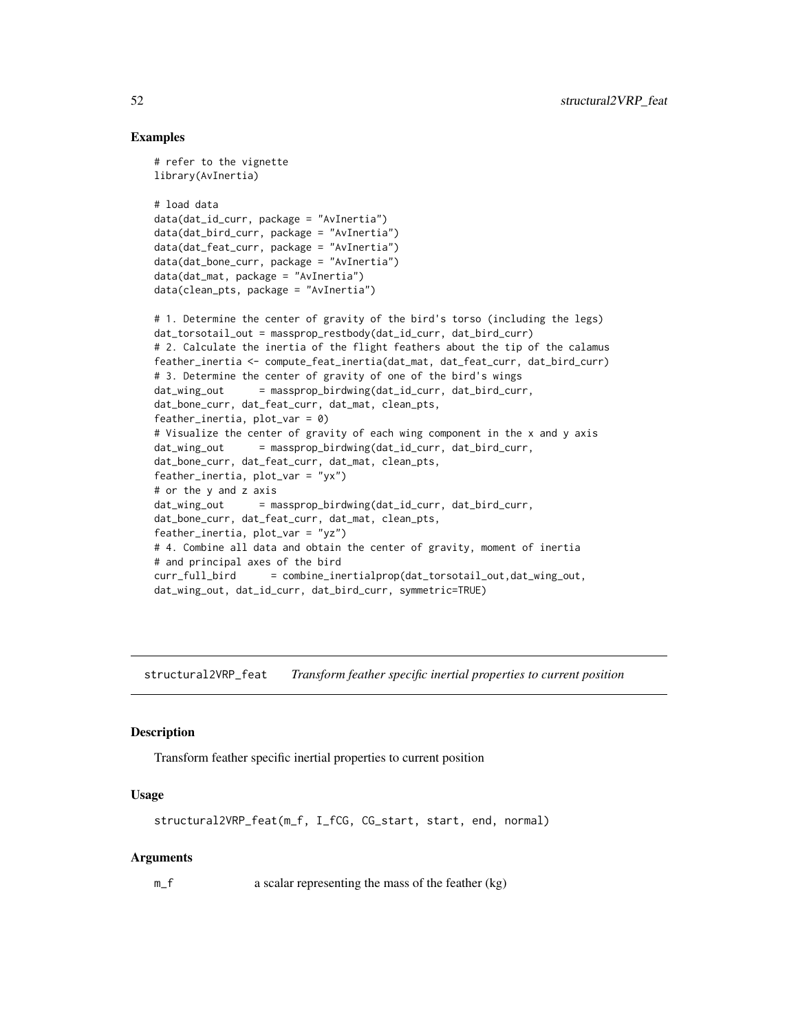## Examples

```
# refer to the vignette
library(AvInertia)

# load data
data(dat_id_curr, package = "AvInertia")
data(dat_bird_curr, package = "AvInertia")
data(dat_feat_curr, package = "AvInertia")
data(dat_bone_curr, package = "AvInertia")
data(dat_mat, package = "AvInertia")
data(clean_pts, package = "AvInertia")

# 1. Determine the center of gravity of the bird's torso (including the legs)
dat_torsotail_out = massprop_restbody(dat_id_curr, dat_bird_curr)
# 2. Calculate the inertia of the flight feathers about the tip of the calamus
feather_inertia <- compute_feat_inertia(dat_mat, dat_feat_curr, dat_bird_curr)
# 3. Determine the center of gravity of one of the bird's wings
dat_wing_out      = massprop_birdwing(dat_id_curr, dat_bird_curr,
dat_bone_curr, dat_feat_curr, dat_mat, clean_pts,
feather_inertia, plot_var = 0)
# Visualize the center of gravity of each wing component in the x and y axis
dat_wing_out      = massprop_birdwing(dat_id_curr, dat_bird_curr,
dat_bone_curr, dat_feat_curr, dat_mat, clean_pts,
feather_inertia, plot_var = "yx")
# or the y and z axis
dat_wing_out      = massprop_birdwing(dat_id_curr, dat_bird_curr,
dat_bone_curr, dat_feat_curr, dat_mat, clean_pts,
feather_inertia, plot_var = "yz")
# 4. Combine all data and obtain the center of gravity, moment of inertia
# and principal axes of the bird
curr_full_bird      = combine_inertialprop(dat_torsotail_out,dat_wing_out,
dat_wing_out, dat_id_curr, dat_bird_curr, symmetric=TRUE)
```

---

# structural2VRP_feat — *Transform feather specific inertial properties to current position*

## Description

Transform feather specific inertial properties to current position

## Usage

```
structural2VRP_feat(m_f, I_fCG, CG_start, start, end, normal)
```

## Arguments

m_f — a scalar representing the mass of the feather (kg)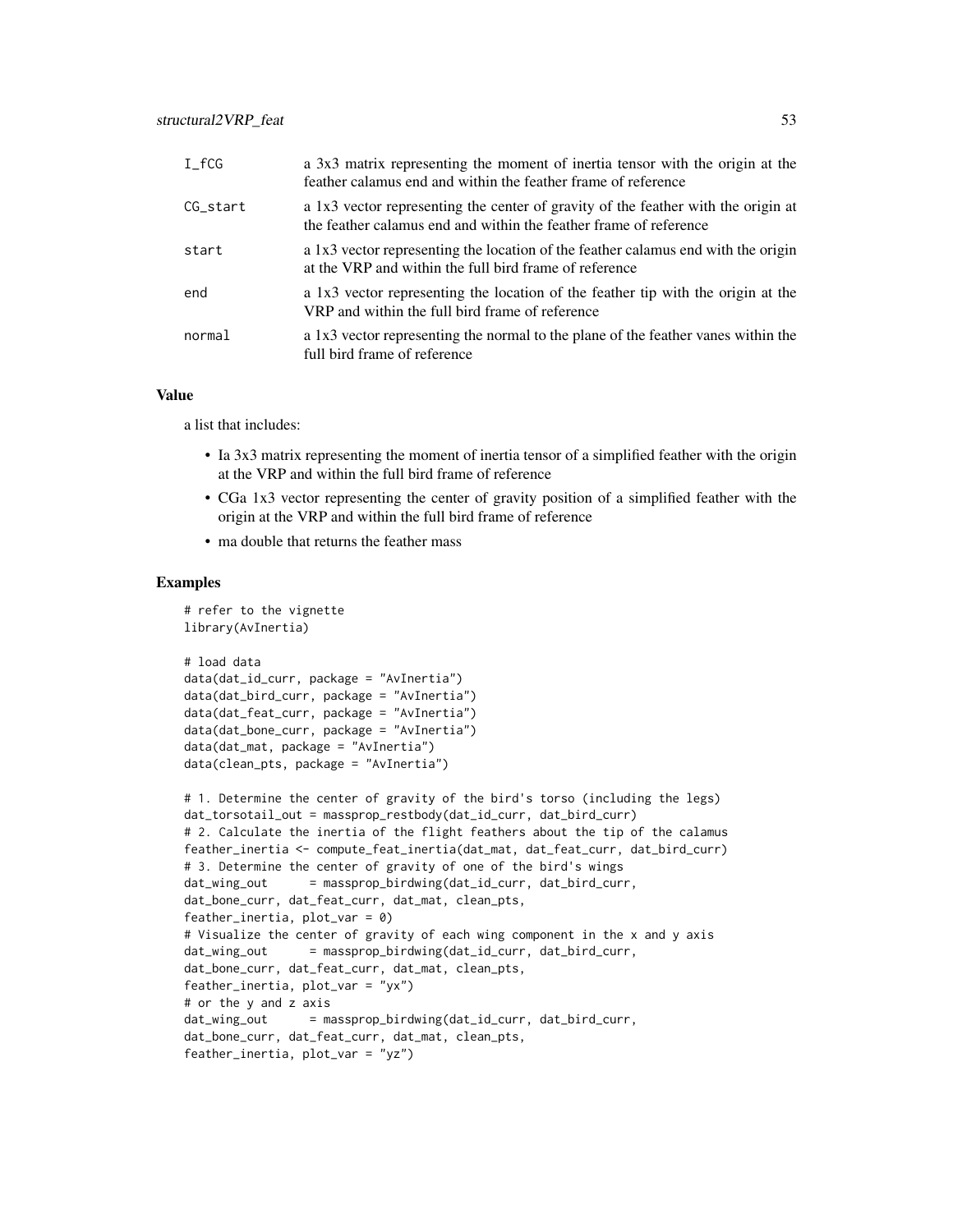| | |
|---|---|
| I_fCG | a 3x3 matrix representing the moment of inertia tensor with the origin at the feather calamus end and within the feather frame of reference |
| CG_start | a 1x3 vector representing the center of gravity of the feather with the origin at the feather calamus end and within the feather frame of reference |
| start | a 1x3 vector representing the location of the feather calamus end with the origin at the VRP and within the full bird frame of reference |
| end | a 1x3 vector representing the location of the feather tip with the origin at the VRP and within the full bird frame of reference |
| normal | a 1x3 vector representing the normal to the plane of the feather vanes within the full bird frame of reference |

### Value

a list that includes:

- Ia 3x3 matrix representing the moment of inertia tensor of a simplified feather with the origin at the VRP and within the full bird frame of reference
- CGa 1x3 vector representing the center of gravity position of a simplified feather with the origin at the VRP and within the full bird frame of reference
- ma double that returns the feather mass

### Examples

```
# refer to the vignette
library(AvInertia)

# load data
data(dat_id_curr, package = "AvInertia")
data(dat_bird_curr, package = "AvInertia")
data(dat_feat_curr, package = "AvInertia")
data(dat_bone_curr, package = "AvInertia")
data(dat_mat, package = "AvInertia")
data(clean_pts, package = "AvInertia")

# 1. Determine the center of gravity of the bird's torso (including the legs)
dat_torsotail_out = massprop_restbody(dat_id_curr, dat_bird_curr)
# 2. Calculate the inertia of the flight feathers about the tip of the calamus
feather_inertia <- compute_feat_inertia(dat_mat, dat_feat_curr, dat_bird_curr)
# 3. Determine the center of gravity of one of the bird's wings
dat_wing_out      = massprop_birdwing(dat_id_curr, dat_bird_curr,
dat_bone_curr, dat_feat_curr, dat_mat, clean_pts,
feather_inertia, plot_var = 0)
# Visualize the center of gravity of each wing component in the x and y axis
dat_wing_out      = massprop_birdwing(dat_id_curr, dat_bird_curr,
dat_bone_curr, dat_feat_curr, dat_mat, clean_pts,
feather_inertia, plot_var = "yx")
# or the y and z axis
dat_wing_out      = massprop_birdwing(dat_id_curr, dat_bird_curr,
dat_bone_curr, dat_feat_curr, dat_mat, clean_pts,
feather_inertia, plot_var = "yz")
```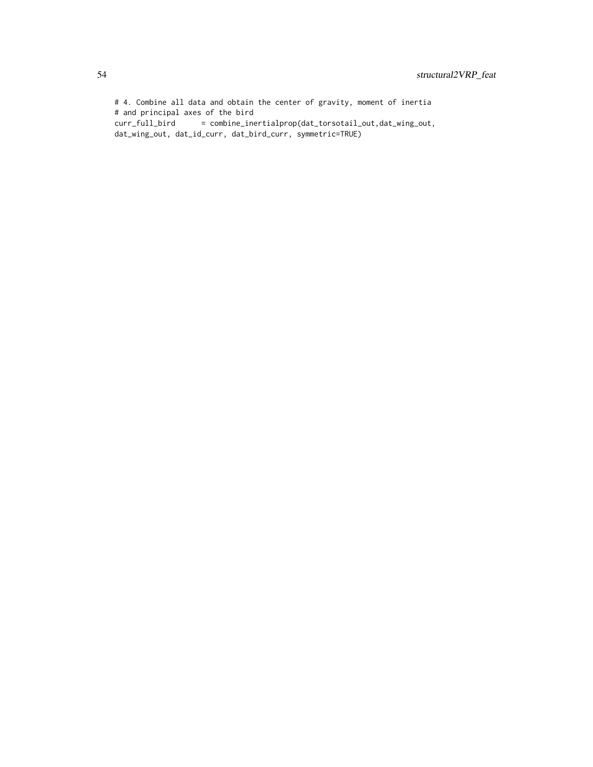```
# 4. Combine all data and obtain the center of gravity, moment of inertia
# and principal axes of the bird
curr_full_bird      = combine_inertialprop(dat_torsotail_out,dat_wing_out,
dat_wing_out, dat_id_curr, dat_bird_curr, symmetric=TRUE)
```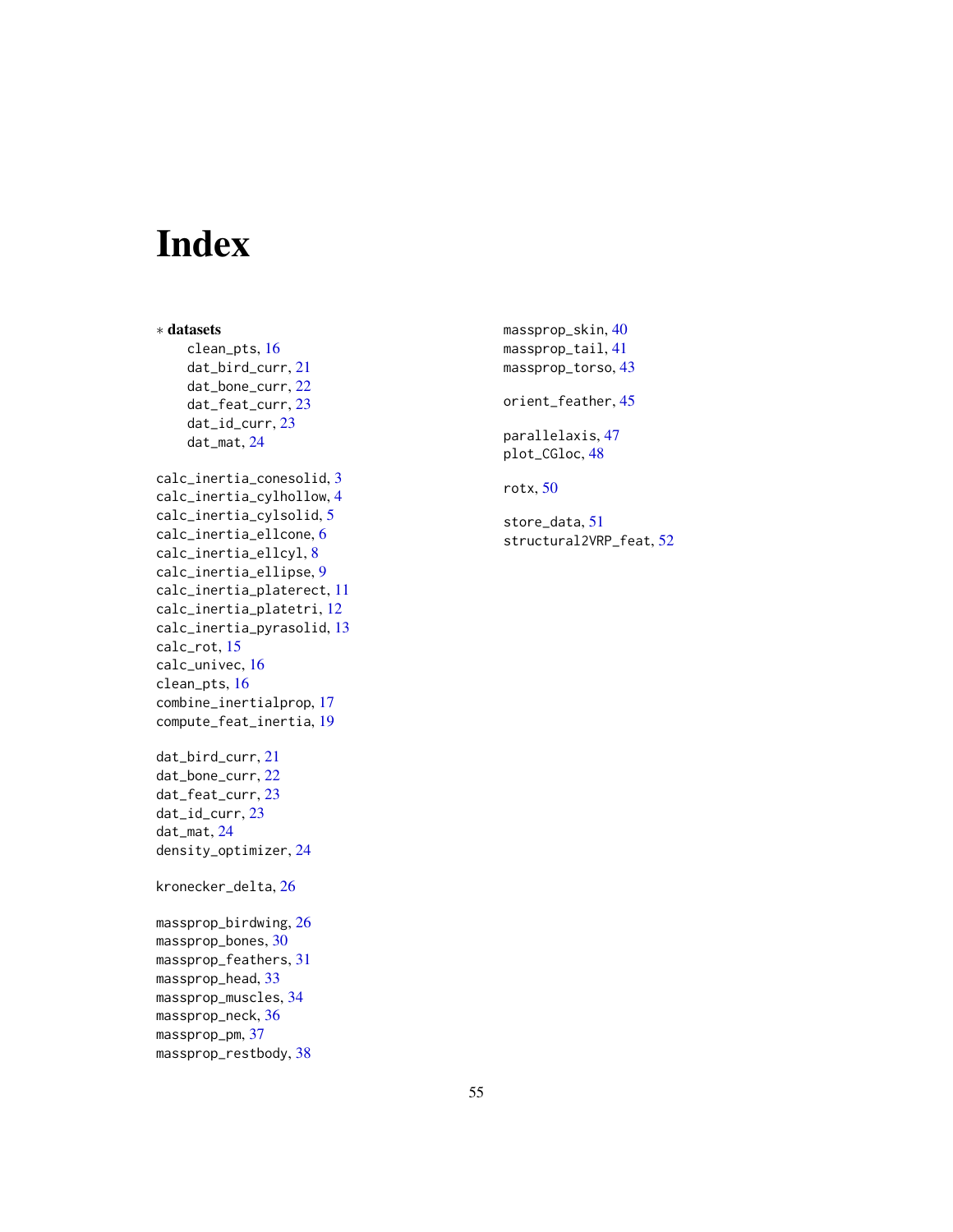# Index

∗ **datasets**

- clean_pts, 16
- dat_bird_curr, 21
- dat_bone_curr, 22
- dat_feat_curr, 23
- dat_id_curr, 23
- dat_mat, 24

calc_inertia_conesolid, 3
calc_inertia_cylhollow, 4
calc_inertia_cylsolid, 5
calc_inertia_ellcone, 6
calc_inertia_ellcyl, 8
calc_inertia_ellipse, 9
calc_inertia_platerect, 11
calc_inertia_platetri, 12
calc_inertia_pyrasolid, 13
calc_rot, 15
calc_univec, 16
clean_pts, 16
combine_inertialprop, 17
compute_feat_inertia, 19

dat_bird_curr, 21
dat_bone_curr, 22
dat_feat_curr, 23
dat_id_curr, 23
dat_mat, 24
density_optimizer, 24

kronecker_delta, 26

massprop_birdwing, 26
massprop_bones, 30
massprop_feathers, 31
massprop_head, 33
massprop_muscles, 34
massprop_neck, 36
massprop_pm, 37
massprop_restbody, 38
massprop_skin, 40
massprop_tail, 41
massprop_torso, 43

orient_feather, 45

parallelaxis, 47
plot_CGloc, 48

rotx, 50

store_data, 51
structural2VRP_feat, 52